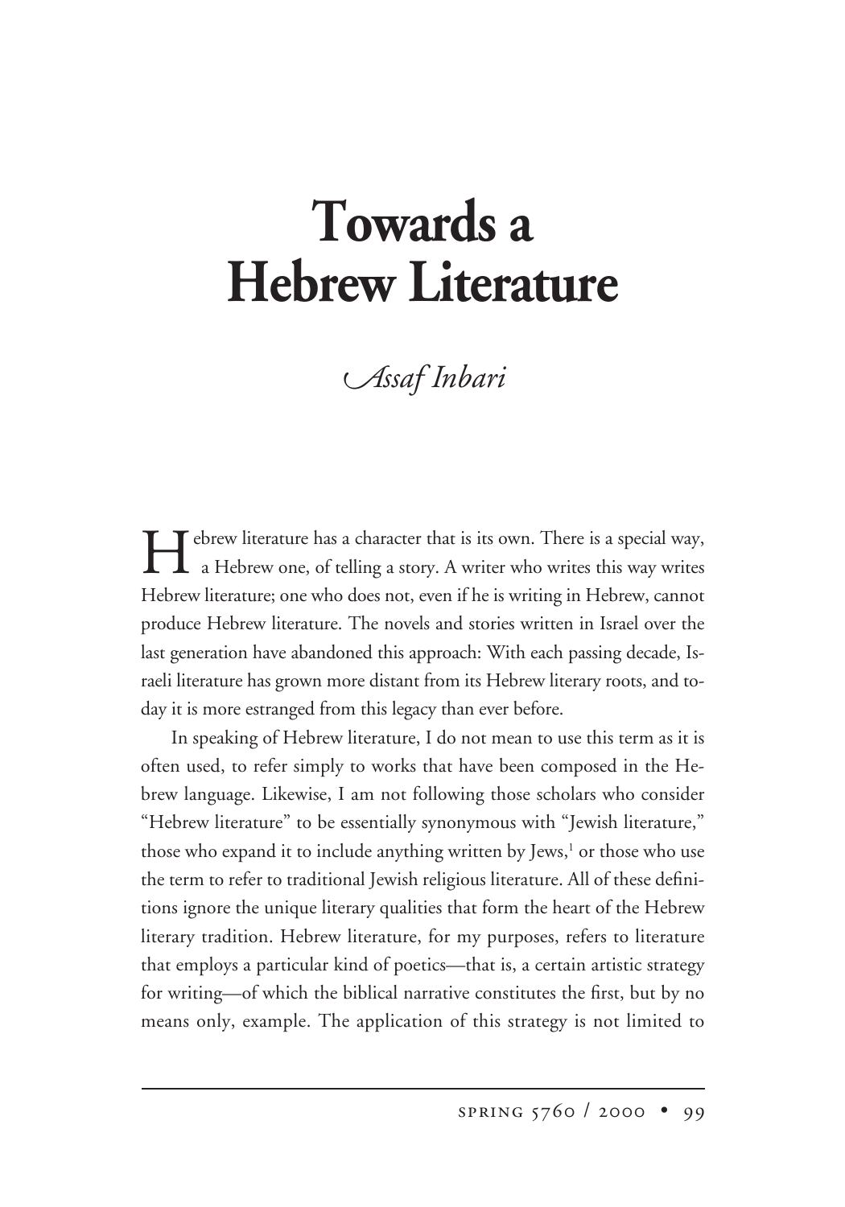# Towards a Hebrew Literature

*Assaf Inbari*

Hebrew literature has a character that is its own. There is a special way, a Hebrew one, of telling a story. A writer who writes this way writes Hebrew literature; one who does not, even if he is writing in Hebrew, cannot produce Hebrew literature. The novels and stories written in Israel over the last generation have abandoned this approach: With each passing decade, Israeli literature has grown more distant from its Hebrew literary roots, and today it is more estranged from this legacy than ever before.

In speaking of Hebrew literature, I do not mean to use this term as it is often used, to refer simply to works that have been composed in the Hebrew language. Likewise, I am not following those scholars who consider "Hebrew literature" to be essentially synonymous with "Jewish literature," those who expand it to include anything written by Jews,[1] or those who use the term to refer to traditional Jewish religious literature. All of these definitions ignore the unique literary qualities that form the heart of the Hebrew literary tradition. Hebrew literature, for my purposes, refers to literature that employs a particular kind of poetics—that is, a certain artistic strategy for writing—of which the biblical narrative constitutes the first, but by no means only, example. The application of this strategy is not limited to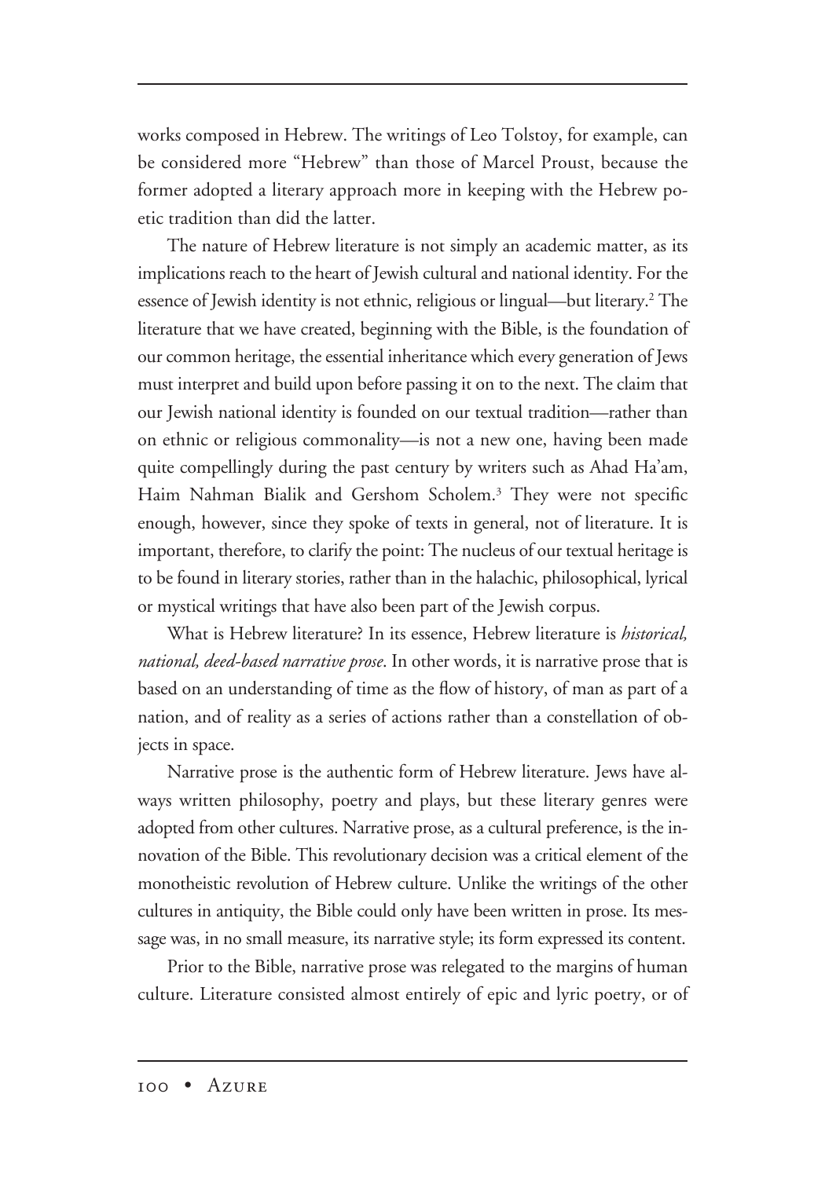works composed in Hebrew. The writings of Leo Tolstoy, for example, can be considered more "Hebrew" than those of Marcel Proust, because the former adopted a literary approach more in keeping with the Hebrew poetic tradition than did the latter.

The nature of Hebrew literature is not simply an academic matter, as its implications reach to the heart of Jewish cultural and national identity. For the essence of Jewish identity is not ethnic, religious or lingual—but literary.[2] The literature that we have created, beginning with the Bible, is the foundation of our common heritage, the essential inheritance which every generation of Jews must interpret and build upon before passing it on to the next. The claim that our Jewish national identity is founded on our textual tradition—rather than on ethnic or religious commonality—is not a new one, having been made quite compellingly during the past century by writers such as Ahad Ha'am, Haim Nahman Bialik and Gershom Scholem.[3] They were not specific enough, however, since they spoke of texts in general, not of literature. It is important, therefore, to clarify the point: The nucleus of our textual heritage is to be found in literary stories, rather than in the halachic, philosophical, lyrical or mystical writings that have also been part of the Jewish corpus.

What is Hebrew literature? In its essence, Hebrew literature is *historical, national, deed-based narrative prose*. In other words, it is narrative prose that is based on an understanding of time as the flow of history, of man as part of a nation, and of reality as a series of actions rather than a constellation of objects in space.

Narrative prose is the authentic form of Hebrew literature. Jews have always written philosophy, poetry and plays, but these literary genres were adopted from other cultures. Narrative prose, as a cultural preference, is the innovation of the Bible. This revolutionary decision was a critical element of the monotheistic revolution of Hebrew culture. Unlike the writings of the other cultures in antiquity, the Bible could only have been written in prose. Its message was, in no small measure, its narrative style; its form expressed its content.

Prior to the Bible, narrative prose was relegated to the margins of human culture. Literature consisted almost entirely of epic and lyric poetry, or of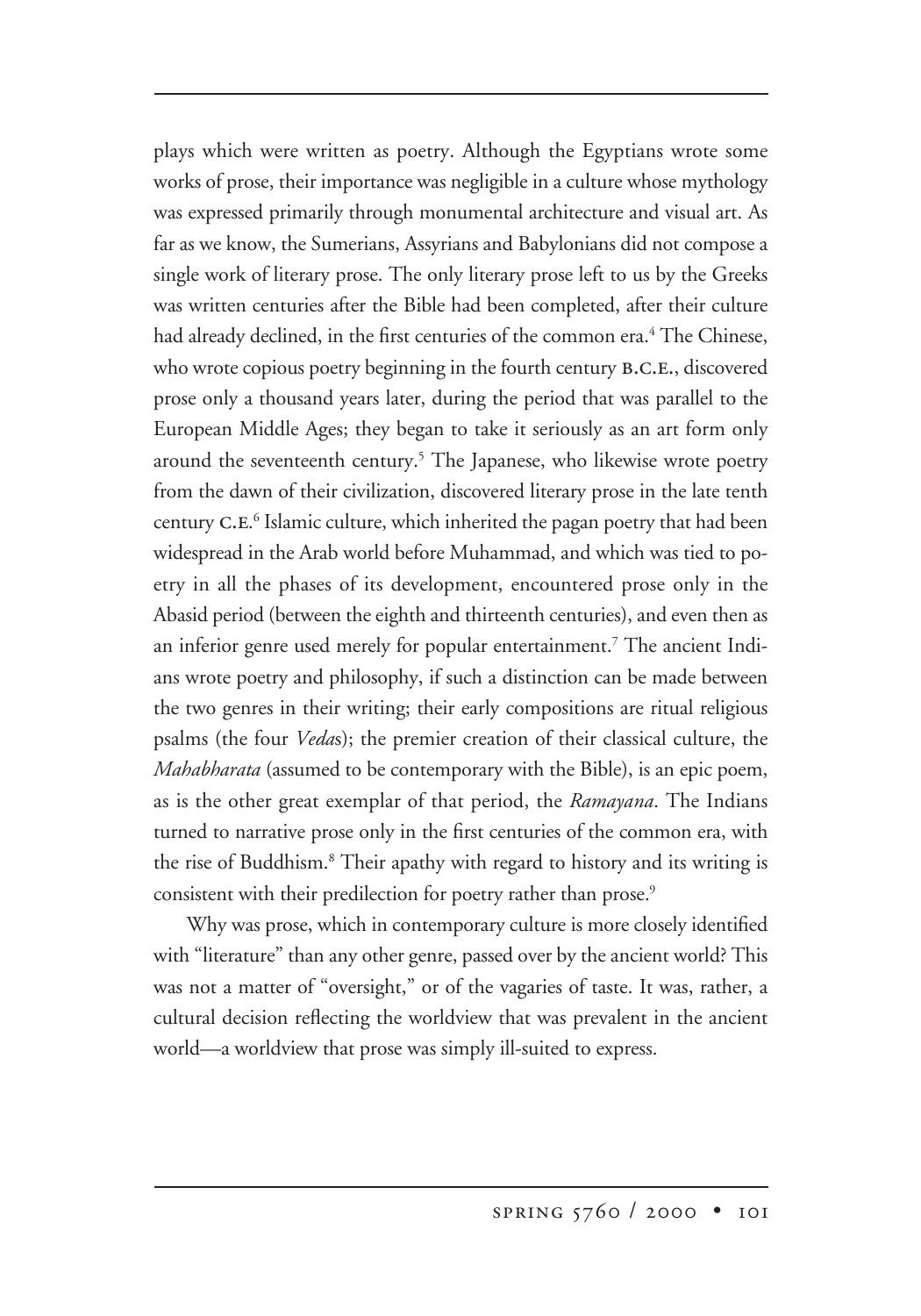plays which were written as poetry. Although the Egyptians wrote some works of prose, their importance was negligible in a culture whose mythology was expressed primarily through monumental architecture and visual art. As far as we know, the Sumerians, Assyrians and Babylonians did not compose a single work of literary prose. The only literary prose left to us by the Greeks was written centuries after the Bible had been completed, after their culture had already declined, in the first centuries of the common era.[4] The Chinese, who wrote copious poetry beginning in the fourth century B.C.E., discovered prose only a thousand years later, during the period that was parallel to the European Middle Ages; they began to take it seriously as an art form only around the seventeenth century.[5] The Japanese, who likewise wrote poetry from the dawn of their civilization, discovered literary prose in the late tenth century C.E.[6] Islamic culture, which inherited the pagan poetry that had been widespread in the Arab world before Muhammad, and which was tied to poetry in all the phases of its development, encountered prose only in the Abasid period (between the eighth and thirteenth centuries), and even then as an inferior genre used merely for popular entertainment.[7] The ancient Indians wrote poetry and philosophy, if such a distinction can be made between the two genres in their writing; their early compositions are ritual religious psalms (the four *Vedas*); the premier creation of their classical culture, the *Mahabharata* (assumed to be contemporary with the Bible), is an epic poem, as is the other great exemplar of that period, the *Ramayana*. The Indians turned to narrative prose only in the first centuries of the common era, with the rise of Buddhism.[8] Their apathy with regard to history and its writing is consistent with their predilection for poetry rather than prose.[9]

Why was prose, which in contemporary culture is more closely identified with "literature" than any other genre, passed over by the ancient world? This was not a matter of "oversight," or of the vagaries of taste. It was, rather, a cultural decision reflecting the worldview that was prevalent in the ancient world—a worldview that prose was simply ill-suited to express.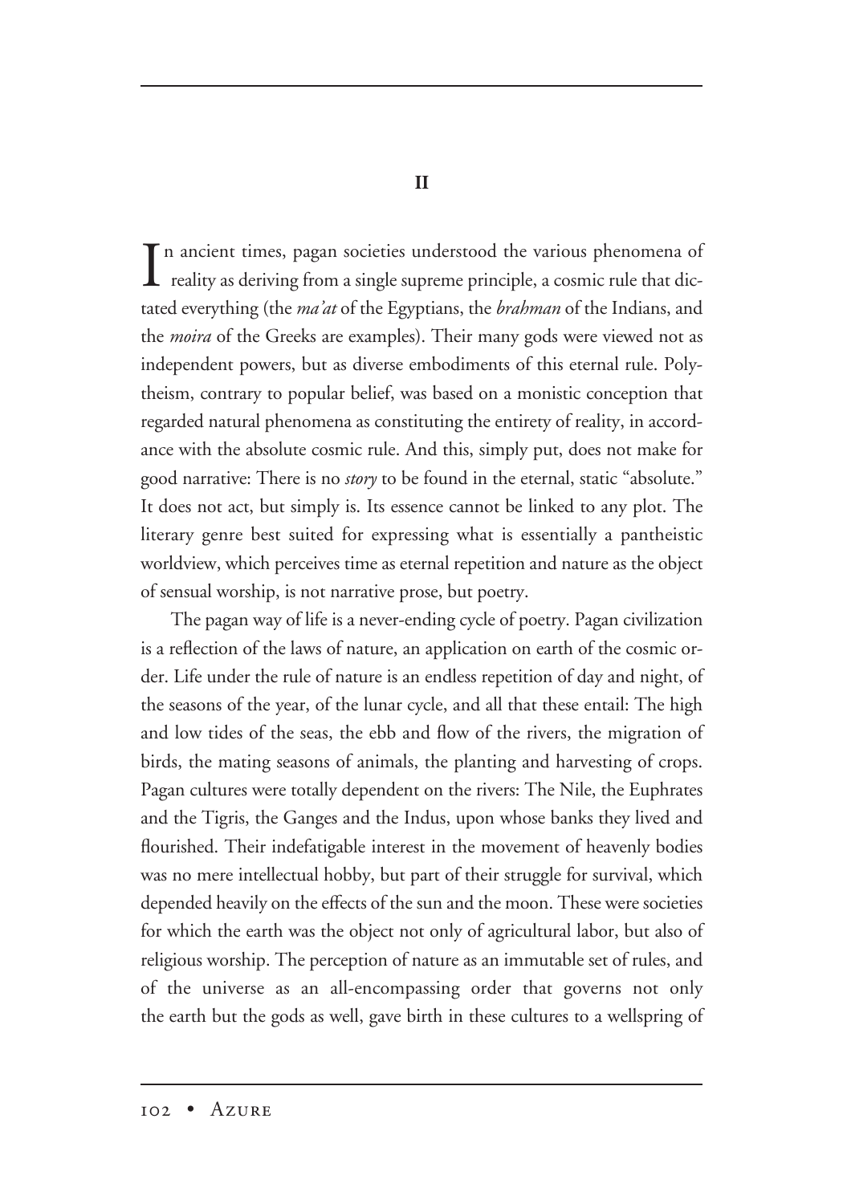## II

In ancient times, pagan societies understood the various phenomena of reality as deriving from a single supreme principle, a cosmic rule that dictated everything (the *ma'at* of the Egyptians, the *brahman* of the Indians, and the *moira* of the Greeks are examples). Their many gods were viewed not as independent powers, but as diverse embodiments of this eternal rule. Polytheism, contrary to popular belief, was based on a monistic conception that regarded natural phenomena as constituting the entirety of reality, in accordance with the absolute cosmic rule. And this, simply put, does not make for good narrative: There is no *story* to be found in the eternal, static "absolute." It does not act, but simply is. Its essence cannot be linked to any plot. The literary genre best suited for expressing what is essentially a pantheistic worldview, which perceives time as eternal repetition and nature as the object of sensual worship, is not narrative prose, but poetry.

The pagan way of life is a never-ending cycle of poetry. Pagan civilization is a reflection of the laws of nature, an application on earth of the cosmic order. Life under the rule of nature is an endless repetition of day and night, of the seasons of the year, of the lunar cycle, and all that these entail: The high and low tides of the seas, the ebb and flow of the rivers, the migration of birds, the mating seasons of animals, the planting and harvesting of crops. Pagan cultures were totally dependent on the rivers: The Nile, the Euphrates and the Tigris, the Ganges and the Indus, upon whose banks they lived and flourished. Their indefatigable interest in the movement of heavenly bodies was no mere intellectual hobby, but part of their struggle for survival, which depended heavily on the effects of the sun and the moon. These were societies for which the earth was the object not only of agricultural labor, but also of religious worship. The perception of nature as an immutable set of rules, and of the universe as an all-encompassing order that governs not only the earth but the gods as well, gave birth in these cultures to a wellspring of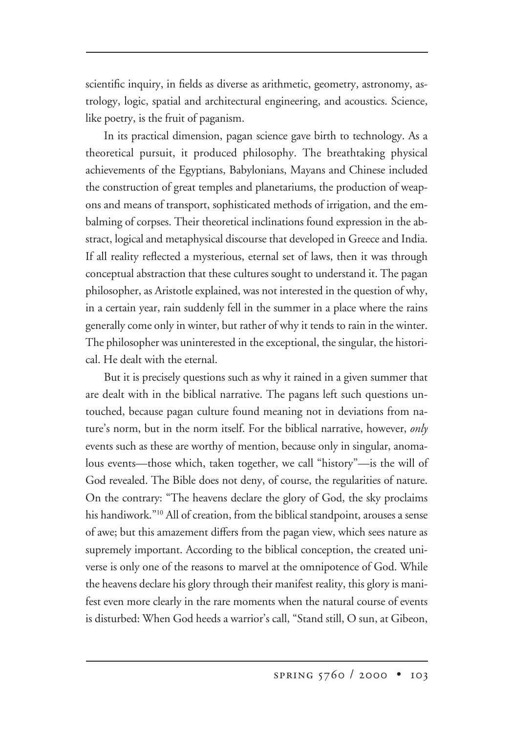scientific inquiry, in fields as diverse as arithmetic, geometry, astronomy, astrology, logic, spatial and architectural engineering, and acoustics. Science, like poetry, is the fruit of paganism.

In its practical dimension, pagan science gave birth to technology. As a theoretical pursuit, it produced philosophy. The breathtaking physical achievements of the Egyptians, Babylonians, Mayans and Chinese included the construction of great temples and planetariums, the production of weapons and means of transport, sophisticated methods of irrigation, and the embalming of corpses. Their theoretical inclinations found expression in the abstract, logical and metaphysical discourse that developed in Greece and India. If all reality reflected a mysterious, eternal set of laws, then it was through conceptual abstraction that these cultures sought to understand it. The pagan philosopher, as Aristotle explained, was not interested in the question of why, in a certain year, rain suddenly fell in the summer in a place where the rains generally come only in winter, but rather of why it tends to rain in the winter. The philosopher was uninterested in the exceptional, the singular, the historical. He dealt with the eternal.

But it is precisely questions such as why it rained in a given summer that are dealt with in the biblical narrative. The pagans left such questions untouched, because pagan culture found meaning not in deviations from nature's norm, but in the norm itself. For the biblical narrative, however, *only* events such as these are worthy of mention, because only in singular, anomalous events—those which, taken together, we call "history"—is the will of God revealed. The Bible does not deny, of course, the regularities of nature. On the contrary: "The heavens declare the glory of God, the sky proclaims his handiwork."[10] All of creation, from the biblical standpoint, arouses a sense of awe; but this amazement differs from the pagan view, which sees nature as supremely important. According to the biblical conception, the created universe is only one of the reasons to marvel at the omnipotence of God. While the heavens declare his glory through their manifest reality, this glory is manifest even more clearly in the rare moments when the natural course of events is disturbed: When God heeds a warrior's call, "Stand still, O sun, at Gibeon,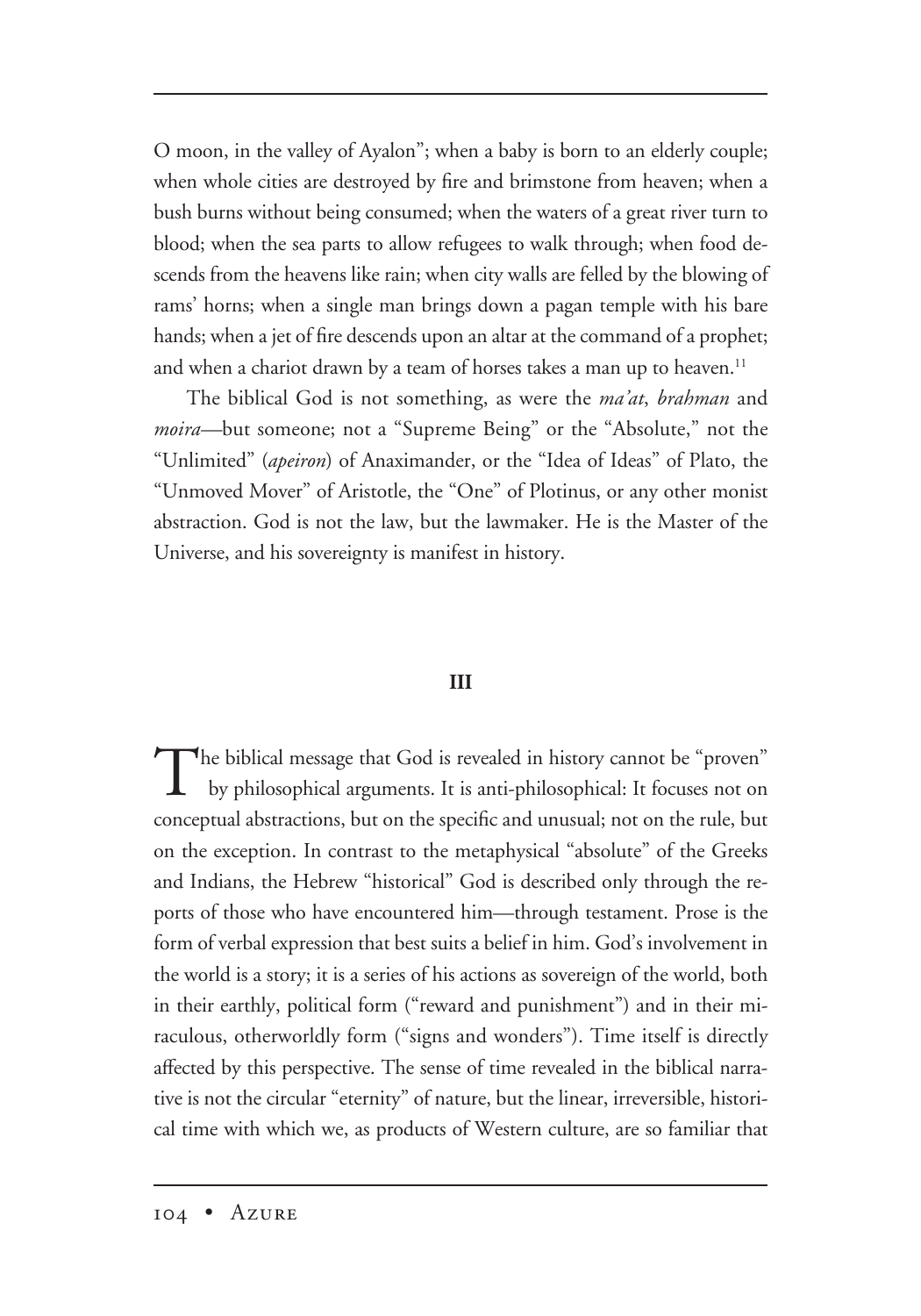O moon, in the valley of Ayalon"; when a baby is born to an elderly couple; when whole cities are destroyed by fire and brimstone from heaven; when a bush burns without being consumed; when the waters of a great river turn to blood; when the sea parts to allow refugees to walk through; when food descends from the heavens like rain; when city walls are felled by the blowing of rams' horns; when a single man brings down a pagan temple with his bare hands; when a jet of fire descends upon an altar at the command of a prophet; and when a chariot drawn by a team of horses takes a man up to heaven.[11]

The biblical God is not something, as were the *ma'at*, *brahman* and *moira*—but someone; not a "Supreme Being" or the "Absolute," not the "Unlimited" (*apeiron*) of Anaximander, or the "Idea of Ideas" of Plato, the "Unmoved Mover" of Aristotle, the "One" of Plotinus, or any other monist abstraction. God is not the law, but the lawmaker. He is the Master of the Universe, and his sovereignty is manifest in history.

## III

The biblical message that God is revealed in history cannot be "proven" by philosophical arguments. It is anti-philosophical: It focuses not on conceptual abstractions, but on the specific and unusual; not on the rule, but on the exception. In contrast to the metaphysical "absolute" of the Greeks and Indians, the Hebrew "historical" God is described only through the reports of those who have encountered him—through testament. Prose is the form of verbal expression that best suits a belief in him. God's involvement in the world is a story; it is a series of his actions as sovereign of the world, both in their earthly, political form ("reward and punishment") and in their miraculous, otherworldly form ("signs and wonders"). Time itself is directly affected by this perspective. The sense of time revealed in the biblical narrative is not the circular "eternity" of nature, but the linear, irreversible, historical time with which we, as products of Western culture, are so familiar that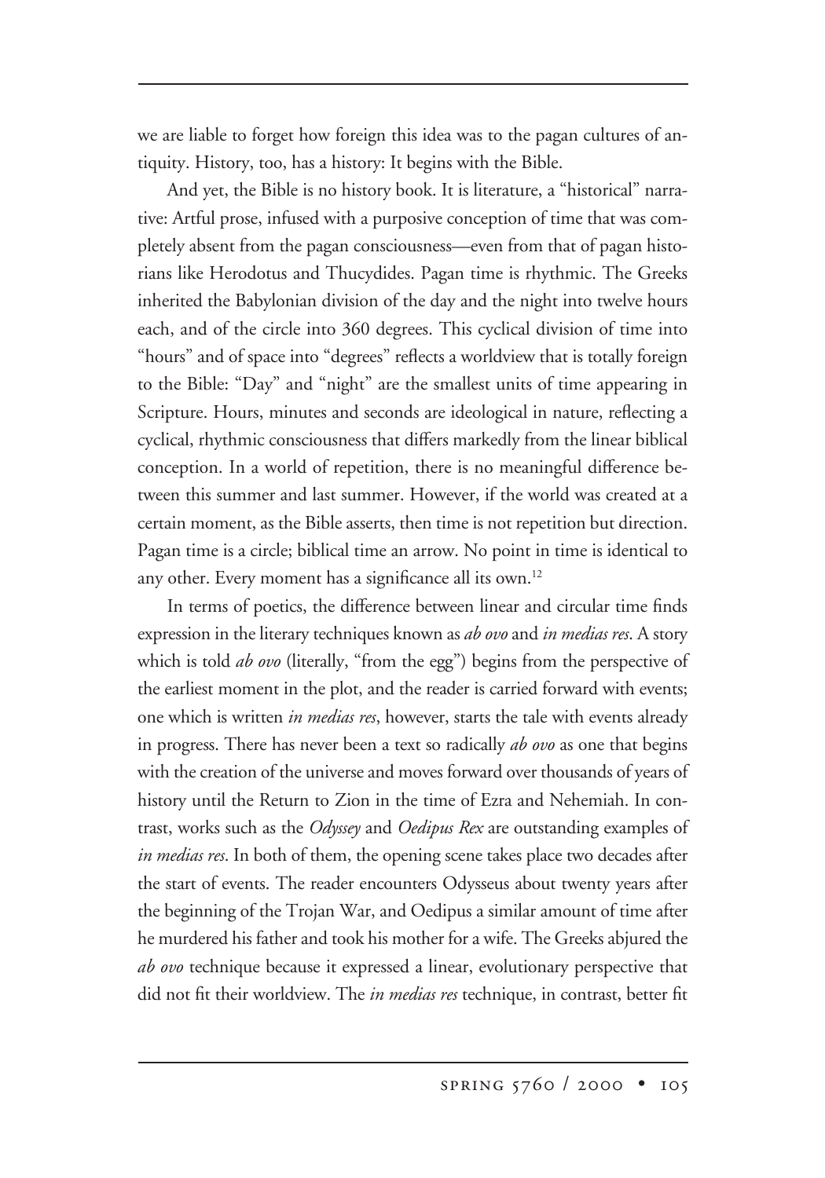we are liable to forget how foreign this idea was to the pagan cultures of antiquity. History, too, has a history: It begins with the Bible.

And yet, the Bible is no history book. It is literature, a "historical" narrative: Artful prose, infused with a purposive conception of time that was completely absent from the pagan consciousness—even from that of pagan historians like Herodotus and Thucydides. Pagan time is rhythmic. The Greeks inherited the Babylonian division of the day and the night into twelve hours each, and of the circle into 360 degrees. This cyclical division of time into "hours" and of space into "degrees" reflects a worldview that is totally foreign to the Bible: "Day" and "night" are the smallest units of time appearing in Scripture. Hours, minutes and seconds are ideological in nature, reflecting a cyclical, rhythmic consciousness that differs markedly from the linear biblical conception. In a world of repetition, there is no meaningful difference between this summer and last summer. However, if the world was created at a certain moment, as the Bible asserts, then time is not repetition but direction. Pagan time is a circle; biblical time an arrow. No point in time is identical to any other. Every moment has a significance all its own.[12]

In terms of poetics, the difference between linear and circular time finds expression in the literary techniques known as *ab ovo* and *in medias res*. A story which is told *ab ovo* (literally, "from the egg") begins from the perspective of the earliest moment in the plot, and the reader is carried forward with events; one which is written *in medias res*, however, starts the tale with events already in progress. There has never been a text so radically *ab ovo* as one that begins with the creation of the universe and moves forward over thousands of years of history until the Return to Zion in the time of Ezra and Nehemiah. In contrast, works such as the *Odyssey* and *Oedipus Rex* are outstanding examples of *in medias res*. In both of them, the opening scene takes place two decades after the start of events. The reader encounters Odysseus about twenty years after the beginning of the Trojan War, and Oedipus a similar amount of time after he murdered his father and took his mother for a wife. The Greeks abjured the *ab ovo* technique because it expressed a linear, evolutionary perspective that did not fit their worldview. The *in medias res* technique, in contrast, better fit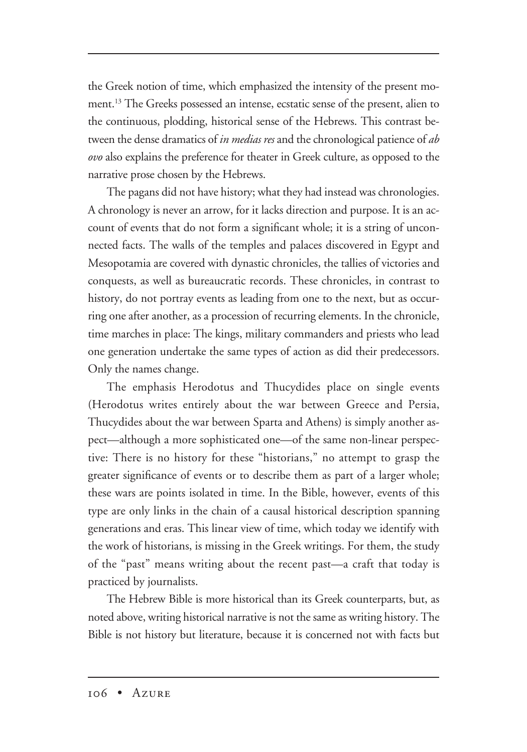the Greek notion of time, which emphasized the intensity of the present moment.[13] The Greeks possessed an intense, ecstatic sense of the present, alien to the continuous, plodding, historical sense of the Hebrews. This contrast between the dense dramatics of *in medias res* and the chronological patience of *ab ovo* also explains the preference for theater in Greek culture, as opposed to the narrative prose chosen by the Hebrews.

The pagans did not have history; what they had instead was chronologies. A chronology is never an arrow, for it lacks direction and purpose. It is an account of events that do not form a significant whole; it is a string of unconnected facts. The walls of the temples and palaces discovered in Egypt and Mesopotamia are covered with dynastic chronicles, the tallies of victories and conquests, as well as bureaucratic records. These chronicles, in contrast to history, do not portray events as leading from one to the next, but as occurring one after another, as a procession of recurring elements. In the chronicle, time marches in place: The kings, military commanders and priests who lead one generation undertake the same types of action as did their predecessors. Only the names change.

The emphasis Herodotus and Thucydides place on single events (Herodotus writes entirely about the war between Greece and Persia, Thucydides about the war between Sparta and Athens) is simply another aspect—although a more sophisticated one—of the same non-linear perspective: There is no history for these "historians," no attempt to grasp the greater significance of events or to describe them as part of a larger whole; these wars are points isolated in time. In the Bible, however, events of this type are only links in the chain of a causal historical description spanning generations and eras. This linear view of time, which today we identify with the work of historians, is missing in the Greek writings. For them, the study of the "past" means writing about the recent past—a craft that today is practiced by journalists.

The Hebrew Bible is more historical than its Greek counterparts, but, as noted above, writing historical narrative is not the same as writing history. The Bible is not history but literature, because it is concerned not with facts but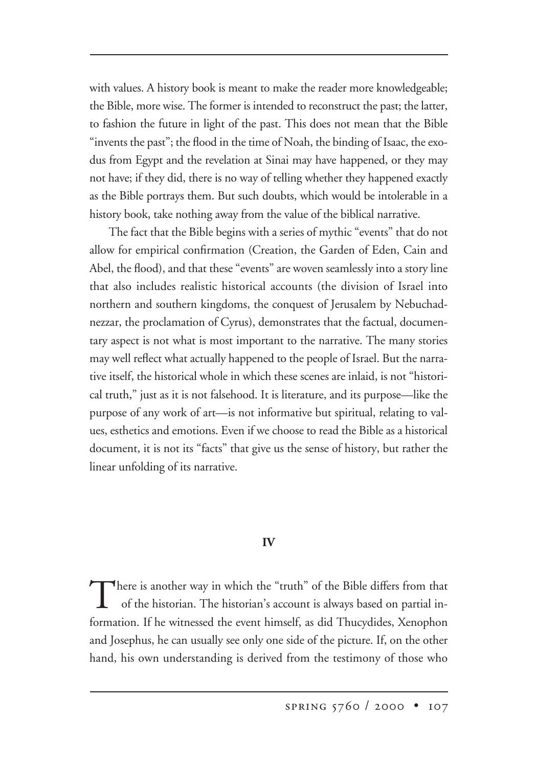with values. A history book is meant to make the reader more knowledgeable; the Bible, more wise. The former is intended to reconstruct the past; the latter, to fashion the future in light of the past. This does not mean that the Bible "invents the past"; the flood in the time of Noah, the binding of Isaac, the exodus from Egypt and the revelation at Sinai may have happened, or they may not have; if they did, there is no way of telling whether they happened exactly as the Bible portrays them. But such doubts, which would be intolerable in a history book, take nothing away from the value of the biblical narrative.

The fact that the Bible begins with a series of mythic "events" that do not allow for empirical confirmation (Creation, the Garden of Eden, Cain and Abel, the flood), and that these "events" are woven seamlessly into a story line that also includes realistic historical accounts (the division of Israel into northern and southern kingdoms, the conquest of Jerusalem by Nebuchadnezzar, the proclamation of Cyrus), demonstrates that the factual, documentary aspect is not what is most important to the narrative. The many stories may well reflect what actually happened to the people of Israel. But the narrative itself, the historical whole in which these scenes are inlaid, is not "historical truth," just as it is not falsehood. It is literature, and its purpose—like the purpose of any work of art—is not informative but spiritual, relating to values, esthetics and emotions. Even if we choose to read the Bible as a historical document, it is not its "facts" that give us the sense of history, but rather the linear unfolding of its narrative.

## IV

There is another way in which the "truth" of the Bible differs from that of the historian. The historian's account is always based on partial information. If he witnessed the event himself, as did Thucydides, Xenophon and Josephus, he can usually see only one side of the picture. If, on the other hand, his own understanding is derived from the testimony of those who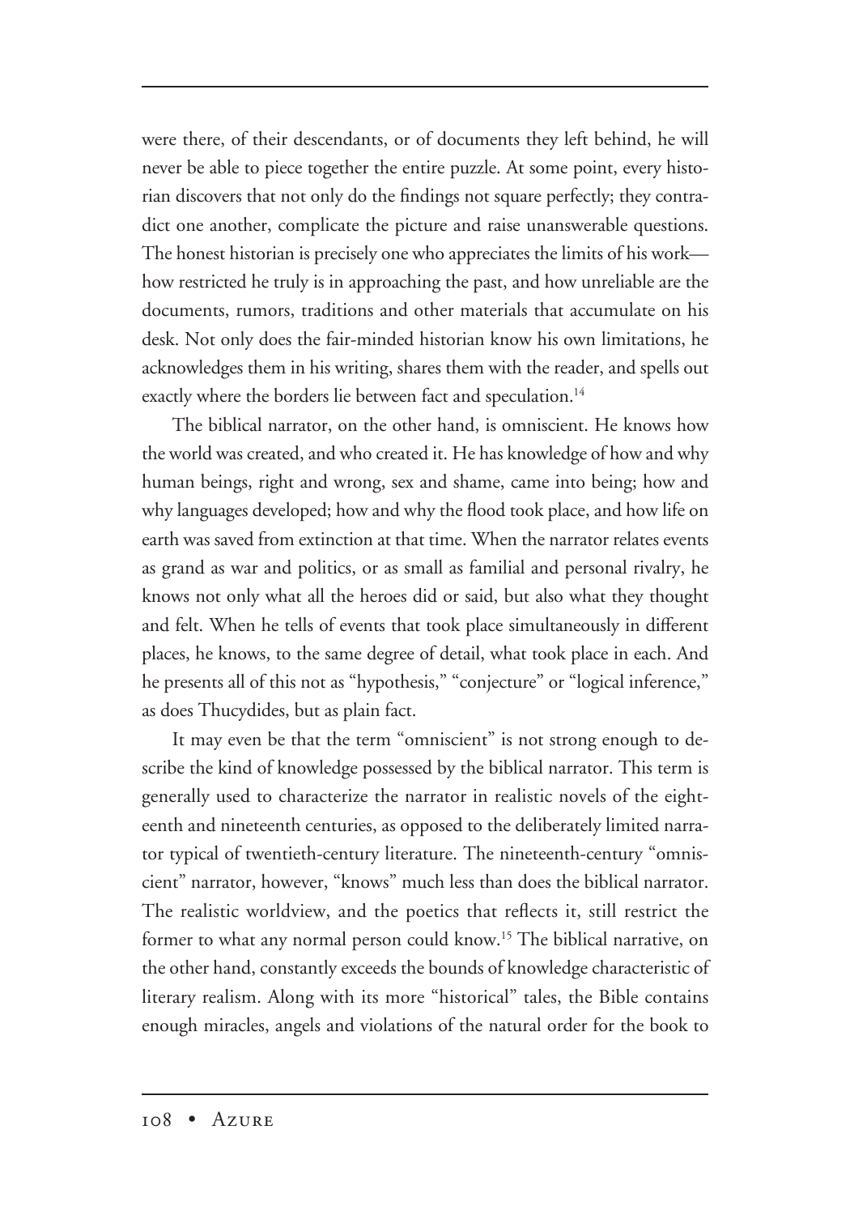were there, of their descendants, or of documents they left behind, he will never be able to piece together the entire puzzle. At some point, every historian discovers that not only do the findings not square perfectly; they contradict one another, complicate the picture and raise unanswerable questions. The honest historian is precisely one who appreciates the limits of his work—how restricted he truly is in approaching the past, and how unreliable are the documents, rumors, traditions and other materials that accumulate on his desk. Not only does the fair-minded historian know his own limitations, he acknowledges them in his writing, shares them with the reader, and spells out exactly where the borders lie between fact and speculation.[14]

The biblical narrator, on the other hand, is omniscient. He knows how the world was created, and who created it. He has knowledge of how and why human beings, right and wrong, sex and shame, came into being; how and why languages developed; how and why the flood took place, and how life on earth was saved from extinction at that time. When the narrator relates events as grand as war and politics, or as small as familial and personal rivalry, he knows not only what all the heroes did or said, but also what they thought and felt. When he tells of events that took place simultaneously in different places, he knows, to the same degree of detail, what took place in each. And he presents all of this not as "hypothesis," "conjecture" or "logical inference," as does Thucydides, but as plain fact.

It may even be that the term "omniscient" is not strong enough to describe the kind of knowledge possessed by the biblical narrator. This term is generally used to characterize the narrator in realistic novels of the eighteenth and nineteenth centuries, as opposed to the deliberately limited narrator typical of twentieth-century literature. The nineteenth-century "omniscient" narrator, however, "knows" much less than does the biblical narrator. The realistic worldview, and the poetics that reflects it, still restrict the former to what any normal person could know.[15] The biblical narrative, on the other hand, constantly exceeds the bounds of knowledge characteristic of literary realism. Along with its more "historical" tales, the Bible contains enough miracles, angels and violations of the natural order for the book to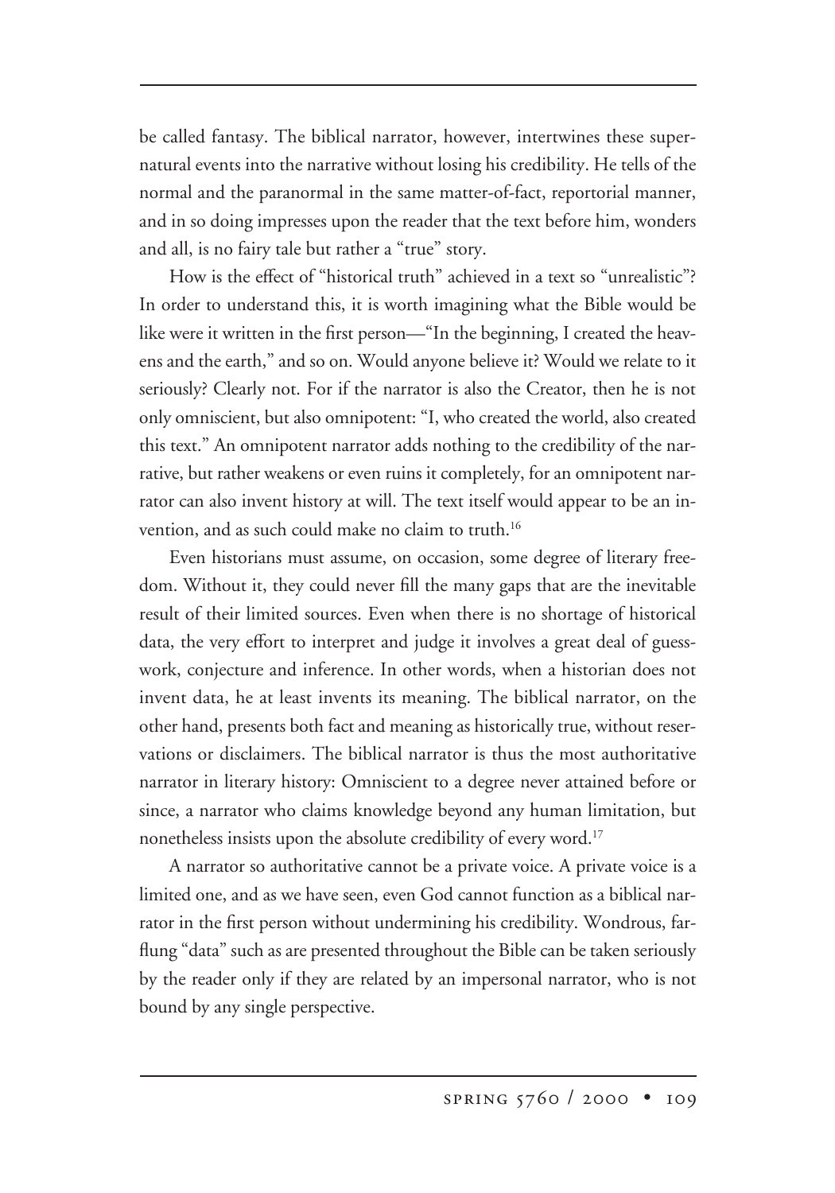be called fantasy. The biblical narrator, however, intertwines these supernatural events into the narrative without losing his credibility. He tells of the normal and the paranormal in the same matter-of-fact, reportorial manner, and in so doing impresses upon the reader that the text before him, wonders and all, is no fairy tale but rather a "true" story.

How is the effect of "historical truth" achieved in a text so "unrealistic"? In order to understand this, it is worth imagining what the Bible would be like were it written in the first person—"In the beginning, I created the heavens and the earth," and so on. Would anyone believe it? Would we relate to it seriously? Clearly not. For if the narrator is also the Creator, then he is not only omniscient, but also omnipotent: "I, who created the world, also created this text." An omnipotent narrator adds nothing to the credibility of the narrative, but rather weakens or even ruins it completely, for an omnipotent narrator can also invent history at will. The text itself would appear to be an invention, and as such could make no claim to truth.[16]

Even historians must assume, on occasion, some degree of literary freedom. Without it, they could never fill the many gaps that are the inevitable result of their limited sources. Even when there is no shortage of historical data, the very effort to interpret and judge it involves a great deal of guesswork, conjecture and inference. In other words, when a historian does not invent data, he at least invents its meaning. The biblical narrator, on the other hand, presents both fact and meaning as historically true, without reservations or disclaimers. The biblical narrator is thus the most authoritative narrator in literary history: Omniscient to a degree never attained before or since, a narrator who claims knowledge beyond any human limitation, but nonetheless insists upon the absolute credibility of every word.[17]

A narrator so authoritative cannot be a private voice. A private voice is a limited one, and as we have seen, even God cannot function as a biblical narrator in the first person without undermining his credibility. Wondrous, far-flung "data" such as are presented throughout the Bible can be taken seriously by the reader only if they are related by an impersonal narrator, who is not bound by any single perspective.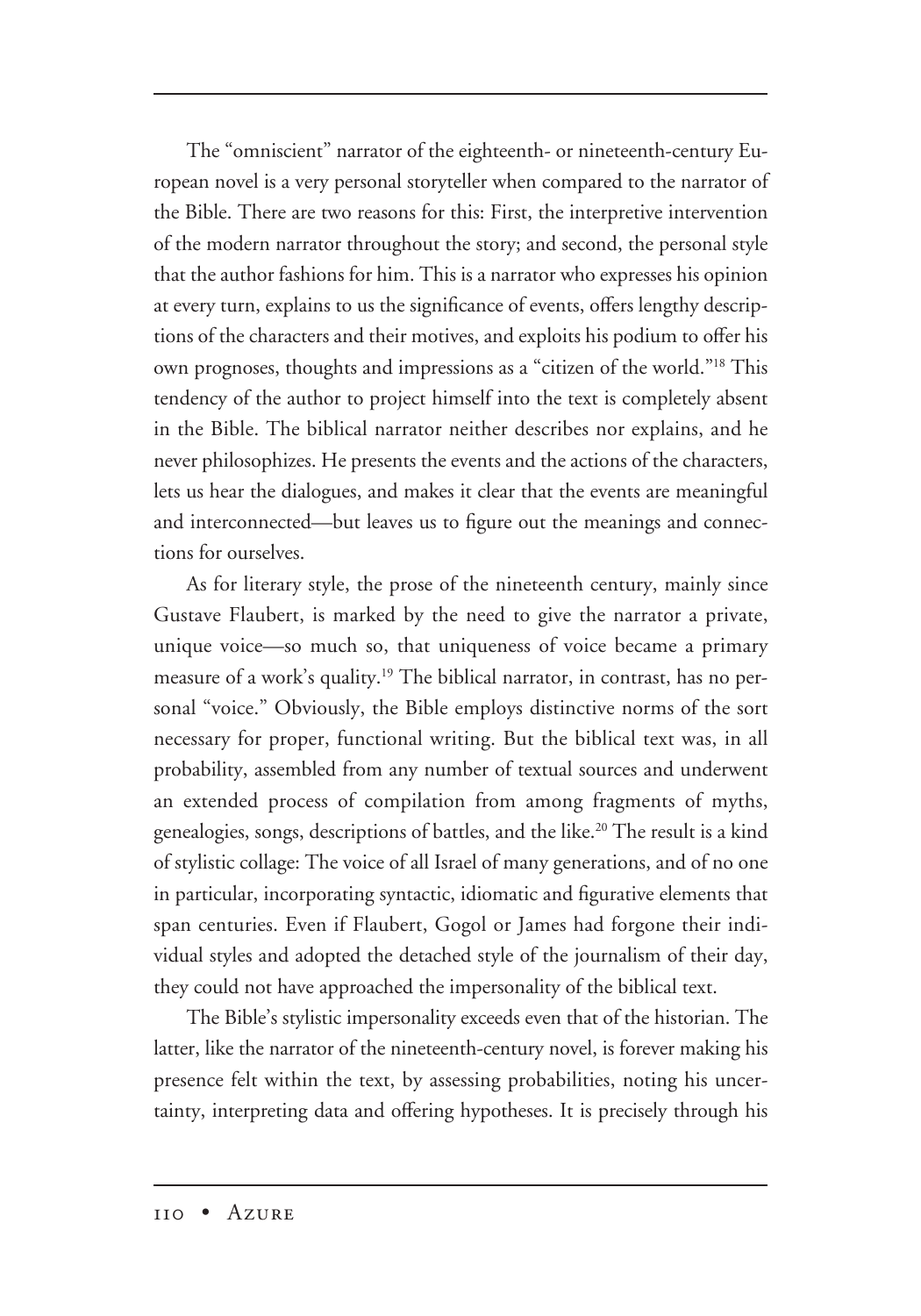The "omniscient" narrator of the eighteenth- or nineteenth-century European novel is a very personal storyteller when compared to the narrator of the Bible. There are two reasons for this: First, the interpretive intervention of the modern narrator throughout the story; and second, the personal style that the author fashions for him. This is a narrator who expresses his opinion at every turn, explains to us the significance of events, offers lengthy descriptions of the characters and their motives, and exploits his podium to offer his own prognoses, thoughts and impressions as a "citizen of the world."[18] This tendency of the author to project himself into the text is completely absent in the Bible. The biblical narrator neither describes nor explains, and he never philosophizes. He presents the events and the actions of the characters, lets us hear the dialogues, and makes it clear that the events are meaningful and interconnected—but leaves us to figure out the meanings and connections for ourselves.

As for literary style, the prose of the nineteenth century, mainly since Gustave Flaubert, is marked by the need to give the narrator a private, unique voice—so much so, that uniqueness of voice became a primary measure of a work's quality.[19] The biblical narrator, in contrast, has no personal "voice." Obviously, the Bible employs distinctive norms of the sort necessary for proper, functional writing. But the biblical text was, in all probability, assembled from any number of textual sources and underwent an extended process of compilation from among fragments of myths, genealogies, songs, descriptions of battles, and the like.[20] The result is a kind of stylistic collage: The voice of all Israel of many generations, and of no one in particular, incorporating syntactic, idiomatic and figurative elements that span centuries. Even if Flaubert, Gogol or James had forgone their individual styles and adopted the detached style of the journalism of their day, they could not have approached the impersonality of the biblical text.

The Bible's stylistic impersonality exceeds even that of the historian. The latter, like the narrator of the nineteenth-century novel, is forever making his presence felt within the text, by assessing probabilities, noting his uncertainty, interpreting data and offering hypotheses. It is precisely through his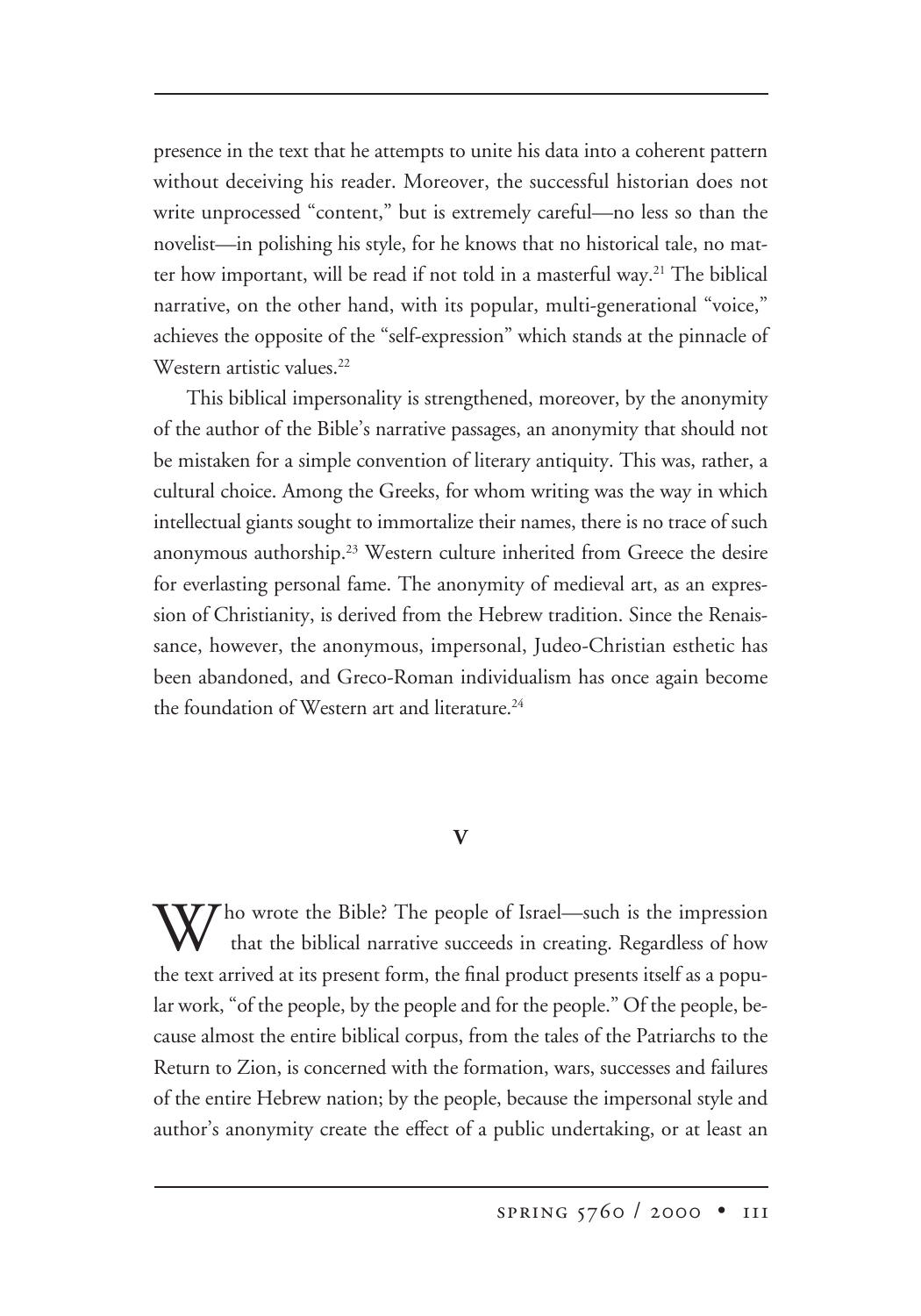presence in the text that he attempts to unite his data into a coherent pattern without deceiving his reader. Moreover, the successful historian does not write unprocessed "content," but is extremely careful—no less so than the novelist—in polishing his style, for he knows that no historical tale, no matter how important, will be read if not told in a masterful way.[21] The biblical narrative, on the other hand, with its popular, multi-generational "voice," achieves the opposite of the "self-expression" which stands at the pinnacle of Western artistic values.[22]

This biblical impersonality is strengthened, moreover, by the anonymity of the author of the Bible's narrative passages, an anonymity that should not be mistaken for a simple convention of literary antiquity. This was, rather, a cultural choice. Among the Greeks, for whom writing was the way in which intellectual giants sought to immortalize their names, there is no trace of such anonymous authorship.[23] Western culture inherited from Greece the desire for everlasting personal fame. The anonymity of medieval art, as an expression of Christianity, is derived from the Hebrew tradition. Since the Renaissance, however, the anonymous, impersonal, Judeo-Christian esthetic has been abandoned, and Greco-Roman individualism has once again become the foundation of Western art and literature.[24]

## V

Who wrote the Bible? The people of Israel—such is the impression that the biblical narrative succeeds in creating. Regardless of how the text arrived at its present form, the final product presents itself as a popular work, "of the people, by the people and for the people." Of the people, because almost the entire biblical corpus, from the tales of the Patriarchs to the Return to Zion, is concerned with the formation, wars, successes and failures of the entire Hebrew nation; by the people, because the impersonal style and author's anonymity create the effect of a public undertaking, or at least an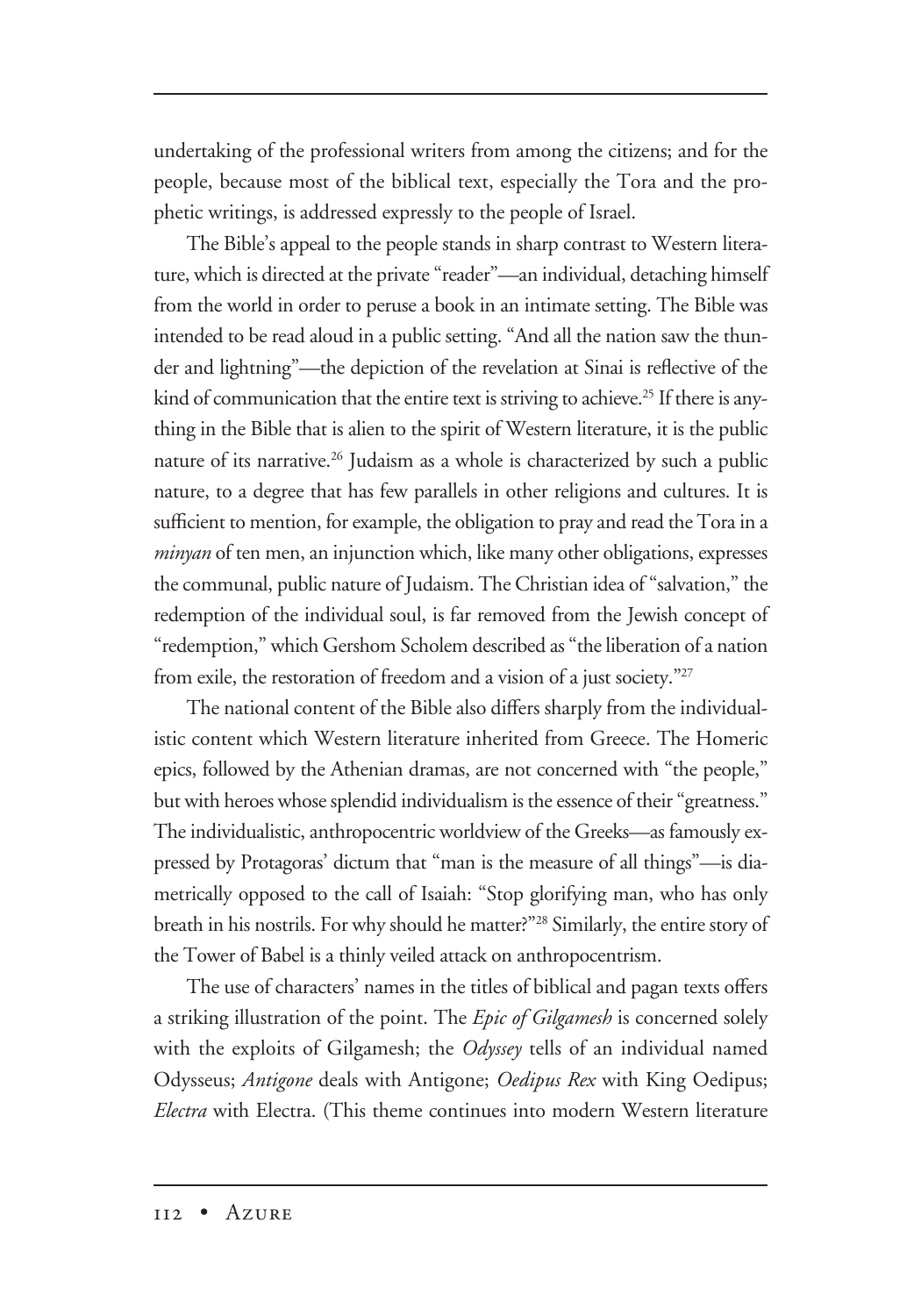undertaking of the professional writers from among the citizens; and for the people, because most of the biblical text, especially the Tora and the prophetic writings, is addressed expressly to the people of Israel.

The Bible's appeal to the people stands in sharp contrast to Western literature, which is directed at the private "reader"—an individual, detaching himself from the world in order to peruse a book in an intimate setting. The Bible was intended to be read aloud in a public setting. "And all the nation saw the thunder and lightning"—the depiction of the revelation at Sinai is reflective of the kind of communication that the entire text is striving to achieve.[25] If there is anything in the Bible that is alien to the spirit of Western literature, it is the public nature of its narrative.[26] Judaism as a whole is characterized by such a public nature, to a degree that has few parallels in other religions and cultures. It is sufficient to mention, for example, the obligation to pray and read the Tora in a *minyan* of ten men, an injunction which, like many other obligations, expresses the communal, public nature of Judaism. The Christian idea of "salvation," the redemption of the individual soul, is far removed from the Jewish concept of "redemption," which Gershom Scholem described as "the liberation of a nation from exile, the restoration of freedom and a vision of a just society."[27]

The national content of the Bible also differs sharply from the individualistic content which Western literature inherited from Greece. The Homeric epics, followed by the Athenian dramas, are not concerned with "the people," but with heroes whose splendid individualism is the essence of their "greatness." The individualistic, anthropocentric worldview of the Greeks—as famously expressed by Protagoras' dictum that "man is the measure of all things"—is diametrically opposed to the call of Isaiah: "Stop glorifying man, who has only breath in his nostrils. For why should he matter?"[28] Similarly, the entire story of the Tower of Babel is a thinly veiled attack on anthropocentrism.

The use of characters' names in the titles of biblical and pagan texts offers a striking illustration of the point. The *Epic of Gilgamesh* is concerned solely with the exploits of Gilgamesh; the *Odyssey* tells of an individual named Odysseus; *Antigone* deals with Antigone; *Oedipus Rex* with King Oedipus; *Electra* with Electra. (This theme continues into modern Western literature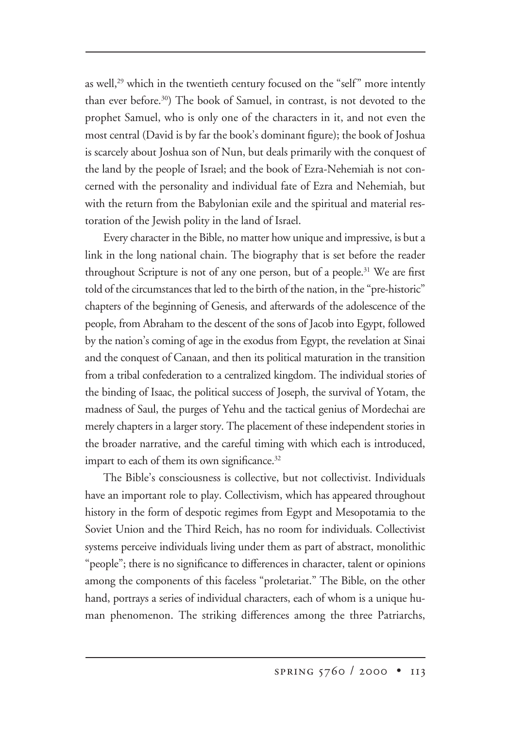as well,[29] which in the twentieth century focused on the "self" more intently than ever before.[30]) The book of Samuel, in contrast, is not devoted to the prophet Samuel, who is only one of the characters in it, and not even the most central (David is by far the book's dominant figure); the book of Joshua is scarcely about Joshua son of Nun, but deals primarily with the conquest of the land by the people of Israel; and the book of Ezra-Nehemiah is not concerned with the personality and individual fate of Ezra and Nehemiah, but with the return from the Babylonian exile and the spiritual and material restoration of the Jewish polity in the land of Israel.

Every character in the Bible, no matter how unique and impressive, is but a link in the long national chain. The biography that is set before the reader throughout Scripture is not of any one person, but of a people.[31] We are first told of the circumstances that led to the birth of the nation, in the "pre-historic" chapters of the beginning of Genesis, and afterwards of the adolescence of the people, from Abraham to the descent of the sons of Jacob into Egypt, followed by the nation's coming of age in the exodus from Egypt, the revelation at Sinai and the conquest of Canaan, and then its political maturation in the transition from a tribal confederation to a centralized kingdom. The individual stories of the binding of Isaac, the political success of Joseph, the survival of Yotam, the madness of Saul, the purges of Yehu and the tactical genius of Mordechai are merely chapters in a larger story. The placement of these independent stories in the broader narrative, and the careful timing with which each is introduced, impart to each of them its own significance.[32]

The Bible's consciousness is collective, but not collectivist. Individuals have an important role to play. Collectivism, which has appeared throughout history in the form of despotic regimes from Egypt and Mesopotamia to the Soviet Union and the Third Reich, has no room for individuals. Collectivist systems perceive individuals living under them as part of abstract, monolithic "people"; there is no significance to differences in character, talent or opinions among the components of this faceless "proletariat." The Bible, on the other hand, portrays a series of individual characters, each of whom is a unique human phenomenon. The striking differences among the three Patriarchs,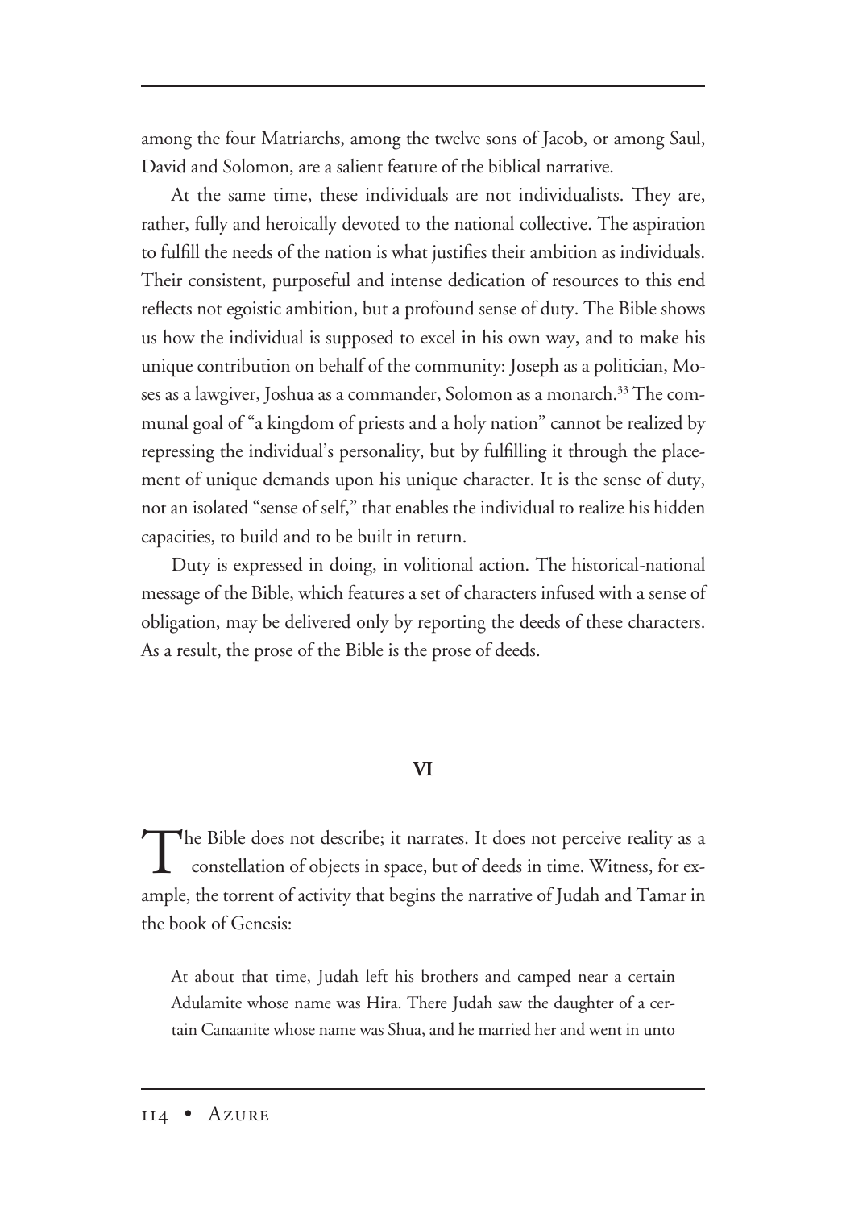among the four Matriarchs, among the twelve sons of Jacob, or among Saul, David and Solomon, are a salient feature of the biblical narrative.

At the same time, these individuals are not individualists. They are, rather, fully and heroically devoted to the national collective. The aspiration to fulfill the needs of the nation is what justifies their ambition as individuals. Their consistent, purposeful and intense dedication of resources to this end reflects not egoistic ambition, but a profound sense of duty. The Bible shows us how the individual is supposed to excel in his own way, and to make his unique contribution on behalf of the community: Joseph as a politician, Moses as a lawgiver, Joshua as a commander, Solomon as a monarch.[33] The communal goal of "a kingdom of priests and a holy nation" cannot be realized by repressing the individual's personality, but by fulfilling it through the placement of unique demands upon his unique character. It is the sense of duty, not an isolated "sense of self," that enables the individual to realize his hidden capacities, to build and to be built in return.

Duty is expressed in doing, in volitional action. The historical-national message of the Bible, which features a set of characters infused with a sense of obligation, may be delivered only by reporting the deeds of these characters. As a result, the prose of the Bible is the prose of deeds.

## VI

The Bible does not describe; it narrates. It does not perceive reality as a constellation of objects in space, but of deeds in time. Witness, for example, the torrent of activity that begins the narrative of Judah and Tamar in the book of Genesis:

> At about that time, Judah left his brothers and camped near a certain Adulamite whose name was Hira. There Judah saw the daughter of a certain Canaanite whose name was Shua, and he married her and went in unto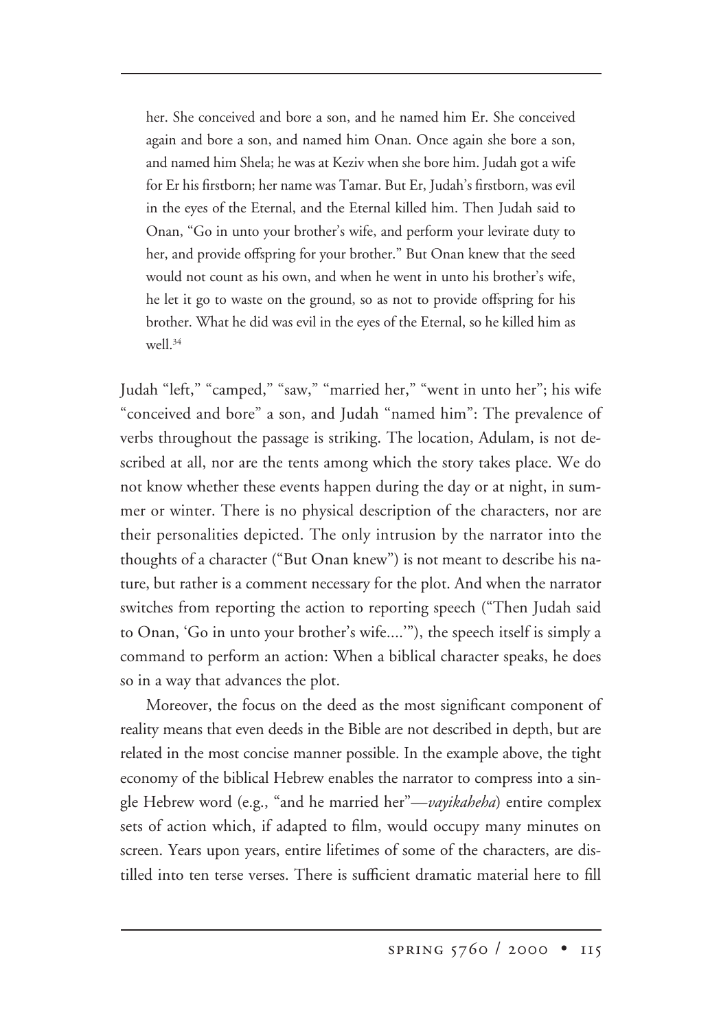> her. She conceived and bore a son, and he named him Er. She conceived again and bore a son, and named him Onan. Once again she bore a son, and named him Shela; he was at Keziv when she bore him. Judah got a wife for Er his firstborn; her name was Tamar. But Er, Judah's firstborn, was evil in the eyes of the Eternal, and the Eternal killed him. Then Judah said to Onan, "Go in unto your brother's wife, and perform your levirate duty to her, and provide offspring for your brother." But Onan knew that the seed would not count as his own, and when he went in unto his brother's wife, he let it go to waste on the ground, so as not to provide offspring for his brother. What he did was evil in the eyes of the Eternal, so he killed him as well.[34]

Judah "left," "camped," "saw," "married her," "went in unto her"; his wife "conceived and bore" a son, and Judah "named him": The prevalence of verbs throughout the passage is striking. The location, Adulam, is not described at all, nor are the tents among which the story takes place. We do not know whether these events happen during the day or at night, in summer or winter. There is no physical description of the characters, nor are their personalities depicted. The only intrusion by the narrator into the thoughts of a character ("But Onan knew") is not meant to describe his nature, but rather is a comment necessary for the plot. And when the narrator switches from reporting the action to reporting speech ("Then Judah said to Onan, 'Go in unto your brother's wife....'"), the speech itself is simply a command to perform an action: When a biblical character speaks, he does so in a way that advances the plot.

Moreover, the focus on the deed as the most significant component of reality means that even deeds in the Bible are not described in depth, but are related in the most concise manner possible. In the example above, the tight economy of the biblical Hebrew enables the narrator to compress into a single Hebrew word (e.g., "and he married her"—*vayikaheha*) entire complex sets of action which, if adapted to film, would occupy many minutes on screen. Years upon years, entire lifetimes of some of the characters, are distilled into ten terse verses. There is sufficient dramatic material here to fill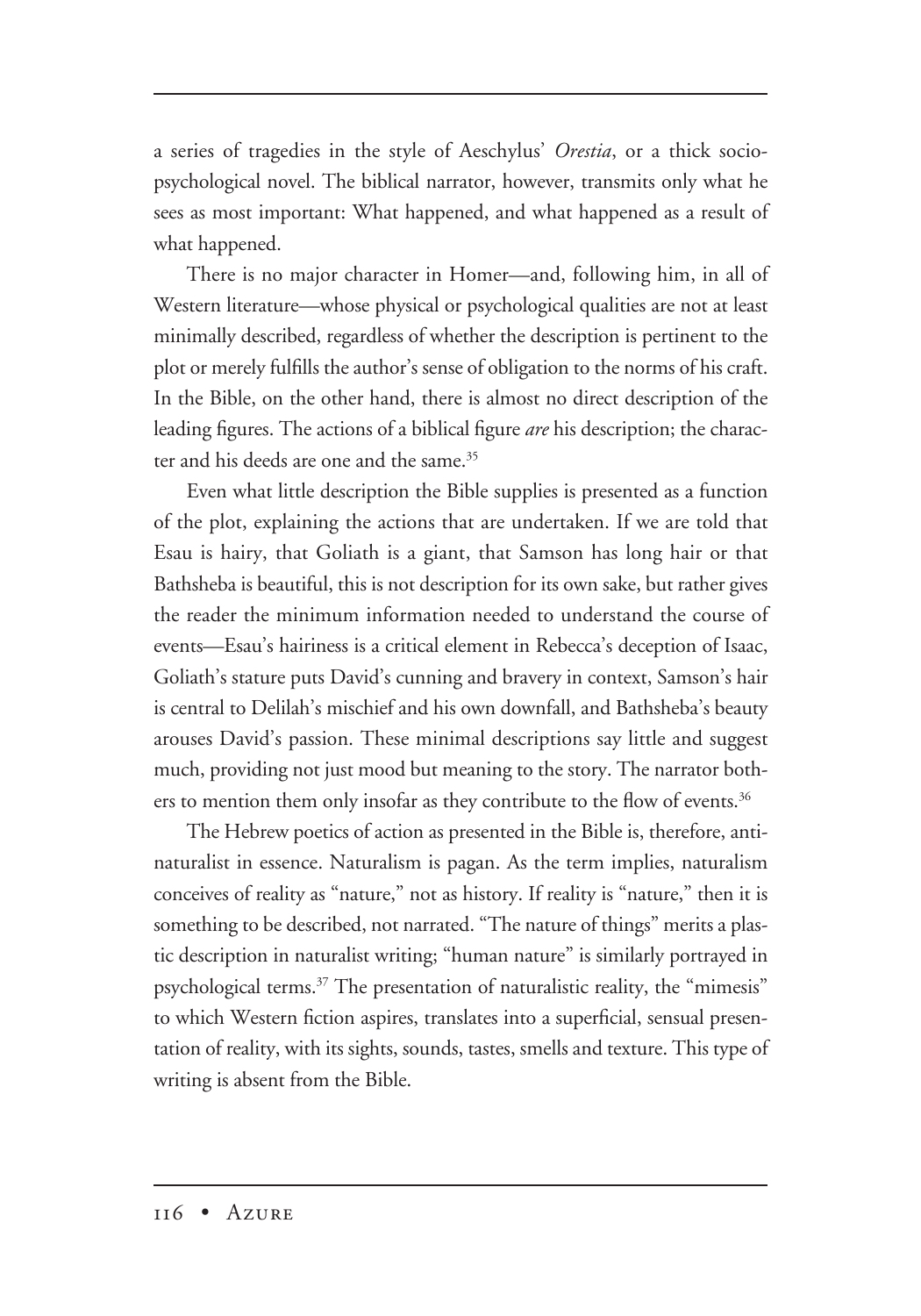a series of tragedies in the style of Aeschylus' *Orestia*, or a thick socio-psychological novel. The biblical narrator, however, transmits only what he sees as most important: What happened, and what happened as a result of what happened.

There is no major character in Homer—and, following him, in all of Western literature—whose physical or psychological qualities are not at least minimally described, regardless of whether the description is pertinent to the plot or merely fulfills the author's sense of obligation to the norms of his craft. In the Bible, on the other hand, there is almost no direct description of the leading figures. The actions of a biblical figure *are* his description; the character and his deeds are one and the same.[35]

Even what little description the Bible supplies is presented as a function of the plot, explaining the actions that are undertaken. If we are told that Esau is hairy, that Goliath is a giant, that Samson has long hair or that Bathsheba is beautiful, this is not description for its own sake, but rather gives the reader the minimum information needed to understand the course of events—Esau's hairiness is a critical element in Rebecca's deception of Isaac, Goliath's stature puts David's cunning and bravery in context, Samson's hair is central to Delilah's mischief and his own downfall, and Bathsheba's beauty arouses David's passion. These minimal descriptions say little and suggest much, providing not just mood but meaning to the story. The narrator bothers to mention them only insofar as they contribute to the flow of events.[36]

The Hebrew poetics of action as presented in the Bible is, therefore, anti-naturalist in essence. Naturalism is pagan. As the term implies, naturalism conceives of reality as "nature," not as history. If reality is "nature," then it is something to be described, not narrated. "The nature of things" merits a plastic description in naturalist writing; "human nature" is similarly portrayed in psychological terms.[37] The presentation of naturalistic reality, the "mimesis" to which Western fiction aspires, translates into a superficial, sensual presentation of reality, with its sights, sounds, tastes, smells and texture. This type of writing is absent from the Bible.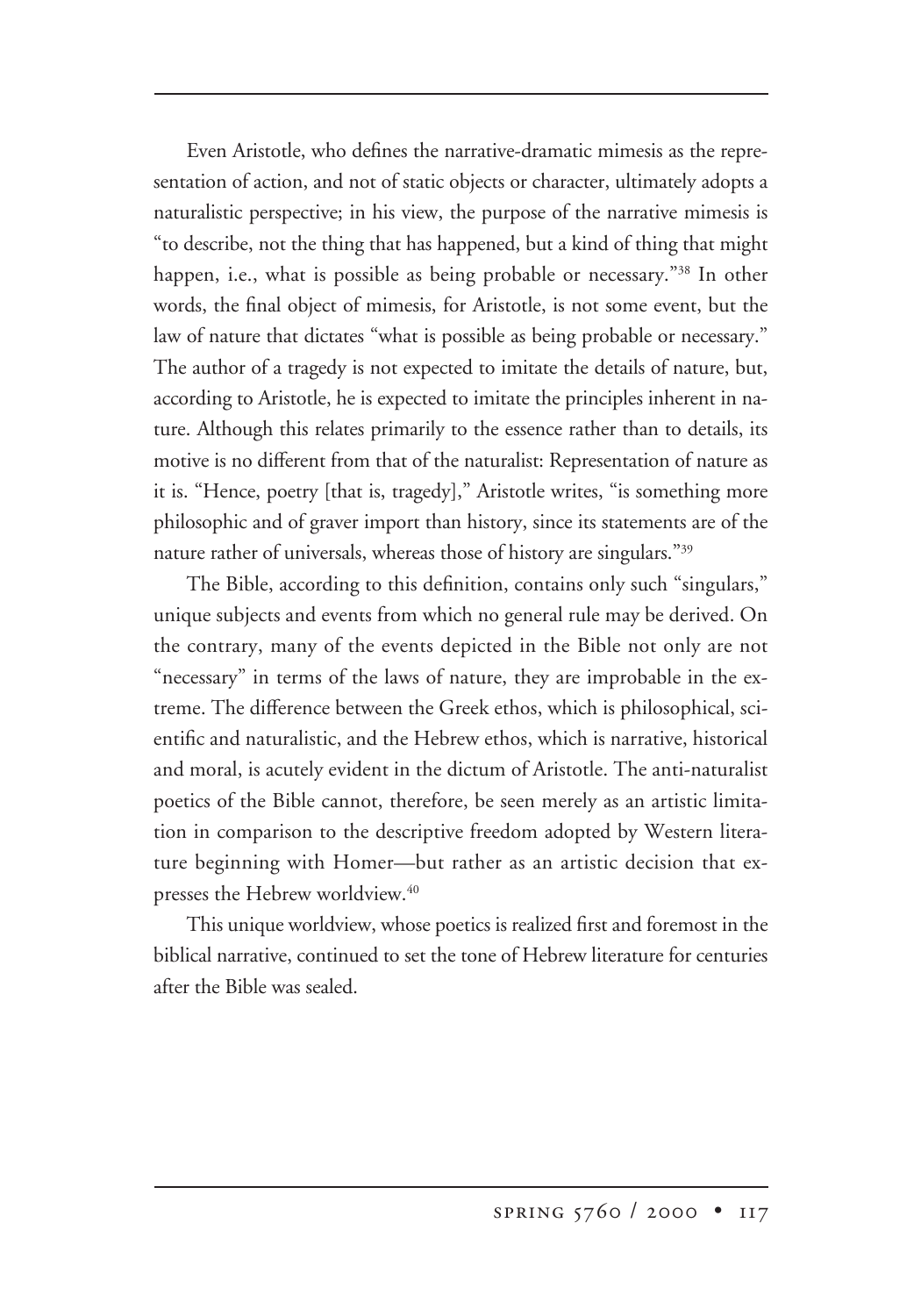Even Aristotle, who defines the narrative-dramatic mimesis as the representation of action, and not of static objects or character, ultimately adopts a naturalistic perspective; in his view, the purpose of the narrative mimesis is "to describe, not the thing that has happened, but a kind of thing that might happen, i.e., what is possible as being probable or necessary."[38] In other words, the final object of mimesis, for Aristotle, is not some event, but the law of nature that dictates "what is possible as being probable or necessary." The author of a tragedy is not expected to imitate the details of nature, but, according to Aristotle, he is expected to imitate the principles inherent in nature. Although this relates primarily to the essence rather than to details, its motive is no different from that of the naturalist: Representation of nature as it is. "Hence, poetry [that is, tragedy]," Aristotle writes, "is something more philosophic and of graver import than history, since its statements are of the nature rather of universals, whereas those of history are singulars."[39]

The Bible, according to this definition, contains only such "singulars," unique subjects and events from which no general rule may be derived. On the contrary, many of the events depicted in the Bible not only are not "necessary" in terms of the laws of nature, they are improbable in the extreme. The difference between the Greek ethos, which is philosophical, scientific and naturalistic, and the Hebrew ethos, which is narrative, historical and moral, is acutely evident in the dictum of Aristotle. The anti-naturalist poetics of the Bible cannot, therefore, be seen merely as an artistic limitation in comparison to the descriptive freedom adopted by Western literature beginning with Homer—but rather as an artistic decision that expresses the Hebrew worldview.[40]

This unique worldview, whose poetics is realized first and foremost in the biblical narrative, continued to set the tone of Hebrew literature for centuries after the Bible was sealed.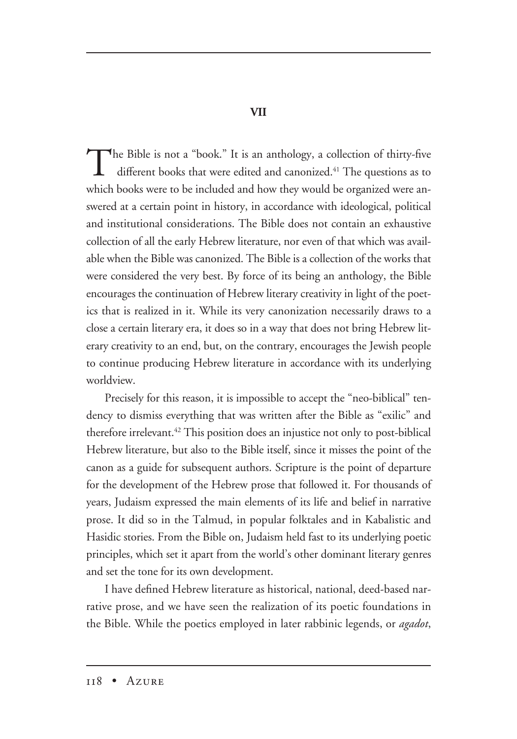## VII

The Bible is not a "book." It is an anthology, a collection of thirty-five different books that were edited and canonized.[41] The questions as to which books were to be included and how they would be organized were answered at a certain point in history, in accordance with ideological, political and institutional considerations. The Bible does not contain an exhaustive collection of all the early Hebrew literature, nor even of that which was available when the Bible was canonized. The Bible is a collection of the works that were considered the very best. By force of its being an anthology, the Bible encourages the continuation of Hebrew literary creativity in light of the poetics that is realized in it. While its very canonization necessarily draws to a close a certain literary era, it does so in a way that does not bring Hebrew literary creativity to an end, but, on the contrary, encourages the Jewish people to continue producing Hebrew literature in accordance with its underlying worldview.

Precisely for this reason, it is impossible to accept the "neo-biblical" tendency to dismiss everything that was written after the Bible as "exilic" and therefore irrelevant.[42] This position does an injustice not only to post-biblical Hebrew literature, but also to the Bible itself, since it misses the point of the canon as a guide for subsequent authors. Scripture is the point of departure for the development of the Hebrew prose that followed it. For thousands of years, Judaism expressed the main elements of its life and belief in narrative prose. It did so in the Talmud, in popular folktales and in Kabalistic and Hasidic stories. From the Bible on, Judaism held fast to its underlying poetic principles, which set it apart from the world's other dominant literary genres and set the tone for its own development.

I have defined Hebrew literature as historical, national, deed-based narrative prose, and we have seen the realization of its poetic foundations in the Bible. While the poetics employed in later rabbinic legends, or *agadot*,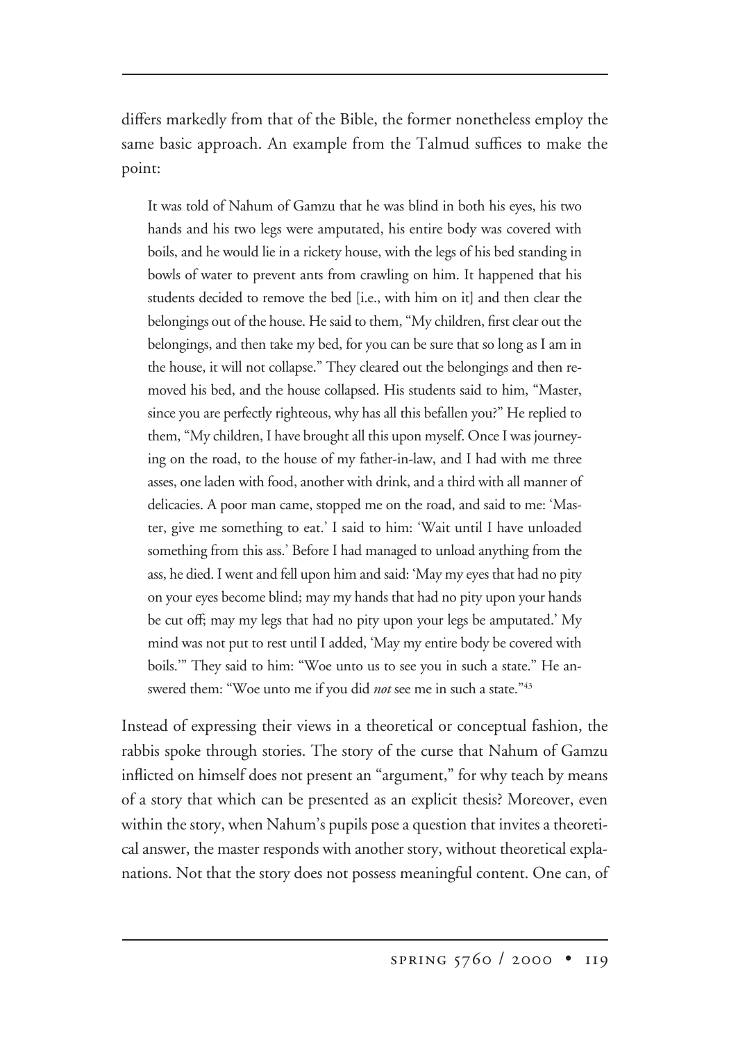differs markedly from that of the Bible, the former nonetheless employ the same basic approach. An example from the Talmud suffices to make the point:

> It was told of Nahum of Gamzu that he was blind in both his eyes, his two hands and his two legs were amputated, his entire body was covered with boils, and he would lie in a rickety house, with the legs of his bed standing in bowls of water to prevent ants from crawling on him. It happened that his students decided to remove the bed [i.e., with him on it] and then clear the belongings out of the house. He said to them, "My children, first clear out the belongings, and then take my bed, for you can be sure that so long as I am in the house, it will not collapse." They cleared out the belongings and then removed his bed, and the house collapsed. His students said to him, "Master, since you are perfectly righteous, why has all this befallen you?" He replied to them, "My children, I have brought all this upon myself. Once I was journeying on the road, to the house of my father-in-law, and I had with me three asses, one laden with food, another with drink, and a third with all manner of delicacies. A poor man came, stopped me on the road, and said to me: 'Master, give me something to eat.' I said to him: 'Wait until I have unloaded something from this ass.' Before I had managed to unload anything from the ass, he died. I went and fell upon him and said: 'May my eyes that had no pity on your eyes become blind; may my hands that had no pity upon your hands be cut off; may my legs that had no pity upon your legs be amputated.' My mind was not put to rest until I added, 'May my entire body be covered with boils.'" They said to him: "Woe unto us to see you in such a state." He answered them: "Woe unto me if you did *not* see me in such a state."[43]

Instead of expressing their views in a theoretical or conceptual fashion, the rabbis spoke through stories. The story of the curse that Nahum of Gamzu inflicted on himself does not present an "argument," for why teach by means of a story that which can be presented as an explicit thesis? Moreover, even within the story, when Nahum's pupils pose a question that invites a theoretical answer, the master responds with another story, without theoretical explanations. Not that the story does not possess meaningful content. One can, of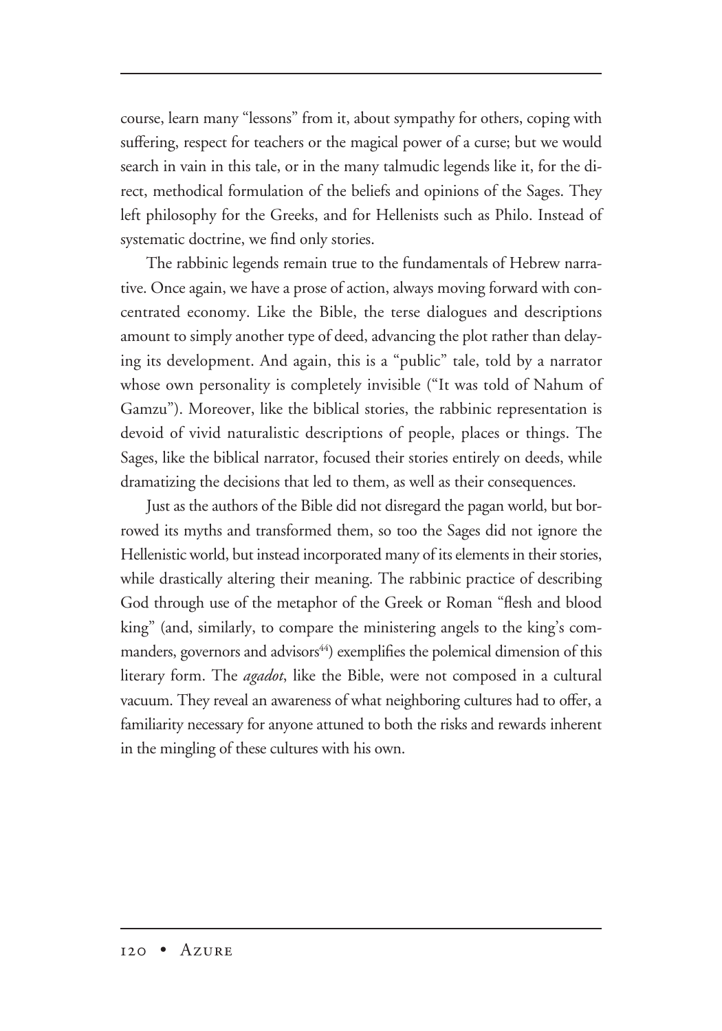course, learn many "lessons" from it, about sympathy for others, coping with suffering, respect for teachers or the magical power of a curse; but we would search in vain in this tale, or in the many talmudic legends like it, for the direct, methodical formulation of the beliefs and opinions of the Sages. They left philosophy for the Greeks, and for Hellenists such as Philo. Instead of systematic doctrine, we find only stories.

The rabbinic legends remain true to the fundamentals of Hebrew narrative. Once again, we have a prose of action, always moving forward with concentrated economy. Like the Bible, the terse dialogues and descriptions amount to simply another type of deed, advancing the plot rather than delaying its development. And again, this is a "public" tale, told by a narrator whose own personality is completely invisible ("It was told of Nahum of Gamzu"). Moreover, like the biblical stories, the rabbinic representation is devoid of vivid naturalistic descriptions of people, places or things. The Sages, like the biblical narrator, focused their stories entirely on deeds, while dramatizing the decisions that led to them, as well as their consequences.

Just as the authors of the Bible did not disregard the pagan world, but borrowed its myths and transformed them, so too the Sages did not ignore the Hellenistic world, but instead incorporated many of its elements in their stories, while drastically altering their meaning. The rabbinic practice of describing God through use of the metaphor of the Greek or Roman "flesh and blood king" (and, similarly, to compare the ministering angels to the king's commanders, governors and advisors[44]) exemplifies the polemical dimension of this literary form. The *agadot*, like the Bible, were not composed in a cultural vacuum. They reveal an awareness of what neighboring cultures had to offer, a familiarity necessary for anyone attuned to both the risks and rewards inherent in the mingling of these cultures with his own.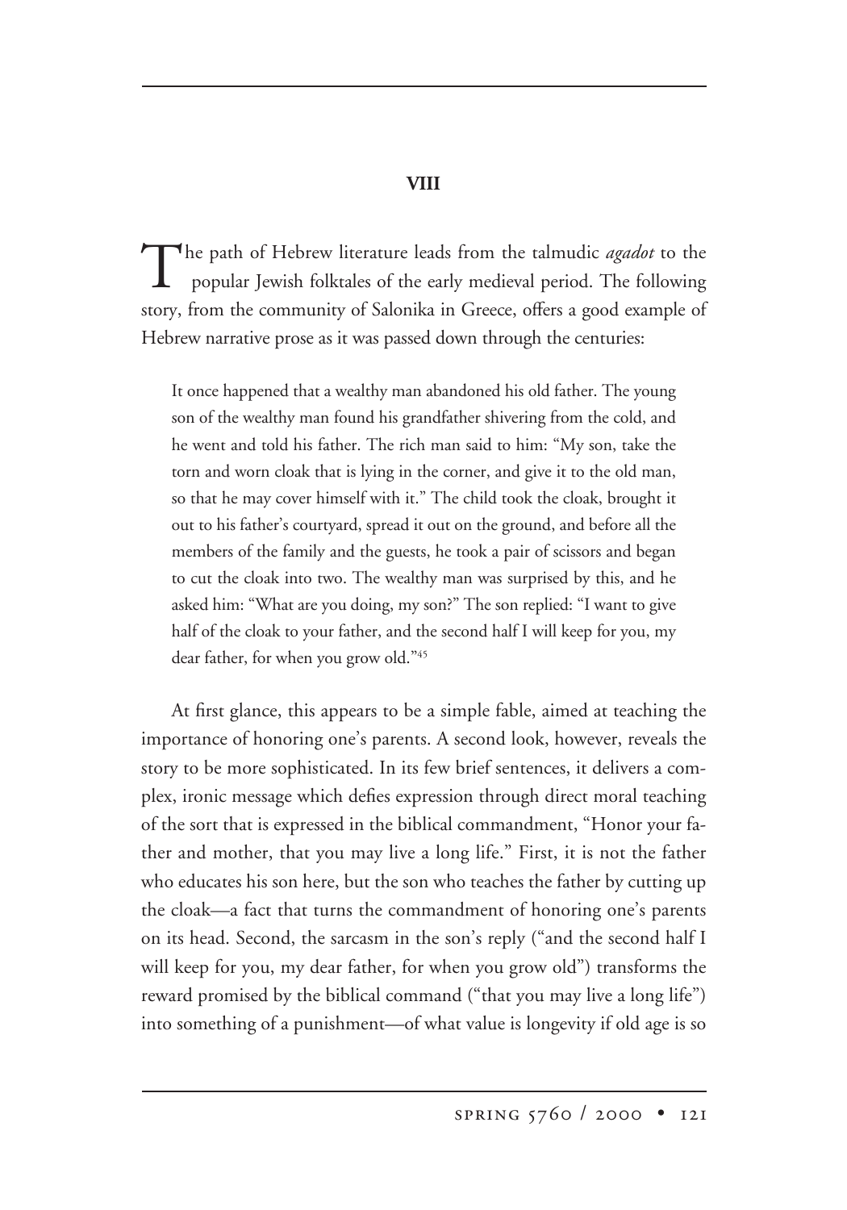## VIII

The path of Hebrew literature leads from the talmudic *agadot* to the popular Jewish folktales of the early medieval period. The following story, from the community of Salonika in Greece, offers a good example of Hebrew narrative prose as it was passed down through the centuries:

> It once happened that a wealthy man abandoned his old father. The young son of the wealthy man found his grandfather shivering from the cold, and he went and told his father. The rich man said to him: "My son, take the torn and worn cloak that is lying in the corner, and give it to the old man, so that he may cover himself with it." The child took the cloak, brought it out to his father's courtyard, spread it out on the ground, and before all the members of the family and the guests, he took a pair of scissors and began to cut the cloak into two. The wealthy man was surprised by this, and he asked him: "What are you doing, my son?" The son replied: "I want to give half of the cloak to your father, and the second half I will keep for you, my dear father, for when you grow old."[45]

At first glance, this appears to be a simple fable, aimed at teaching the importance of honoring one's parents. A second look, however, reveals the story to be more sophisticated. In its few brief sentences, it delivers a complex, ironic message which defies expression through direct moral teaching of the sort that is expressed in the biblical commandment, "Honor your father and mother, that you may live a long life." First, it is not the father who educates his son here, but the son who teaches the father by cutting up the cloak—a fact that turns the commandment of honoring one's parents on its head. Second, the sarcasm in the son's reply ("and the second half I will keep for you, my dear father, for when you grow old") transforms the reward promised by the biblical command ("that you may live a long life") into something of a punishment—of what value is longevity if old age is so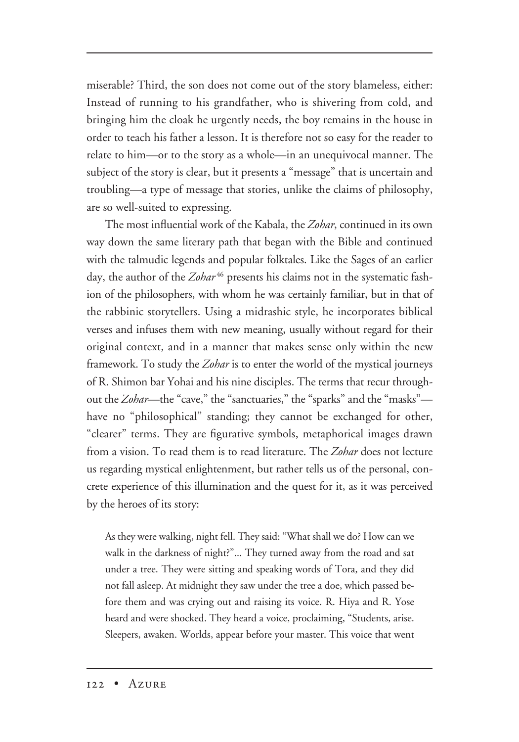miserable? Third, the son does not come out of the story blameless, either: Instead of running to his grandfather, who is shivering from cold, and bringing him the cloak he urgently needs, the boy remains in the house in order to teach his father a lesson. It is therefore not so easy for the reader to relate to him—or to the story as a whole—in an unequivocal manner. The subject of the story is clear, but it presents a "message" that is uncertain and troubling—a type of message that stories, unlike the claims of philosophy, are so well-suited to expressing.

The most influential work of the Kabala, the *Zohar*, continued in its own way down the same literary path that began with the Bible and continued with the talmudic legends and popular folktales. Like the Sages of an earlier day, the author of the *Zohar*[46] presents his claims not in the systematic fashion of the philosophers, with whom he was certainly familiar, but in that of the rabbinic storytellers. Using a midrashic style, he incorporates biblical verses and infuses them with new meaning, usually without regard for their original context, and in a manner that makes sense only within the new framework. To study the *Zohar* is to enter the world of the mystical journeys of R. Shimon bar Yohai and his nine disciples. The terms that recur throughout the *Zohar*—the "cave," the "sanctuaries," the "sparks" and the "masks"—have no "philosophical" standing; they cannot be exchanged for other, "clearer" terms. They are figurative symbols, metaphorical images drawn from a vision. To read them is to read literature. The *Zohar* does not lecture us regarding mystical enlightenment, but rather tells us of the personal, concrete experience of this illumination and the quest for it, as it was perceived by the heroes of its story:

> As they were walking, night fell. They said: "What shall we do? How can we walk in the darkness of night?"... They turned away from the road and sat under a tree. They were sitting and speaking words of Tora, and they did not fall asleep. At midnight they saw under the tree a doe, which passed before them and was crying out and raising its voice. R. Hiya and R. Yose heard and were shocked. They heard a voice, proclaiming, "Students, arise. Sleepers, awaken. Worlds, appear before your master. This voice that went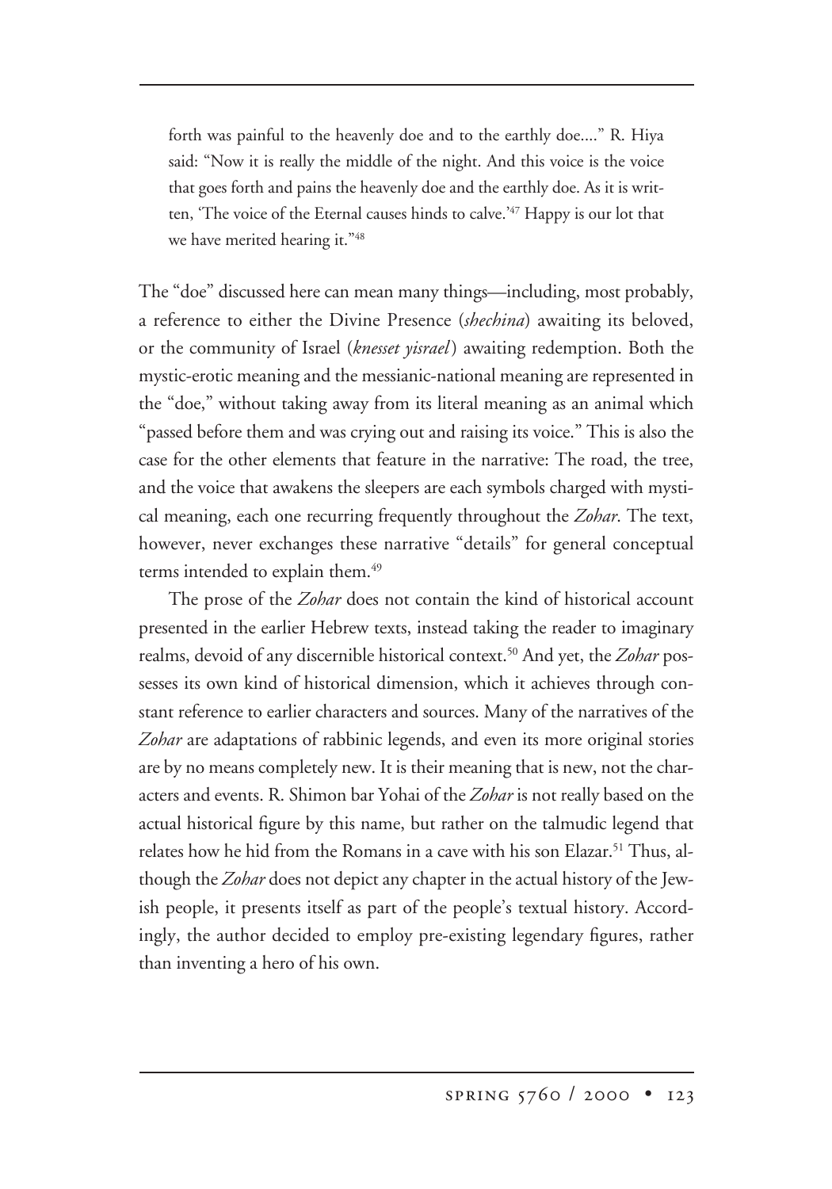> forth was painful to the heavenly doe and to the earthly doe...." R. Hiya said: "Now it is really the middle of the night. And this voice is the voice that goes forth and pains the heavenly doe and the earthly doe. As it is written, 'The voice of the Eternal causes hinds to calve.'[47] Happy is our lot that we have merited hearing it."[48]

The "doe" discussed here can mean many things—including, most probably, a reference to either the Divine Presence (*shechina*) awaiting its beloved, or the community of Israel (*knesset yisrael*) awaiting redemption. Both the mystic-erotic meaning and the messianic-national meaning are represented in the "doe," without taking away from its literal meaning as an animal which "passed before them and was crying out and raising its voice." This is also the case for the other elements that feature in the narrative: The road, the tree, and the voice that awakens the sleepers are each symbols charged with mystical meaning, each one recurring frequently throughout the *Zohar*. The text, however, never exchanges these narrative "details" for general conceptual terms intended to explain them.[49]

The prose of the *Zohar* does not contain the kind of historical account presented in the earlier Hebrew texts, instead taking the reader to imaginary realms, devoid of any discernible historical context.[50] And yet, the *Zohar* possesses its own kind of historical dimension, which it achieves through constant reference to earlier characters and sources. Many of the narratives of the *Zohar* are adaptations of rabbinic legends, and even its more original stories are by no means completely new. It is their meaning that is new, not the characters and events. R. Shimon bar Yohai of the *Zohar* is not really based on the actual historical figure by this name, but rather on the talmudic legend that relates how he hid from the Romans in a cave with his son Elazar.[51] Thus, although the *Zohar* does not depict any chapter in the actual history of the Jewish people, it presents itself as part of the people's textual history. Accordingly, the author decided to employ pre-existing legendary figures, rather than inventing a hero of his own.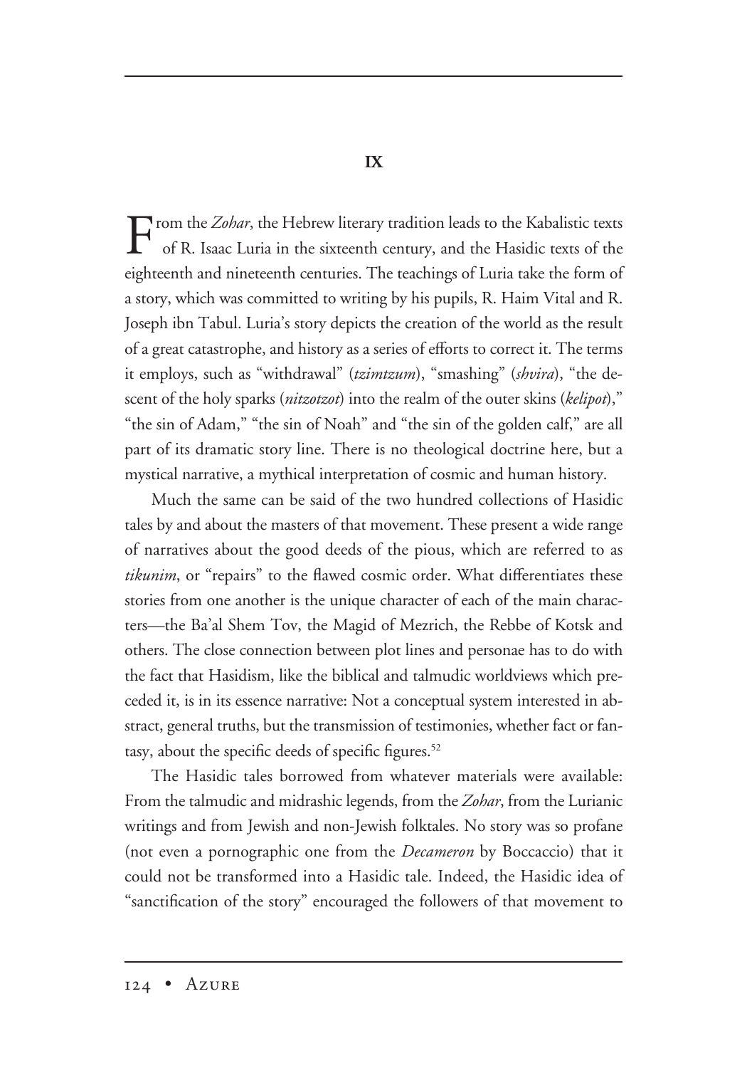## IX

From the *Zohar*, the Hebrew literary tradition leads to the Kabalistic texts of R. Isaac Luria in the sixteenth century, and the Hasidic texts of the eighteenth and nineteenth centuries. The teachings of Luria take the form of a story, which was committed to writing by his pupils, R. Haim Vital and R. Joseph ibn Tabul. Luria's story depicts the creation of the world as the result of a great catastrophe, and history as a series of efforts to correct it. The terms it employs, such as "withdrawal" (*tzimtzum*), "smashing" (*shvira*), "the descent of the holy sparks (*nitzotzot*) into the realm of the outer skins (*kelipot*)," "the sin of Adam," "the sin of Noah" and "the sin of the golden calf," are all part of its dramatic story line. There is no theological doctrine here, but a mystical narrative, a mythical interpretation of cosmic and human history.

Much the same can be said of the two hundred collections of Hasidic tales by and about the masters of that movement. These present a wide range of narratives about the good deeds of the pious, which are referred to as *tikunim*, or "repairs" to the flawed cosmic order. What differentiates these stories from one another is the unique character of each of the main characters—the Ba'al Shem Tov, the Magid of Mezrich, the Rebbe of Kotsk and others. The close connection between plot lines and personae has to do with the fact that Hasidism, like the biblical and talmudic worldviews which preceded it, is in its essence narrative: Not a conceptual system interested in abstract, general truths, but the transmission of testimonies, whether fact or fantasy, about the specific deeds of specific figures.[52]

The Hasidic tales borrowed from whatever materials were available: From the talmudic and midrashic legends, from the *Zohar*, from the Lurianic writings and from Jewish and non-Jewish folktales. No story was so profane (not even a pornographic one from the *Decameron* by Boccaccio) that it could not be transformed into a Hasidic tale. Indeed, the Hasidic idea of "sanctification of the story" encouraged the followers of that movement to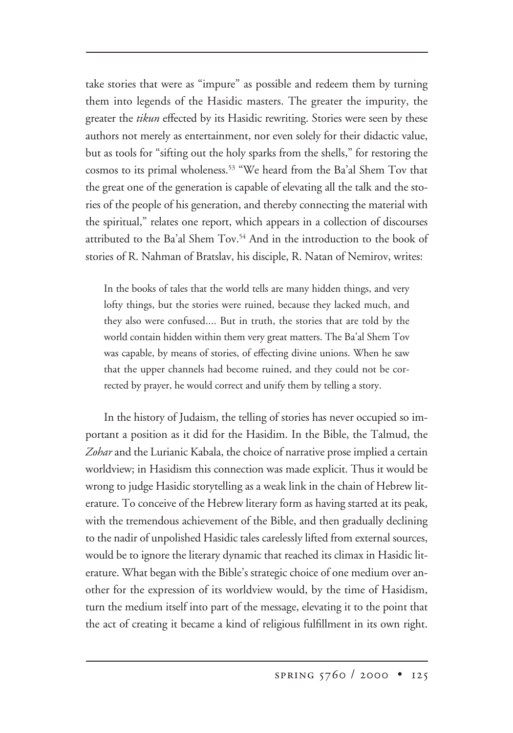take stories that were as "impure" as possible and redeem them by turning them into legends of the Hasidic masters. The greater the impurity, the greater the *tikun* effected by its Hasidic rewriting. Stories were seen by these authors not merely as entertainment, nor even solely for their didactic value, but as tools for "sifting out the holy sparks from the shells," for restoring the cosmos to its primal wholeness.[53] "We heard from the Ba'al Shem Tov that the great one of the generation is capable of elevating all the talk and the stories of the people of his generation, and thereby connecting the material with the spiritual," relates one report, which appears in a collection of discourses attributed to the Ba'al Shem Tov.[54] And in the introduction to the book of stories of R. Nahman of Bratslav, his disciple, R. Natan of Nemirov, writes:

> In the books of tales that the world tells are many hidden things, and very lofty things, but the stories were ruined, because they lacked much, and they also were confused.... But in truth, the stories that are told by the world contain hidden within them very great matters. The Ba'al Shem Tov was capable, by means of stories, of effecting divine unions. When he saw that the upper channels had become ruined, and they could not be corrected by prayer, he would correct and unify them by telling a story.

In the history of Judaism, the telling of stories has never occupied so important a position as it did for the Hasidim. In the Bible, the Talmud, the *Zohar* and the Lurianic Kabala, the choice of narrative prose implied a certain worldview; in Hasidism this connection was made explicit. Thus it would be wrong to judge Hasidic storytelling as a weak link in the chain of Hebrew literature. To conceive of the Hebrew literary form as having started at its peak, with the tremendous achievement of the Bible, and then gradually declining to the nadir of unpolished Hasidic tales carelessly lifted from external sources, would be to ignore the literary dynamic that reached its climax in Hasidic literature. What began with the Bible's strategic choice of one medium over another for the expression of its worldview would, by the time of Hasidism, turn the medium itself into part of the message, elevating it to the point that the act of creating it became a kind of religious fulfillment in its own right.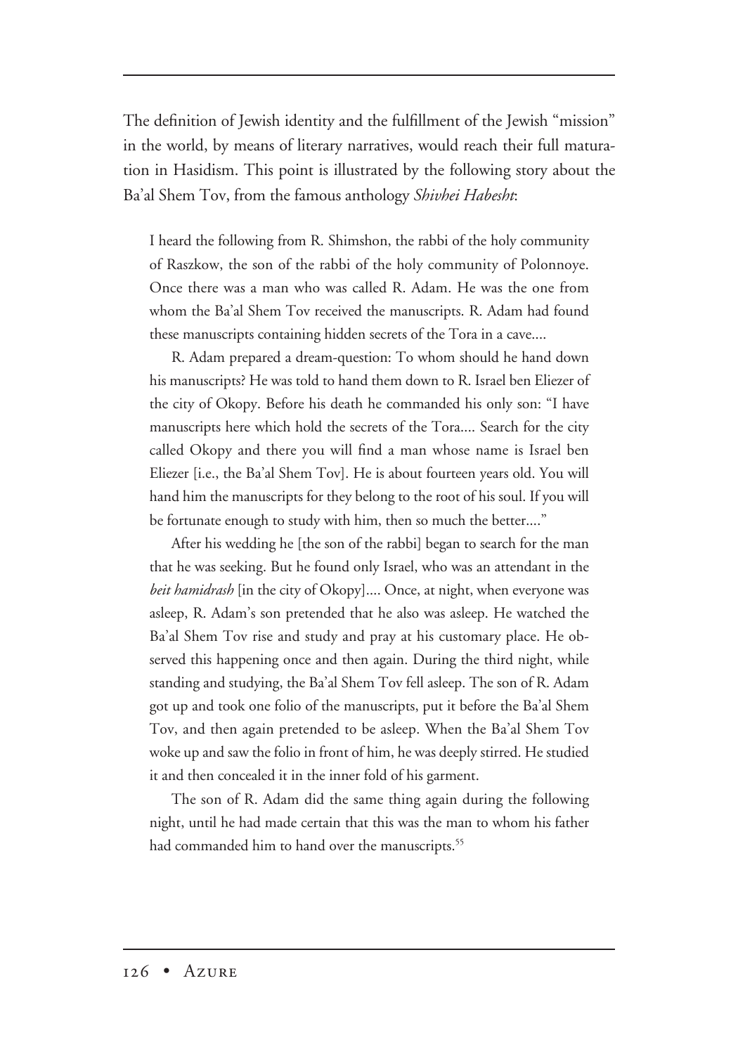The definition of Jewish identity and the fulfillment of the Jewish "mission" in the world, by means of literary narratives, would reach their full maturation in Hasidism. This point is illustrated by the following story about the Ba'al Shem Tov, from the famous anthology *Shivhei Habesht*:

> I heard the following from R. Shimshon, the rabbi of the holy community of Raszkow, the son of the rabbi of the holy community of Polonnoye. Once there was a man who was called R. Adam. He was the one from whom the Ba'al Shem Tov received the manuscripts. R. Adam had found these manuscripts containing hidden secrets of the Tora in a cave....
>
> R. Adam prepared a dream-question: To whom should he hand down his manuscripts? He was told to hand them down to R. Israel ben Eliezer of the city of Okopy. Before his death he commanded his only son: "I have manuscripts here which hold the secrets of the Tora.... Search for the city called Okopy and there you will find a man whose name is Israel ben Eliezer [i.e., the Ba'al Shem Tov]. He is about fourteen years old. You will hand him the manuscripts for they belong to the root of his soul. If you will be fortunate enough to study with him, then so much the better...."
>
> After his wedding he [the son of the rabbi] began to search for the man that he was seeking. But he found only Israel, who was an attendant in the *beit hamidrash* [in the city of Okopy].... Once, at night, when everyone was asleep, R. Adam's son pretended that he also was asleep. He watched the Ba'al Shem Tov rise and study and pray at his customary place. He observed this happening once and then again. During the third night, while standing and studying, the Ba'al Shem Tov fell asleep. The son of R. Adam got up and took one folio of the manuscripts, put it before the Ba'al Shem Tov, and then again pretended to be asleep. When the Ba'al Shem Tov woke up and saw the folio in front of him, he was deeply stirred. He studied it and then concealed it in the inner fold of his garment.
>
> The son of R. Adam did the same thing again during the following night, until he had made certain that this was the man to whom his father had commanded him to hand over the manuscripts.[55]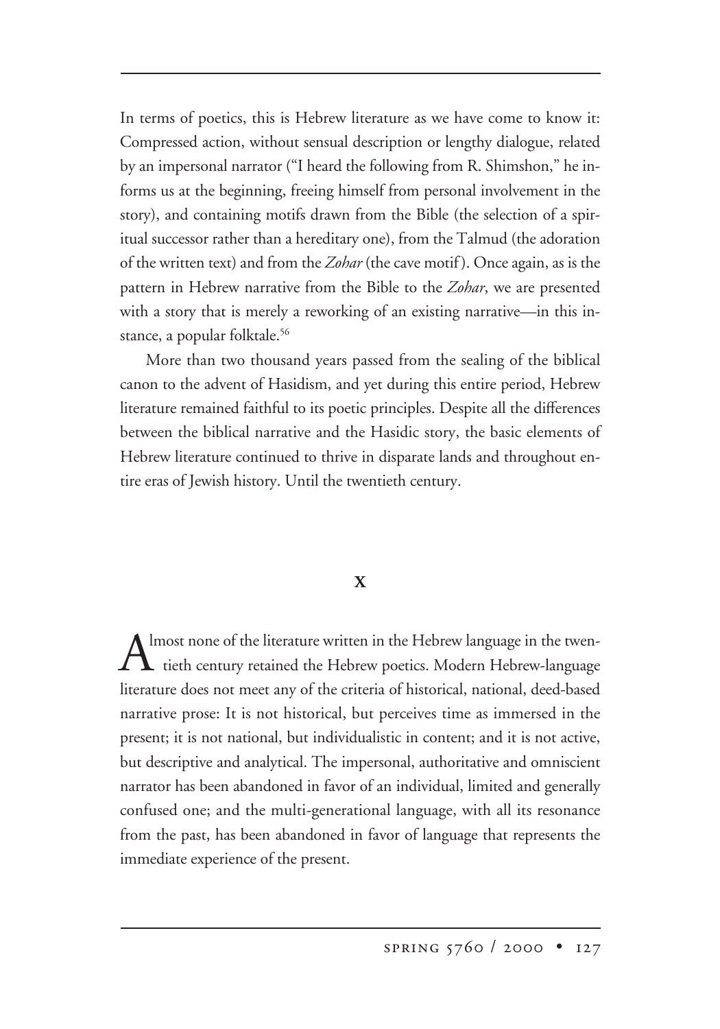In terms of poetics, this is Hebrew literature as we have come to know it: Compressed action, without sensual description or lengthy dialogue, related by an impersonal narrator ("I heard the following from R. Shimshon," he informs us at the beginning, freeing himself from personal involvement in the story), and containing motifs drawn from the Bible (the selection of a spiritual successor rather than a hereditary one), from the Talmud (the adoration of the written text) and from the *Zohar* (the cave motif). Once again, as is the pattern in Hebrew narrative from the Bible to the *Zohar*, we are presented with a story that is merely a reworking of an existing narrative—in this instance, a popular folktale.[56]

More than two thousand years passed from the sealing of the biblical canon to the advent of Hasidism, and yet during this entire period, Hebrew literature remained faithful to its poetic principles. Despite all the differences between the biblical narrative and the Hasidic story, the basic elements of Hebrew literature continued to thrive in disparate lands and throughout entire eras of Jewish history. Until the twentieth century.

## X

Almost none of the literature written in the Hebrew language in the twentieth century retained the Hebrew poetics. Modern Hebrew-language literature does not meet any of the criteria of historical, national, deed-based narrative prose: It is not historical, but perceives time as immersed in the present; it is not national, but individualistic in content; and it is not active, but descriptive and analytical. The impersonal, authoritative and omniscient narrator has been abandoned in favor of an individual, limited and generally confused one; and the multi-generational language, with all its resonance from the past, has been abandoned in favor of language that represents the immediate experience of the present.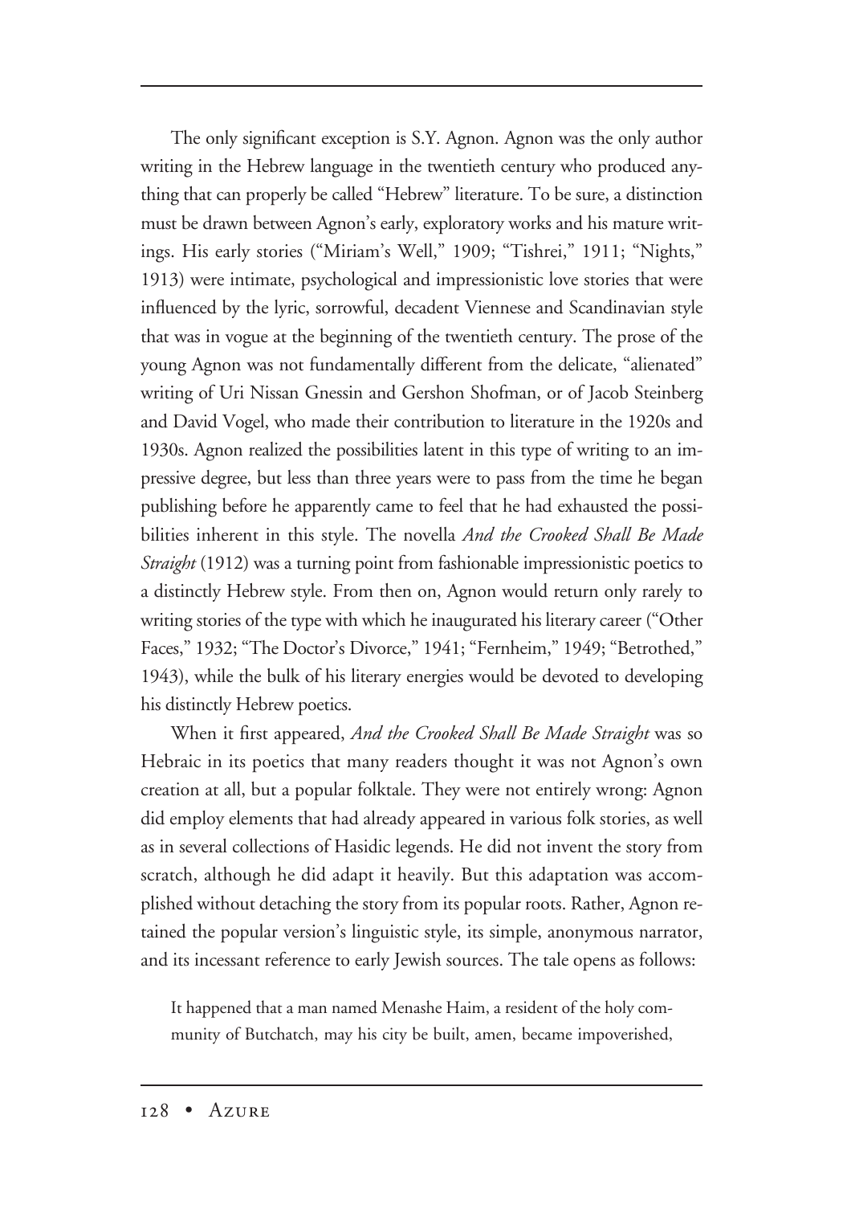The only significant exception is S.Y. Agnon. Agnon was the only author writing in the Hebrew language in the twentieth century who produced anything that can properly be called "Hebrew" literature. To be sure, a distinction must be drawn between Agnon's early, exploratory works and his mature writings. His early stories ("Miriam's Well," 1909; "Tishrei," 1911; "Nights," 1913) were intimate, psychological and impressionistic love stories that were influenced by the lyric, sorrowful, decadent Viennese and Scandinavian style that was in vogue at the beginning of the twentieth century. The prose of the young Agnon was not fundamentally different from the delicate, "alienated" writing of Uri Nissan Gnessin and Gershon Shofman, or of Jacob Steinberg and David Vogel, who made their contribution to literature in the 1920s and 1930s. Agnon realized the possibilities latent in this type of writing to an impressive degree, but less than three years were to pass from the time he began publishing before he apparently came to feel that he had exhausted the possibilities inherent in this style. The novella *And the Crooked Shall Be Made Straight* (1912) was a turning point from fashionable impressionistic poetics to a distinctly Hebrew style. From then on, Agnon would return only rarely to writing stories of the type with which he inaugurated his literary career ("Other Faces," 1932; "The Doctor's Divorce," 1941; "Fernheim," 1949; "Betrothed," 1943), while the bulk of his literary energies would be devoted to developing his distinctly Hebrew poetics.

When it first appeared, *And the Crooked Shall Be Made Straight* was so Hebraic in its poetics that many readers thought it was not Agnon's own creation at all, but a popular folktale. They were not entirely wrong: Agnon did employ elements that had already appeared in various folk stories, as well as in several collections of Hasidic legends. He did not invent the story from scratch, although he did adapt it heavily. But this adaptation was accomplished without detaching the story from its popular roots. Rather, Agnon retained the popular version's linguistic style, its simple, anonymous narrator, and its incessant reference to early Jewish sources. The tale opens as follows:

> It happened that a man named Menashe Haim, a resident of the holy community of Butchatch, may his city be built, amen, became impoverished,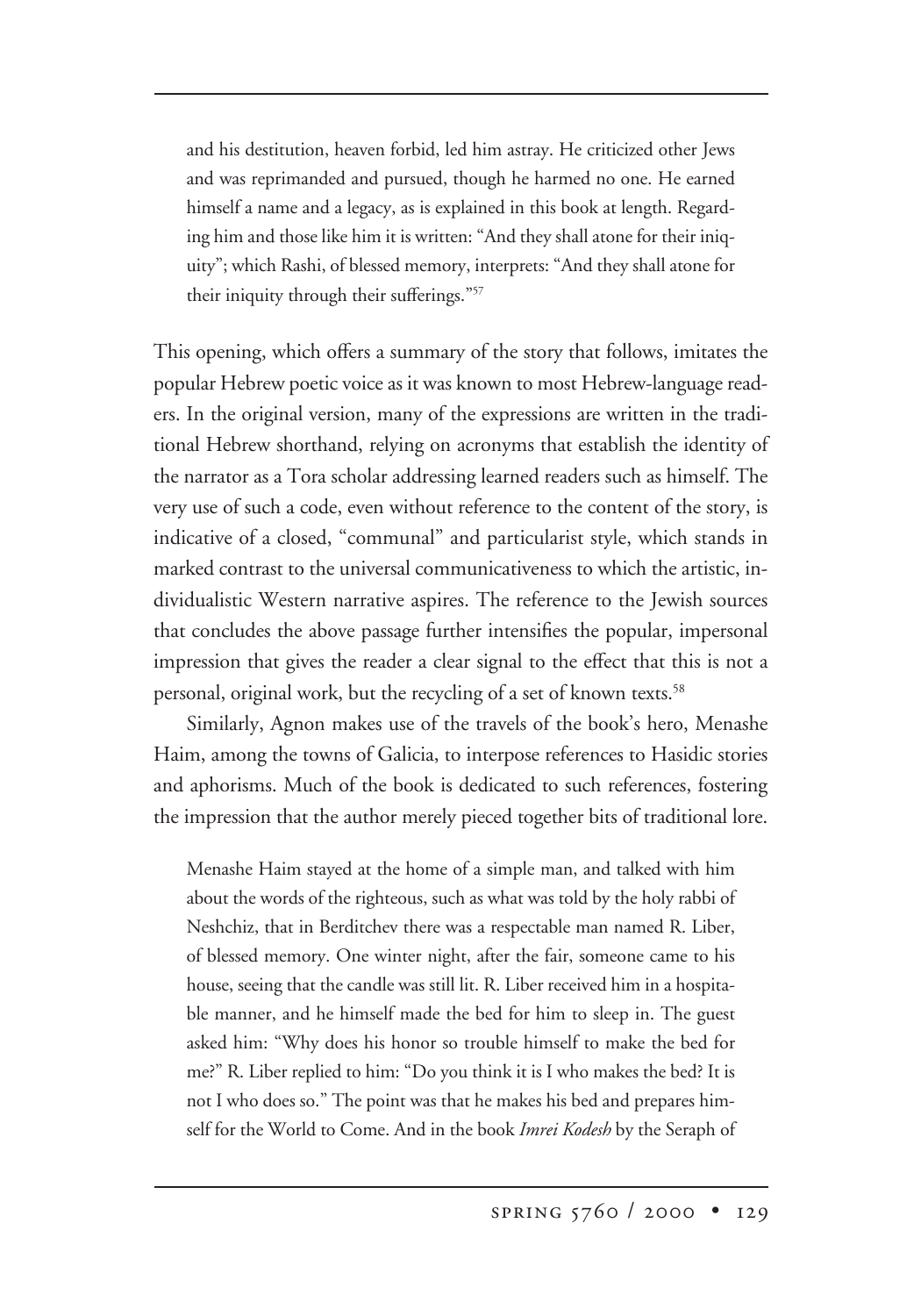> and his destitution, heaven forbid, led him astray. He criticized other Jews and was reprimanded and pursued, though he harmed no one. He earned himself a name and a legacy, as is explained in this book at length. Regarding him and those like him it is written: "And they shall atone for their iniquity"; which Rashi, of blessed memory, interprets: "And they shall atone for their iniquity through their sufferings."[57]

This opening, which offers a summary of the story that follows, imitates the popular Hebrew poetic voice as it was known to most Hebrew-language readers. In the original version, many of the expressions are written in the traditional Hebrew shorthand, relying on acronyms that establish the identity of the narrator as a Tora scholar addressing learned readers such as himself. The very use of such a code, even without reference to the content of the story, is indicative of a closed, "communal" and particularist style, which stands in marked contrast to the universal communicativeness to which the artistic, individualistic Western narrative aspires. The reference to the Jewish sources that concludes the above passage further intensifies the popular, impersonal impression that gives the reader a clear signal to the effect that this is not a personal, original work, but the recycling of a set of known texts.[58]

Similarly, Agnon makes use of the travels of the book's hero, Menashe Haim, among the towns of Galicia, to interpose references to Hasidic stories and aphorisms. Much of the book is dedicated to such references, fostering the impression that the author merely pieced together bits of traditional lore.

> Menashe Haim stayed at the home of a simple man, and talked with him about the words of the righteous, such as what was told by the holy rabbi of Neshchiz, that in Berditchev there was a respectable man named R. Liber, of blessed memory. One winter night, after the fair, someone came to his house, seeing that the candle was still lit. R. Liber received him in a hospitable manner, and he himself made the bed for him to sleep in. The guest asked him: "Why does his honor so trouble himself to make the bed for me?" R. Liber replied to him: "Do you think it is I who makes the bed? It is not I who does so." The point was that he makes his bed and prepares himself for the World to Come. And in the book *Imrei Kodesh* by the Seraph of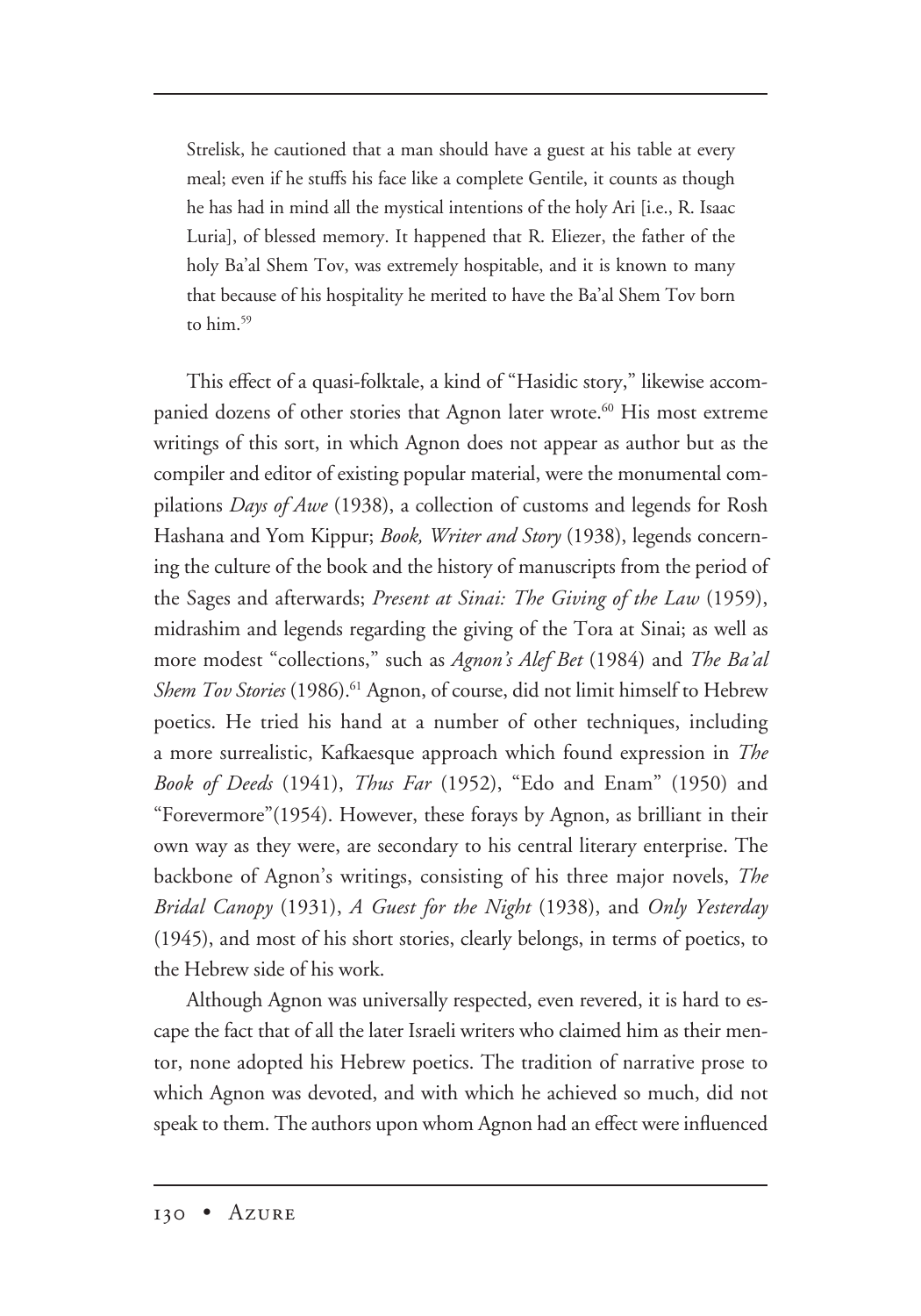> Strelisk, he cautioned that a man should have a guest at his table at every meal; even if he stuffs his face like a complete Gentile, it counts as though he has had in mind all the mystical intentions of the holy Ari [i.e., R. Isaac Luria], of blessed memory. It happened that R. Eliezer, the father of the holy Ba'al Shem Tov, was extremely hospitable, and it is known to many that because of his hospitality he merited to have the Ba'al Shem Tov born to him.[59]

This effect of a quasi-folktale, a kind of "Hasidic story," likewise accompanied dozens of other stories that Agnon later wrote.[60] His most extreme writings of this sort, in which Agnon does not appear as author but as the compiler and editor of existing popular material, were the monumental compilations *Days of Awe* (1938), a collection of customs and legends for Rosh Hashana and Yom Kippur; *Book, Writer and Story* (1938), legends concerning the culture of the book and the history of manuscripts from the period of the Sages and afterwards; *Present at Sinai: The Giving of the Law* (1959), midrashim and legends regarding the giving of the Tora at Sinai; as well as more modest "collections," such as *Agnon's Alef Bet* (1984) and *The Ba'al Shem Tov Stories* (1986).[61] Agnon, of course, did not limit himself to Hebrew poetics. He tried his hand at a number of other techniques, including a more surrealistic, Kafkaesque approach which found expression in *The Book of Deeds* (1941), *Thus Far* (1952), "Edo and Enam" (1950) and "Forevermore"(1954). However, these forays by Agnon, as brilliant in their own way as they were, are secondary to his central literary enterprise. The backbone of Agnon's writings, consisting of his three major novels, *The Bridal Canopy* (1931), *A Guest for the Night* (1938), and *Only Yesterday* (1945), and most of his short stories, clearly belongs, in terms of poetics, to the Hebrew side of his work.

Although Agnon was universally respected, even revered, it is hard to escape the fact that of all the later Israeli writers who claimed him as their mentor, none adopted his Hebrew poetics. The tradition of narrative prose to which Agnon was devoted, and with which he achieved so much, did not speak to them. The authors upon whom Agnon had an effect were influenced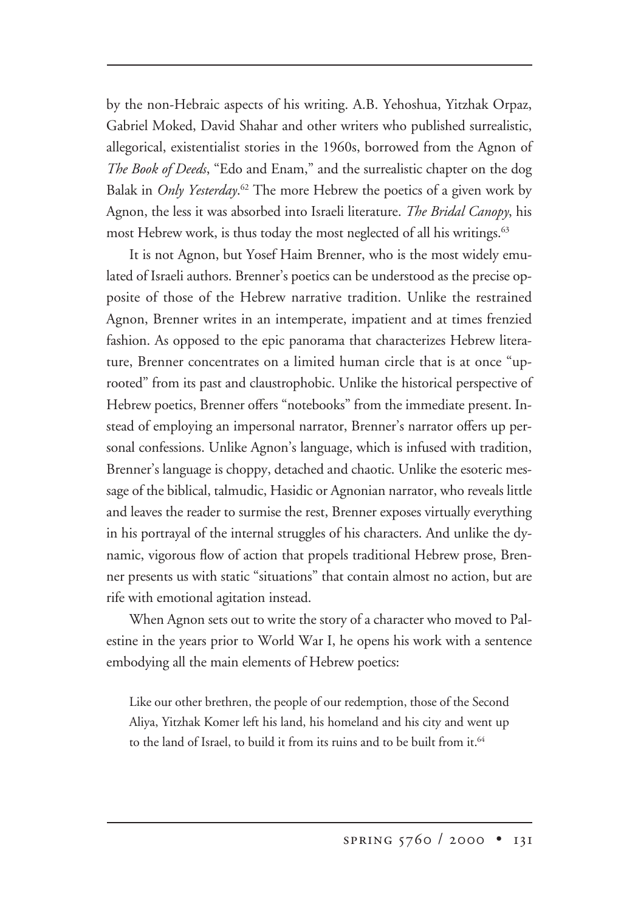by the non-Hebraic aspects of his writing. A.B. Yehoshua, Yitzhak Orpaz, Gabriel Moked, David Shahar and other writers who published surrealistic, allegorical, existentialist stories in the 1960s, borrowed from the Agnon of *The Book of Deeds*, "Edo and Enam," and the surrealistic chapter on the dog Balak in *Only Yesterday*.[62] The more Hebrew the poetics of a given work by Agnon, the less it was absorbed into Israeli literature. *The Bridal Canopy*, his most Hebrew work, is thus today the most neglected of all his writings.[63]

It is not Agnon, but Yosef Haim Brenner, who is the most widely emulated of Israeli authors. Brenner's poetics can be understood as the precise opposite of those of the Hebrew narrative tradition. Unlike the restrained Agnon, Brenner writes in an intemperate, impatient and at times frenzied fashion. As opposed to the epic panorama that characterizes Hebrew literature, Brenner concentrates on a limited human circle that is at once "uprooted" from its past and claustrophobic. Unlike the historical perspective of Hebrew poetics, Brenner offers "notebooks" from the immediate present. Instead of employing an impersonal narrator, Brenner's narrator offers up personal confessions. Unlike Agnon's language, which is infused with tradition, Brenner's language is choppy, detached and chaotic. Unlike the esoteric message of the biblical, talmudic, Hasidic or Agnonian narrator, who reveals little and leaves the reader to surmise the rest, Brenner exposes virtually everything in his portrayal of the internal struggles of his characters. And unlike the dynamic, vigorous flow of action that propels traditional Hebrew prose, Brenner presents us with static "situations" that contain almost no action, but are rife with emotional agitation instead.

When Agnon sets out to write the story of a character who moved to Palestine in the years prior to World War I, he opens his work with a sentence embodying all the main elements of Hebrew poetics:

> Like our other brethren, the people of our redemption, those of the Second Aliya, Yitzhak Komer left his land, his homeland and his city and went up to the land of Israel, to build it from its ruins and to be built from it.[64]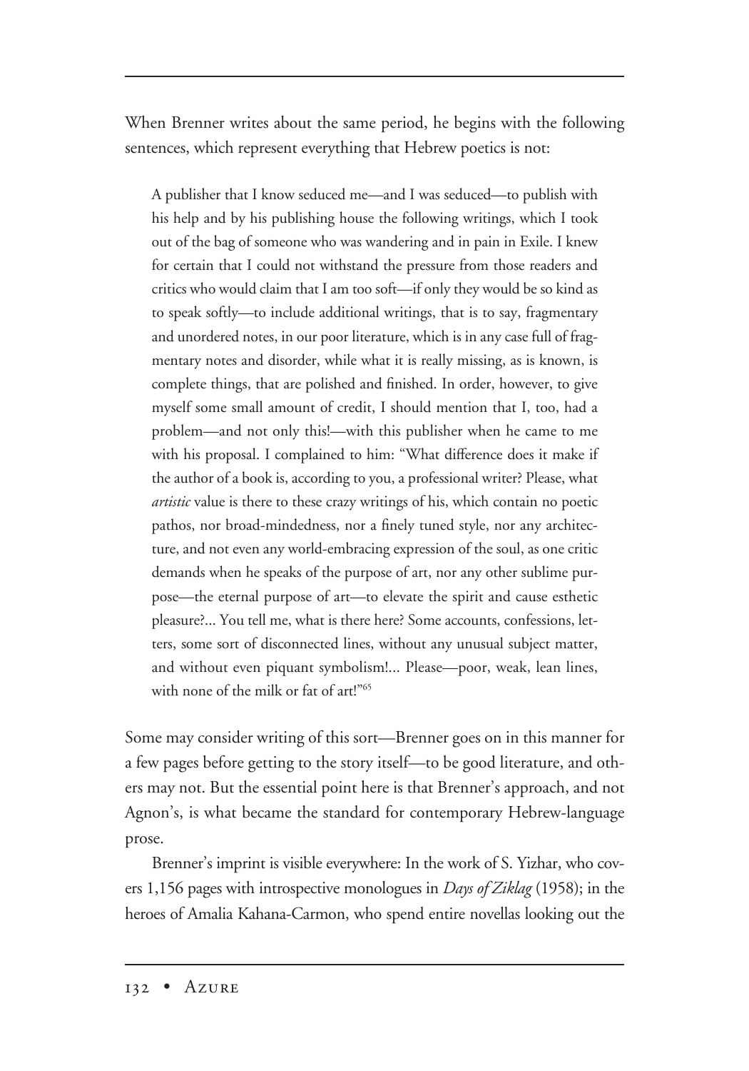When Brenner writes about the same period, he begins with the following sentences, which represent everything that Hebrew poetics is not:

> A publisher that I know seduced me—and I was seduced—to publish with his help and by his publishing house the following writings, which I took out of the bag of someone who was wandering and in pain in Exile. I knew for certain that I could not withstand the pressure from those readers and critics who would claim that I am too soft—if only they would be so kind as to speak softly—to include additional writings, that is to say, fragmentary and unordered notes, in our poor literature, which is in any case full of fragmentary notes and disorder, while what it is really missing, as is known, is complete things, that are polished and finished. In order, however, to give myself some small amount of credit, I should mention that I, too, had a problem—and not only this!—with this publisher when he came to me with his proposal. I complained to him: "What difference does it make if the author of a book is, according to you, a professional writer? Please, what *artistic* value is there to these crazy writings of his, which contain no poetic pathos, nor broad-mindedness, nor a finely tuned style, nor any architecture, and not even any world-embracing expression of the soul, as one critic demands when he speaks of the purpose of art, nor any other sublime purpose—the eternal purpose of art—to elevate the spirit and cause esthetic pleasure?... You tell me, what is there here? Some accounts, confessions, letters, some sort of disconnected lines, without any unusual subject matter, and without even piquant symbolism!... Please—poor, weak, lean lines, with none of the milk or fat of art!"[65]

Some may consider writing of this sort—Brenner goes on in this manner for a few pages before getting to the story itself—to be good literature, and others may not. But the essential point here is that Brenner's approach, and not Agnon's, is what became the standard for contemporary Hebrew-language prose.

Brenner's imprint is visible everywhere: In the work of S. Yizhar, who covers 1,156 pages with introspective monologues in *Days of Ziklag* (1958); in the heroes of Amalia Kahana-Carmon, who spend entire novellas looking out the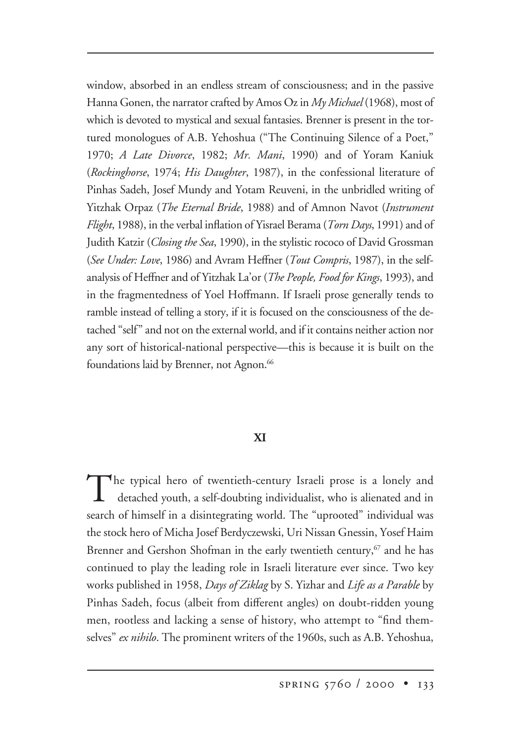window, absorbed in an endless stream of consciousness; and in the passive Hanna Gonen, the narrator crafted by Amos Oz in *My Michael* (1968), most of which is devoted to mystical and sexual fantasies. Brenner is present in the tortured monologues of A.B. Yehoshua ("The Continuing Silence of a Poet," 1970; *A Late Divorce*, 1982; *Mr. Mani*, 1990) and of Yoram Kaniuk (*Rockinghorse*, 1974; *His Daughter*, 1987), in the confessional literature of Pinhas Sadeh, Josef Mundy and Yotam Reuveni, in the unbridled writing of Yitzhak Orpaz (*The Eternal Bride*, 1988) and of Amnon Navot (*Instrument Flight*, 1988), in the verbal inflation of Yisrael Berama (*Torn Days*, 1991) and of Judith Katzir (*Closing the Sea*, 1990), in the stylistic rococo of David Grossman (*See Under: Love*, 1986) and Avram Heffner (*Tout Compris*, 1987), in the self-analysis of Heffner and of Yitzhak La'or (*The People, Food for Kings*, 1993), and in the fragmentedness of Yoel Hoffmann. If Israeli prose generally tends to ramble instead of telling a story, if it is focused on the consciousness of the detached "self" and not on the external world, and if it contains neither action nor any sort of historical-national perspective—this is because it is built on the foundations laid by Brenner, not Agnon.[66]

## XI

The typical hero of twentieth-century Israeli prose is a lonely and detached youth, a self-doubting individualist, who is alienated and in search of himself in a disintegrating world. The "uprooted" individual was the stock hero of Micha Josef Berdyczewski, Uri Nissan Gnessin, Yosef Haim Brenner and Gershon Shofman in the early twentieth century,[67] and he has continued to play the leading role in Israeli literature ever since. Two key works published in 1958, *Days of Ziklag* by S. Yizhar and *Life as a Parable* by Pinhas Sadeh, focus (albeit from different angles) on doubt-ridden young men, rootless and lacking a sense of history, who attempt to "find themselves" *ex nihilo*. The prominent writers of the 1960s, such as A.B. Yehoshua,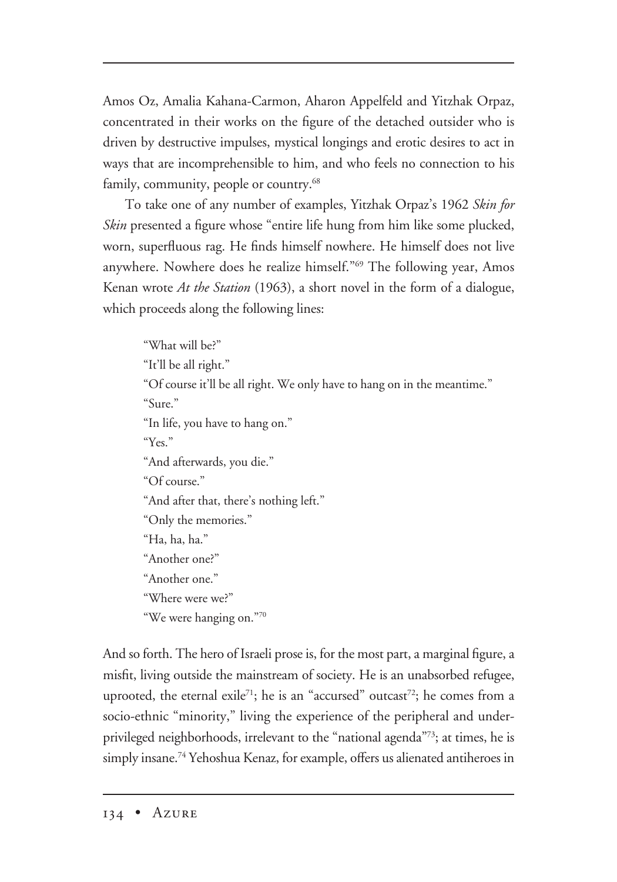Amos Oz, Amalia Kahana-Carmon, Aharon Appelfeld and Yitzhak Orpaz, concentrated in their works on the figure of the detached outsider who is driven by destructive impulses, mystical longings and erotic desires to act in ways that are incomprehensible to him, and who feels no connection to his family, community, people or country.[68]

To take one of any number of examples, Yitzhak Orpaz's 1962 *Skin for Skin* presented a figure whose "entire life hung from him like some plucked, worn, superfluous rag. He finds himself nowhere. He himself does not live anywhere. Nowhere does he realize himself."[69] The following year, Amos Kenan wrote *At the Station* (1963), a short novel in the form of a dialogue, which proceeds along the following lines:

> "What will be?"
> "It'll be all right."
> "Of course it'll be all right. We only have to hang on in the meantime."
> "Sure."
> "In life, you have to hang on."
> "Yes."
> "And afterwards, you die."
> "Of course."
> "And after that, there's nothing left."
> "Only the memories."
> "Ha, ha, ha."
> "Another one?"
> "Another one."
> "Where were we?"
> "We were hanging on."[70]

And so forth. The hero of Israeli prose is, for the most part, a marginal figure, a misfit, living outside the mainstream of society. He is an unabsorbed refugee, uprooted, the eternal exile[71]; he is an "accursed" outcast[72]; he comes from a socio-ethnic "minority," living the experience of the peripheral and underprivileged neighborhoods, irrelevant to the "national agenda"[73]; at times, he is simply insane.[74] Yehoshua Kenaz, for example, offers us alienated antiheroes in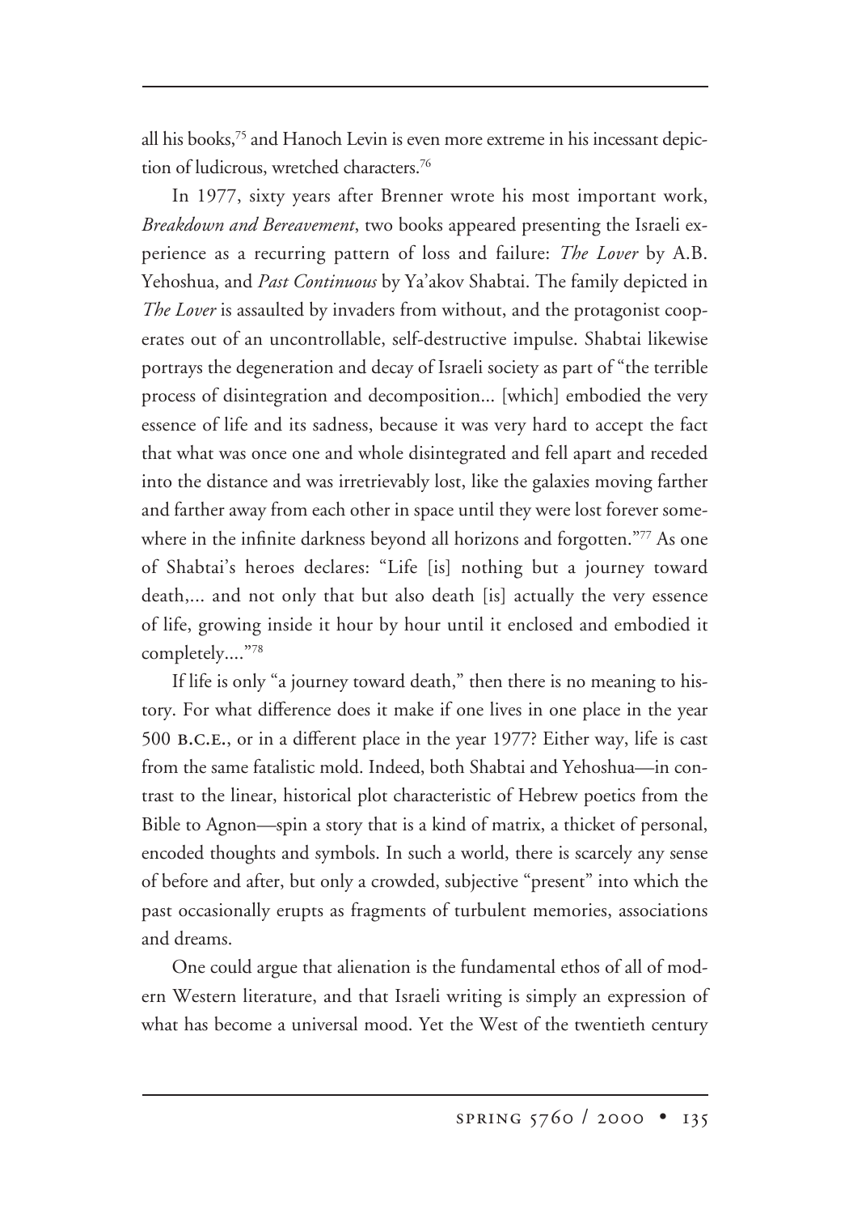all his books,[75] and Hanoch Levin is even more extreme in his incessant depiction of ludicrous, wretched characters.[76]

In 1977, sixty years after Brenner wrote his most important work, *Breakdown and Bereavement*, two books appeared presenting the Israeli experience as a recurring pattern of loss and failure: *The Lover* by A.B. Yehoshua, and *Past Continuous* by Ya'akov Shabtai. The family depicted in *The Lover* is assaulted by invaders from without, and the protagonist cooperates out of an uncontrollable, self-destructive impulse. Shabtai likewise portrays the degeneration and decay of Israeli society as part of "the terrible process of disintegration and decomposition... [which] embodied the very essence of life and its sadness, because it was very hard to accept the fact that what was once one and whole disintegrated and fell apart and receded into the distance and was irretrievably lost, like the galaxies moving farther and farther away from each other in space until they were lost forever somewhere in the infinite darkness beyond all horizons and forgotten."[77] As one of Shabtai's heroes declares: "Life [is] nothing but a journey toward death,... and not only that but also death [is] actually the very essence of life, growing inside it hour by hour until it enclosed and embodied it completely...."[78]

If life is only "a journey toward death," then there is no meaning to history. For what difference does it make if one lives in one place in the year 500 B.C.E., or in a different place in the year 1977? Either way, life is cast from the same fatalistic mold. Indeed, both Shabtai and Yehoshua—in contrast to the linear, historical plot characteristic of Hebrew poetics from the Bible to Agnon—spin a story that is a kind of matrix, a thicket of personal, encoded thoughts and symbols. In such a world, there is scarcely any sense of before and after, but only a crowded, subjective "present" into which the past occasionally erupts as fragments of turbulent memories, associations and dreams.

One could argue that alienation is the fundamental ethos of all of modern Western literature, and that Israeli writing is simply an expression of what has become a universal mood. Yet the West of the twentieth century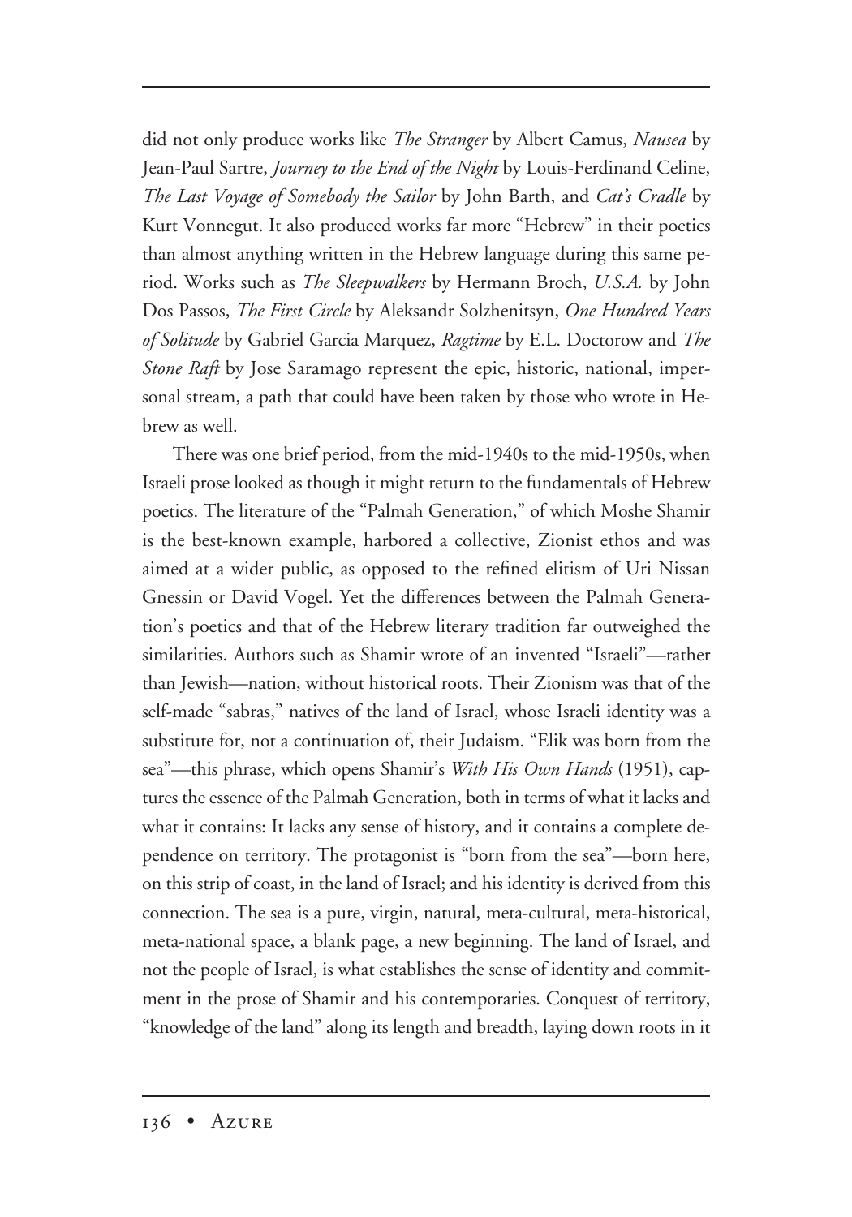did not only produce works like *The Stranger* by Albert Camus, *Nausea* by Jean-Paul Sartre, *Journey to the End of the Night* by Louis-Ferdinand Celine, *The Last Voyage of Somebody the Sailor* by John Barth, and *Cat's Cradle* by Kurt Vonnegut. It also produced works far more "Hebrew" in their poetics than almost anything written in the Hebrew language during this same period. Works such as *The Sleepwalkers* by Hermann Broch, *U.S.A.* by John Dos Passos, *The First Circle* by Aleksandr Solzhenitsyn, *One Hundred Years of Solitude* by Gabriel Garcia Marquez, *Ragtime* by E.L. Doctorow and *The Stone Raft* by Jose Saramago represent the epic, historic, national, impersonal stream, a path that could have been taken by those who wrote in Hebrew as well.

There was one brief period, from the mid-1940s to the mid-1950s, when Israeli prose looked as though it might return to the fundamentals of Hebrew poetics. The literature of the "Palmah Generation," of which Moshe Shamir is the best-known example, harbored a collective, Zionist ethos and was aimed at a wider public, as opposed to the refined elitism of Uri Nissan Gnessin or David Vogel. Yet the differences between the Palmah Generation's poetics and that of the Hebrew literary tradition far outweighed the similarities. Authors such as Shamir wrote of an invented "Israeli"—rather than Jewish—nation, without historical roots. Their Zionism was that of the self-made "sabras," natives of the land of Israel, whose Israeli identity was a substitute for, not a continuation of, their Judaism. "Elik was born from the sea"—this phrase, which opens Shamir's *With His Own Hands* (1951), captures the essence of the Palmah Generation, both in terms of what it lacks and what it contains: It lacks any sense of history, and it contains a complete dependence on territory. The protagonist is "born from the sea"—born here, on this strip of coast, in the land of Israel; and his identity is derived from this connection. The sea is a pure, virgin, natural, meta-cultural, meta-historical, meta-national space, a blank page, a new beginning. The land of Israel, and not the people of Israel, is what establishes the sense of identity and commitment in the prose of Shamir and his contemporaries. Conquest of territory, "knowledge of the land" along its length and breadth, laying down roots in it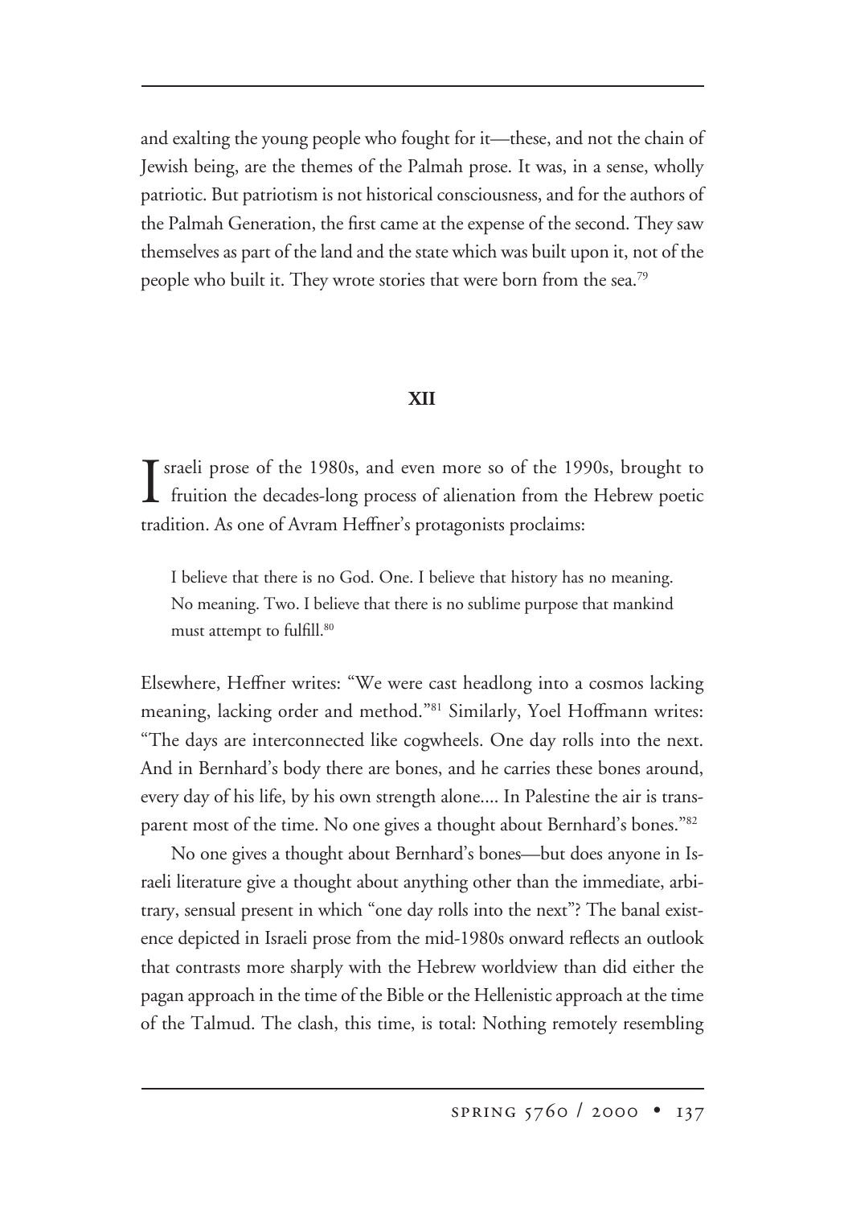and exalting the young people who fought for it—these, and not the chain of Jewish being, are the themes of the Palmah prose. It was, in a sense, wholly patriotic. But patriotism is not historical consciousness, and for the authors of the Palmah Generation, the first came at the expense of the second. They saw themselves as part of the land and the state which was built upon it, not of the people who built it. They wrote stories that were born from the sea.[79]

## XII

Israeli prose of the 1980s, and even more so of the 1990s, brought to fruition the decades-long process of alienation from the Hebrew poetic tradition. As one of Avram Heffner's protagonists proclaims:

> I believe that there is no God. One. I believe that history has no meaning. No meaning. Two. I believe that there is no sublime purpose that mankind must attempt to fulfill.[80]

Elsewhere, Heffner writes: "We were cast headlong into a cosmos lacking meaning, lacking order and method."[81] Similarly, Yoel Hoffmann writes: "The days are interconnected like cogwheels. One day rolls into the next. And in Bernhard's body there are bones, and he carries these bones around, every day of his life, by his own strength alone.... In Palestine the air is transparent most of the time. No one gives a thought about Bernhard's bones."[82]

No one gives a thought about Bernhard's bones—but does anyone in Israeli literature give a thought about anything other than the immediate, arbitrary, sensual present in which "one day rolls into the next"? The banal existence depicted in Israeli prose from the mid-1980s onward reflects an outlook that contrasts more sharply with the Hebrew worldview than did either the pagan approach in the time of the Bible or the Hellenistic approach at the time of the Talmud. The clash, this time, is total: Nothing remotely resembling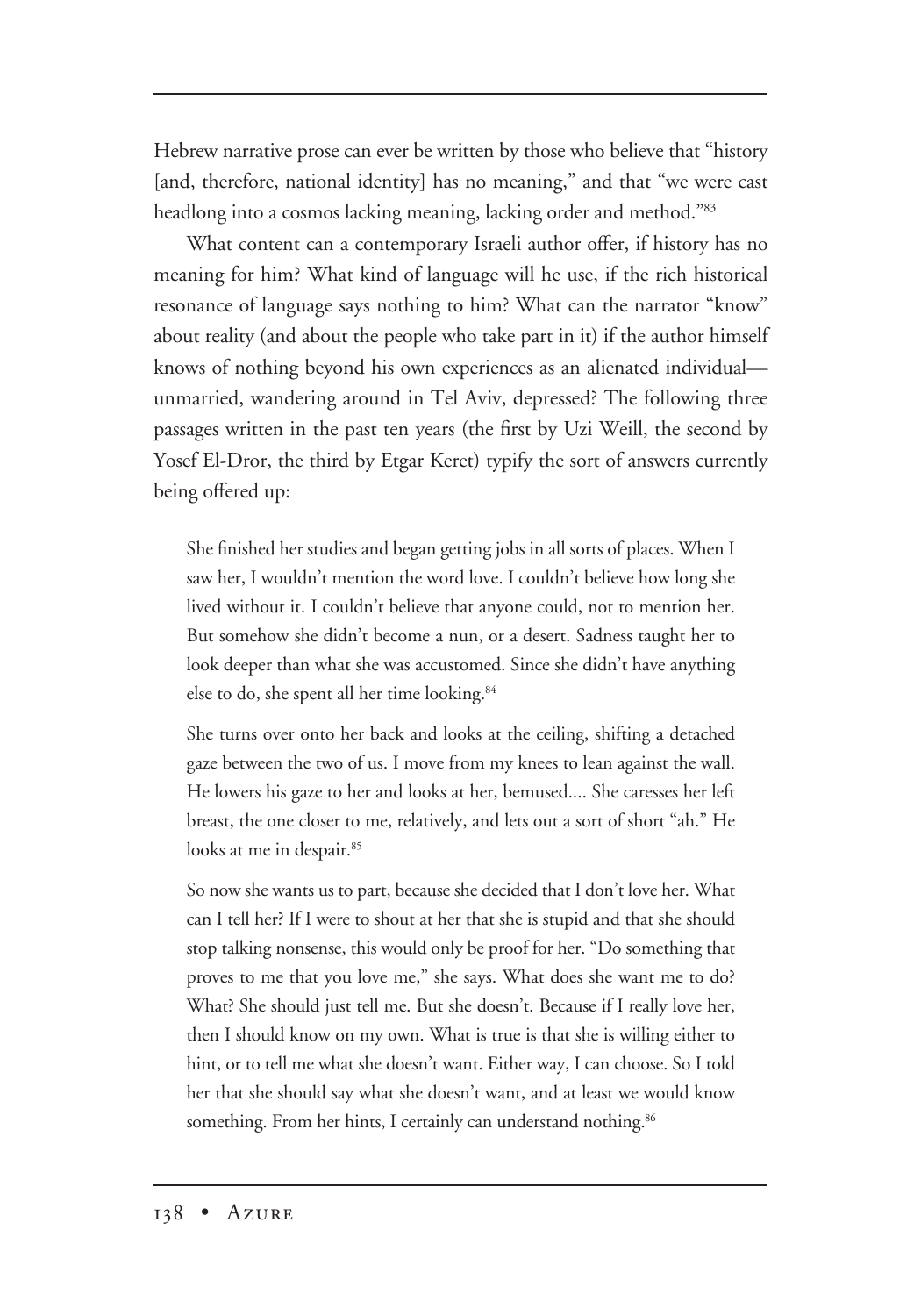Hebrew narrative prose can ever be written by those who believe that "history [and, therefore, national identity] has no meaning," and that "we were cast headlong into a cosmos lacking meaning, lacking order and method."[83]

What content can a contemporary Israeli author offer, if history has no meaning for him? What kind of language will he use, if the rich historical resonance of language says nothing to him? What can the narrator "know" about reality (and about the people who take part in it) if the author himself knows of nothing beyond his own experiences as an alienated individual—unmarried, wandering around in Tel Aviv, depressed? The following three passages written in the past ten years (the first by Uzi Weill, the second by Yosef El-Dror, the third by Etgar Keret) typify the sort of answers currently being offered up:

> She finished her studies and began getting jobs in all sorts of places. When I saw her, I wouldn't mention the word love. I couldn't believe how long she lived without it. I couldn't believe that anyone could, not to mention her. But somehow she didn't become a nun, or a desert. Sadness taught her to look deeper than what she was accustomed. Since she didn't have anything else to do, she spent all her time looking.[84]

> She turns over onto her back and looks at the ceiling, shifting a detached gaze between the two of us. I move from my knees to lean against the wall. He lowers his gaze to her and looks at her, bemused.... She caresses her left breast, the one closer to me, relatively, and lets out a sort of short "ah." He looks at me in despair.[85]

> So now she wants us to part, because she decided that I don't love her. What can I tell her? If I were to shout at her that she is stupid and that she should stop talking nonsense, this would only be proof for her. "Do something that proves to me that you love me," she says. What does she want me to do? What? She should just tell me. But she doesn't. Because if I really love her, then I should know on my own. What is true is that she is willing either to hint, or to tell me what she doesn't want. Either way, I can choose. So I told her that she should say what she doesn't want, and at least we would know something. From her hints, I certainly can understand nothing.[86]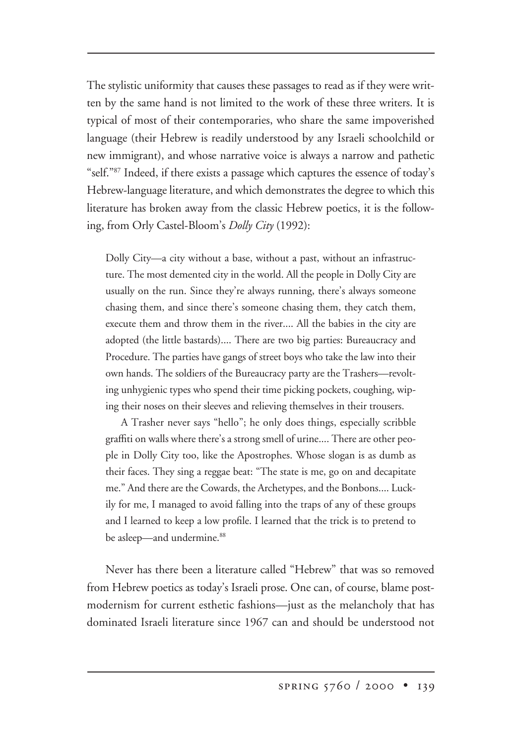The stylistic uniformity that causes these passages to read as if they were written by the same hand is not limited to the work of these three writers. It is typical of most of their contemporaries, who share the same impoverished language (their Hebrew is readily understood by any Israeli schoolchild or new immigrant), and whose narrative voice is always a narrow and pathetic "self."[87] Indeed, if there exists a passage which captures the essence of today's Hebrew-language literature, and which demonstrates the degree to which this literature has broken away from the classic Hebrew poetics, it is the following, from Orly Castel-Bloom's *Dolly City* (1992):

> Dolly City—a city without a base, without a past, without an infrastructure. The most demented city in the world. All the people in Dolly City are usually on the run. Since they're always running, there's always someone chasing them, and since there's someone chasing them, they catch them, execute them and throw them in the river.... All the babies in the city are adopted (the little bastards).... There are two big parties: Bureaucracy and Procedure. The parties have gangs of street boys who take the law into their own hands. The soldiers of the Bureaucracy party are the Trashers—revolting unhygienic types who spend their time picking pockets, coughing, wiping their noses on their sleeves and relieving themselves in their trousers.
>
> A Trasher never says "hello"; he only does things, especially scribble graffiti on walls where there's a strong smell of urine.... There are other people in Dolly City too, like the Apostrophes. Whose slogan is as dumb as their faces. They sing a reggae beat: "The state is me, go on and decapitate me." And there are the Cowards, the Archetypes, and the Bonbons.... Luckily for me, I managed to avoid falling into the traps of any of these groups and I learned to keep a low profile. I learned that the trick is to pretend to be asleep—and undermine.[88]

Never has there been a literature called "Hebrew" that was so removed from Hebrew poetics as today's Israeli prose. One can, of course, blame postmodernism for current esthetic fashions—just as the melancholy that has dominated Israeli literature since 1967 can and should be understood not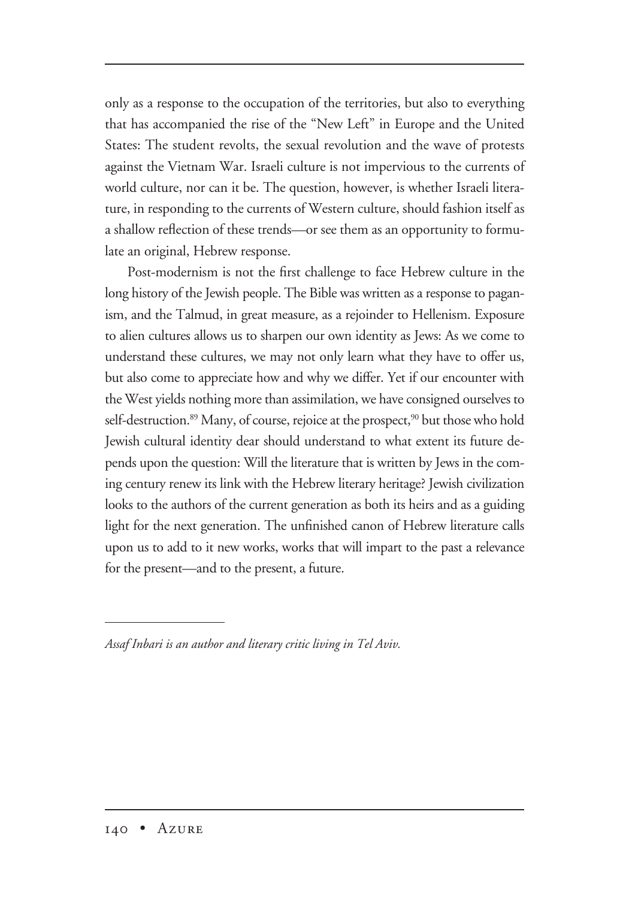only as a response to the occupation of the territories, but also to everything that has accompanied the rise of the "New Left" in Europe and the United States: The student revolts, the sexual revolution and the wave of protests against the Vietnam War. Israeli culture is not impervious to the currents of world culture, nor can it be. The question, however, is whether Israeli literature, in responding to the currents of Western culture, should fashion itself as a shallow reflection of these trends—or see them as an opportunity to formulate an original, Hebrew response.

Post-modernism is not the first challenge to face Hebrew culture in the long history of the Jewish people. The Bible was written as a response to paganism, and the Talmud, in great measure, as a rejoinder to Hellenism. Exposure to alien cultures allows us to sharpen our own identity as Jews: As we come to understand these cultures, we may not only learn what they have to offer us, but also come to appreciate how and why we differ. Yet if our encounter with the West yields nothing more than assimilation, we have consigned ourselves to self-destruction.[89] Many, of course, rejoice at the prospect,[90] but those who hold Jewish cultural identity dear should understand to what extent its future depends upon the question: Will the literature that is written by Jews in the coming century renew its link with the Hebrew literary heritage? Jewish civilization looks to the authors of the current generation as both its heirs and as a guiding light for the next generation. The unfinished canon of Hebrew literature calls upon us to add to it new works, works that will impart to the past a relevance for the present—and to the present, a future.

---

*Assaf Inbari is an author and literary critic living in Tel Aviv.*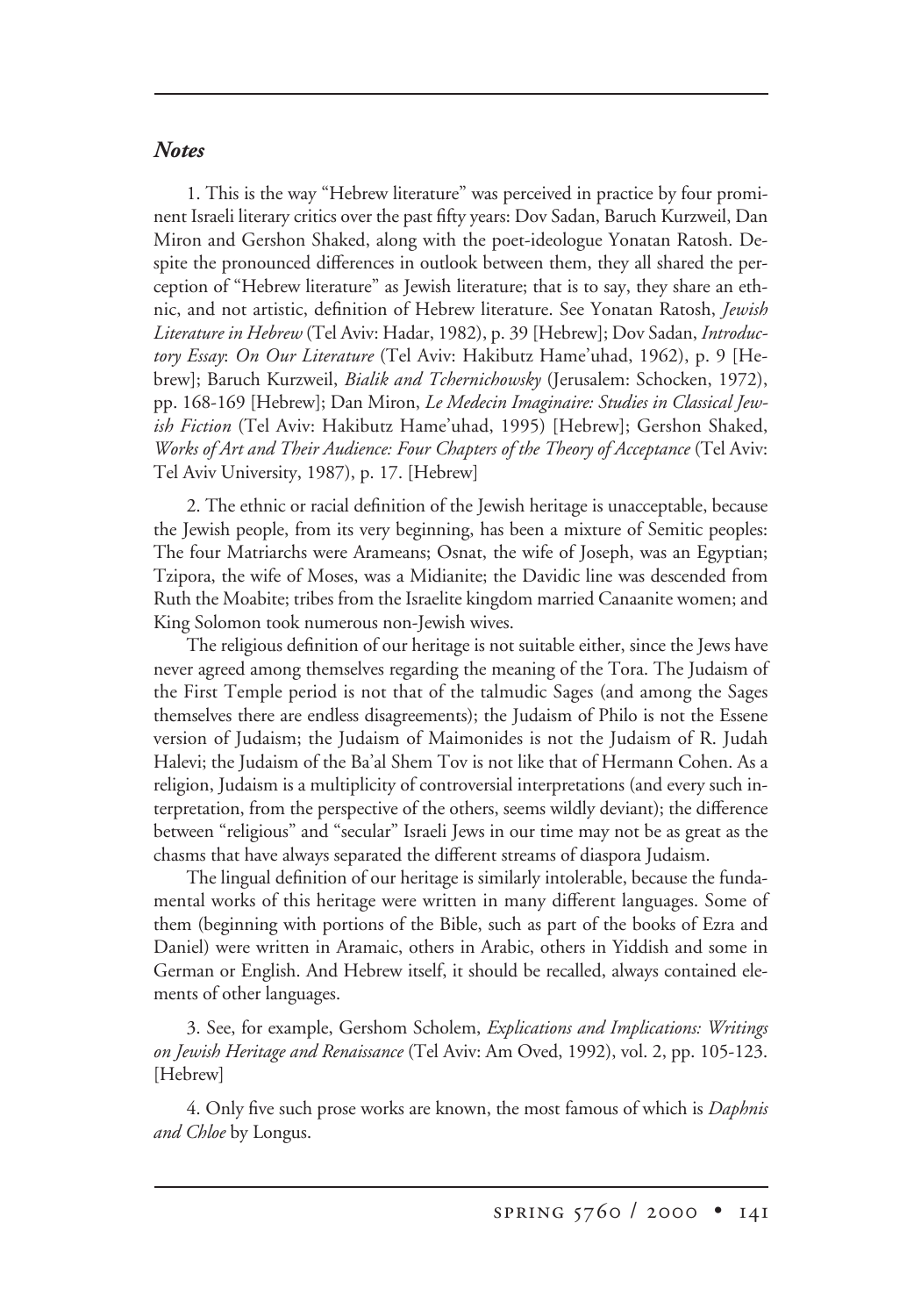### *Notes*

1. This is the way "Hebrew literature" was perceived in practice by four prominent Israeli literary critics over the past fifty years: Dov Sadan, Baruch Kurzweil, Dan Miron and Gershon Shaked, along with the poet-ideologue Yonatan Ratosh. Despite the pronounced differences in outlook between them, they all shared the perception of "Hebrew literature" as Jewish literature; that is to say, they share an ethnic, and not artistic, definition of Hebrew literature. See Yonatan Ratosh, *Jewish Literature in Hebrew* (Tel Aviv: Hadar, 1982), p. 39 [Hebrew]; Dov Sadan, *Introductory Essay*: *On Our Literature* (Tel Aviv: Hakibutz Hame'uhad, 1962), p. 9 [Hebrew]; Baruch Kurzweil, *Bialik and Tchernichowsky* (Jerusalem: Schocken, 1972), pp. 168-169 [Hebrew]; Dan Miron, *Le Medecin Imaginaire: Studies in Classical Jewish Fiction* (Tel Aviv: Hakibutz Hame'uhad, 1995) [Hebrew]; Gershon Shaked, *Works of Art and Their Audience: Four Chapters of the Theory of Acceptance* (Tel Aviv: Tel Aviv University, 1987), p. 17. [Hebrew]

2. The ethnic or racial definition of the Jewish heritage is unacceptable, because the Jewish people, from its very beginning, has been a mixture of Semitic peoples: The four Matriarchs were Arameans; Osnat, the wife of Joseph, was an Egyptian; Tzipora, the wife of Moses, was a Midianite; the Davidic line was descended from Ruth the Moabite; tribes from the Israelite kingdom married Canaanite women; and King Solomon took numerous non-Jewish wives.

The religious definition of our heritage is not suitable either, since the Jews have never agreed among themselves regarding the meaning of the Tora. The Judaism of the First Temple period is not that of the talmudic Sages (and among the Sages themselves there are endless disagreements); the Judaism of Philo is not the Essene version of Judaism; the Judaism of Maimonides is not the Judaism of R. Judah Halevi; the Judaism of the Ba'al Shem Tov is not like that of Hermann Cohen. As a religion, Judaism is a multiplicity of controversial interpretations (and every such interpretation, from the perspective of the others, seems wildly deviant); the difference between "religious" and "secular" Israeli Jews in our time may not be as great as the chasms that have always separated the different streams of diaspora Judaism.

The lingual definition of our heritage is similarly intolerable, because the fundamental works of this heritage were written in many different languages. Some of them (beginning with portions of the Bible, such as part of the books of Ezra and Daniel) were written in Aramaic, others in Arabic, others in Yiddish and some in German or English. And Hebrew itself, it should be recalled, always contained elements of other languages.

3. See, for example, Gershom Scholem, *Explications and Implications: Writings on Jewish Heritage and Renaissance* (Tel Aviv: Am Oved, 1992), vol. 2, pp. 105-123. [Hebrew]

4. Only five such prose works are known, the most famous of which is *Daphnis and Chloe* by Longus.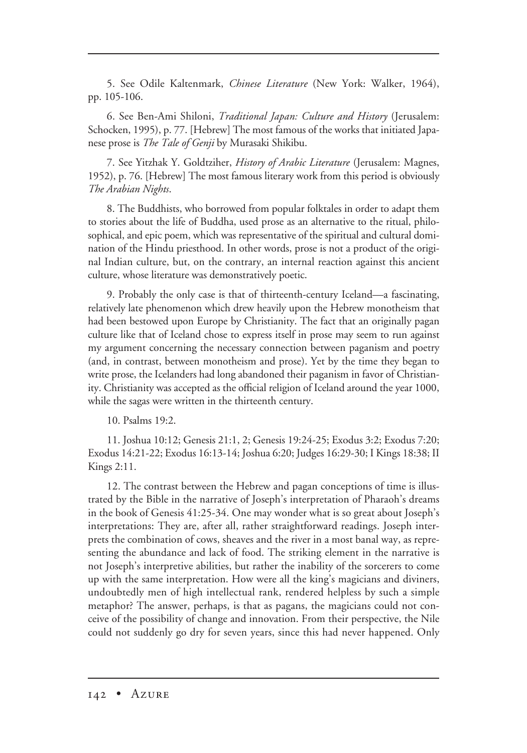5. See Odile Kaltenmark, *Chinese Literature* (New York: Walker, 1964), pp. 105-106.

6. See Ben-Ami Shiloni, *Traditional Japan: Culture and History* (Jerusalem: Schocken, 1995), p. 77. [Hebrew] The most famous of the works that initiated Japanese prose is *The Tale of Genji* by Murasaki Shikibu.

7. See Yitzhak Y. Goldtziher, *History of Arabic Literature* (Jerusalem: Magnes, 1952), p. 76. [Hebrew] The most famous literary work from this period is obviously *The Arabian Nights*.

8. The Buddhists, who borrowed from popular folktales in order to adapt them to stories about the life of Buddha, used prose as an alternative to the ritual, philosophical, and epic poem, which was representative of the spiritual and cultural domination of the Hindu priesthood. In other words, prose is not a product of the original Indian culture, but, on the contrary, an internal reaction against this ancient culture, whose literature was demonstratively poetic.

9. Probably the only case is that of thirteenth-century Iceland—a fascinating, relatively late phenomenon which drew heavily upon the Hebrew monotheism that had been bestowed upon Europe by Christianity. The fact that an originally pagan culture like that of Iceland chose to express itself in prose may seem to run against my argument concerning the necessary connection between paganism and poetry (and, in contrast, between monotheism and prose). Yet by the time they began to write prose, the Icelanders had long abandoned their paganism in favor of Christianity. Christianity was accepted as the official religion of Iceland around the year 1000, while the sagas were written in the thirteenth century.

10. Psalms 19:2.

11. Joshua 10:12; Genesis 21:1, 2; Genesis 19:24-25; Exodus 3:2; Exodus 7:20; Exodus 14:21-22; Exodus 16:13-14; Joshua 6:20; Judges 16:29-30; I Kings 18:38; II Kings 2:11.

12. The contrast between the Hebrew and pagan conceptions of time is illustrated by the Bible in the narrative of Joseph's interpretation of Pharaoh's dreams in the book of Genesis 41:25-34. One may wonder what is so great about Joseph's interpretations: They are, after all, rather straightforward readings. Joseph interprets the combination of cows, sheaves and the river in a most banal way, as representing the abundance and lack of food. The striking element in the narrative is not Joseph's interpretive abilities, but rather the inability of the sorcerers to come up with the same interpretation. How were all the king's magicians and diviners, undoubtedly men of high intellectual rank, rendered helpless by such a simple metaphor? The answer, perhaps, is that as pagans, the magicians could not conceive of the possibility of change and innovation. From their perspective, the Nile could not suddenly go dry for seven years, since this had never happened. Only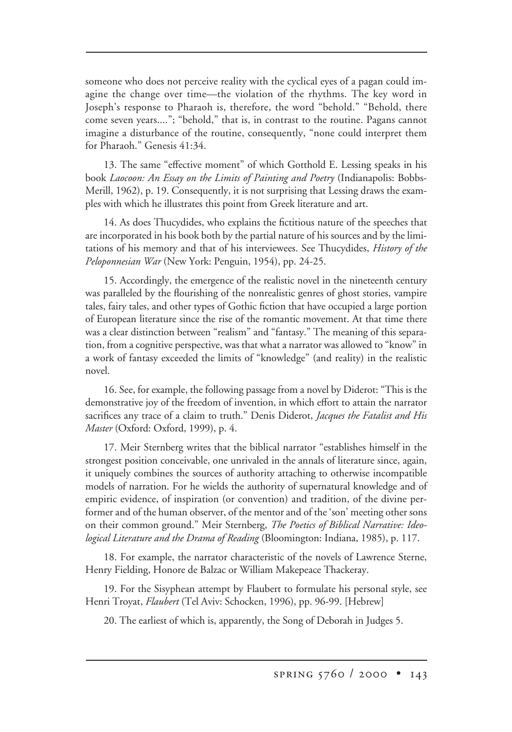someone who does not perceive reality with the cyclical eyes of a pagan could imagine the change over time—the violation of the rhythms. The key word in Joseph's response to Pharaoh is, therefore, the word "behold." "Behold, there come seven years...."; "behold," that is, in contrast to the routine. Pagans cannot imagine a disturbance of the routine, consequently, "none could interpret them for Pharaoh." Genesis 41:34.

13. The same "effective moment" of which Gotthold E. Lessing speaks in his book *Laocoon: An Essay on the Limits of Painting and Poetry* (Indianapolis: Bobbs-Merill, 1962), p. 19. Consequently, it is not surprising that Lessing draws the examples with which he illustrates this point from Greek literature and art.

14. As does Thucydides, who explains the fictitious nature of the speeches that are incorporated in his book both by the partial nature of his sources and by the limitations of his memory and that of his interviewees. See Thucydides, *History of the Peloponnesian War* (New York: Penguin, 1954), pp. 24-25.

15. Accordingly, the emergence of the realistic novel in the nineteenth century was paralleled by the flourishing of the nonrealistic genres of ghost stories, vampire tales, fairy tales, and other types of Gothic fiction that have occupied a large portion of European literature since the rise of the romantic movement. At that time there was a clear distinction between "realism" and "fantasy." The meaning of this separation, from a cognitive perspective, was that what a narrator was allowed to "know" in a work of fantasy exceeded the limits of "knowledge" (and reality) in the realistic novel.

16. See, for example, the following passage from a novel by Diderot: "This is the demonstrative joy of the freedom of invention, in which effort to attain the narrator sacrifices any trace of a claim to truth." Denis Diderot, *Jacques the Fatalist and His Master* (Oxford: Oxford, 1999), p. 4.

17. Meir Sternberg writes that the biblical narrator "establishes himself in the strongest position conceivable, one unrivaled in the annals of literature since, again, it uniquely combines the sources of authority attaching to otherwise incompatible models of narration. For he wields the authority of supernatural knowledge and of empiric evidence, of inspiration (or convention) and tradition, of the divine performer and of the human observer, of the mentor and of the 'son' meeting other sons on their common ground." Meir Sternberg, *The Poetics of Biblical Narrative: Ideological Literature and the Drama of Reading* (Bloomington: Indiana, 1985), p. 117.

18. For example, the narrator characteristic of the novels of Lawrence Sterne, Henry Fielding, Honore de Balzac or William Makepeace Thackeray.

19. For the Sisyphean attempt by Flaubert to formulate his personal style, see Henri Troyat, *Flaubert* (Tel Aviv: Schocken, 1996), pp. 96-99. [Hebrew]

20. The earliest of which is, apparently, the Song of Deborah in Judges 5.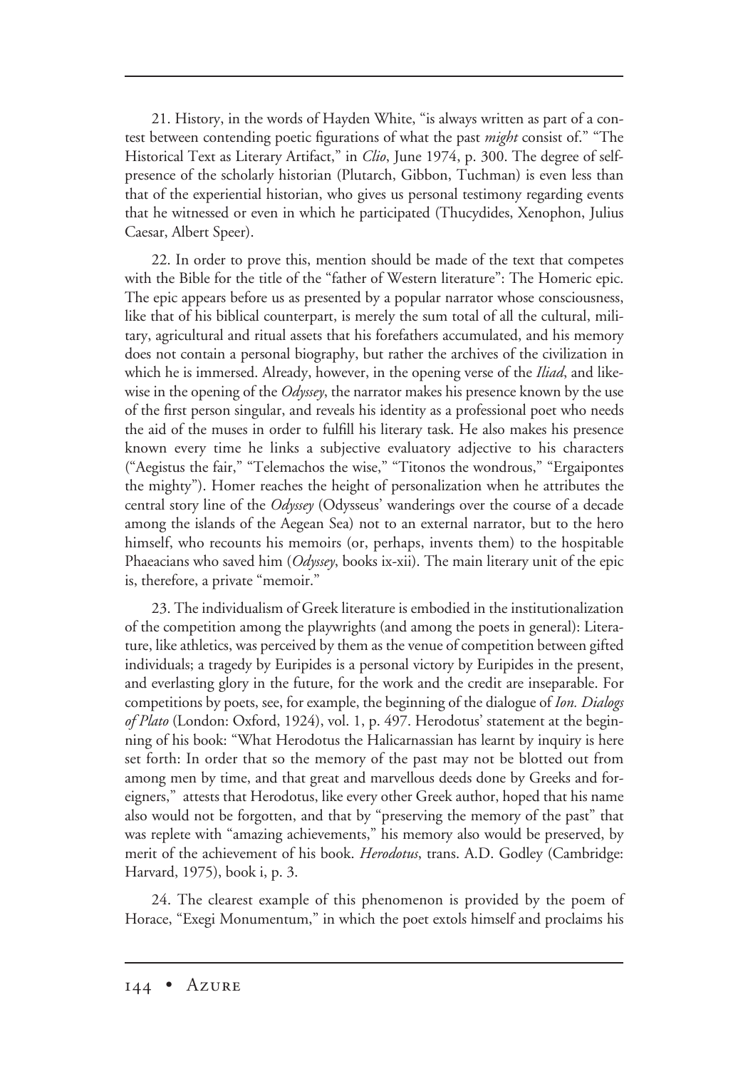21. History, in the words of Hayden White, "is always written as part of a contest between contending poetic figurations of what the past *might* consist of." "The Historical Text as Literary Artifact," in *Clio*, June 1974, p. 300. The degree of self-presence of the scholarly historian (Plutarch, Gibbon, Tuchman) is even less than that of the experiential historian, who gives us personal testimony regarding events that he witnessed or even in which he participated (Thucydides, Xenophon, Julius Caesar, Albert Speer).

22. In order to prove this, mention should be made of the text that competes with the Bible for the title of the "father of Western literature": The Homeric epic. The epic appears before us as presented by a popular narrator whose consciousness, like that of his biblical counterpart, is merely the sum total of all the cultural, military, agricultural and ritual assets that his forefathers accumulated, and his memory does not contain a personal biography, but rather the archives of the civilization in which he is immersed. Already, however, in the opening verse of the *Iliad*, and likewise in the opening of the *Odyssey*, the narrator makes his presence known by the use of the first person singular, and reveals his identity as a professional poet who needs the aid of the muses in order to fulfill his literary task. He also makes his presence known every time he links a subjective evaluatory adjective to his characters ("Aegistus the fair," "Telemachos the wise," "Titonos the wondrous," "Ergaipontes the mighty"). Homer reaches the height of personalization when he attributes the central story line of the *Odyssey* (Odysseus' wanderings over the course of a decade among the islands of the Aegean Sea) not to an external narrator, but to the hero himself, who recounts his memoirs (or, perhaps, invents them) to the hospitable Phaeacians who saved him (*Odyssey*, books ix-xii). The main literary unit of the epic is, therefore, a private "memoir."

23. The individualism of Greek literature is embodied in the institutionalization of the competition among the playwrights (and among the poets in general): Literature, like athletics, was perceived by them as the venue of competition between gifted individuals; a tragedy by Euripides is a personal victory by Euripides in the present, and everlasting glory in the future, for the work and the credit are inseparable. For competitions by poets, see, for example, the beginning of the dialogue of *Ion. Dialogs of Plato* (London: Oxford, 1924), vol. 1, p. 497. Herodotus' statement at the beginning of his book: "What Herodotus the Halicarnassian has learnt by inquiry is here set forth: In order that so the memory of the past may not be blotted out from among men by time, and that great and marvellous deeds done by Greeks and foreigners," attests that Herodotus, like every other Greek author, hoped that his name also would not be forgotten, and that by "preserving the memory of the past" that was replete with "amazing achievements," his memory also would be preserved, by merit of the achievement of his book. *Herodotus*, trans. A.D. Godley (Cambridge: Harvard, 1975), book i, p. 3.

24. The clearest example of this phenomenon is provided by the poem of Horace, "Exegi Monumentum," in which the poet extols himself and proclaims his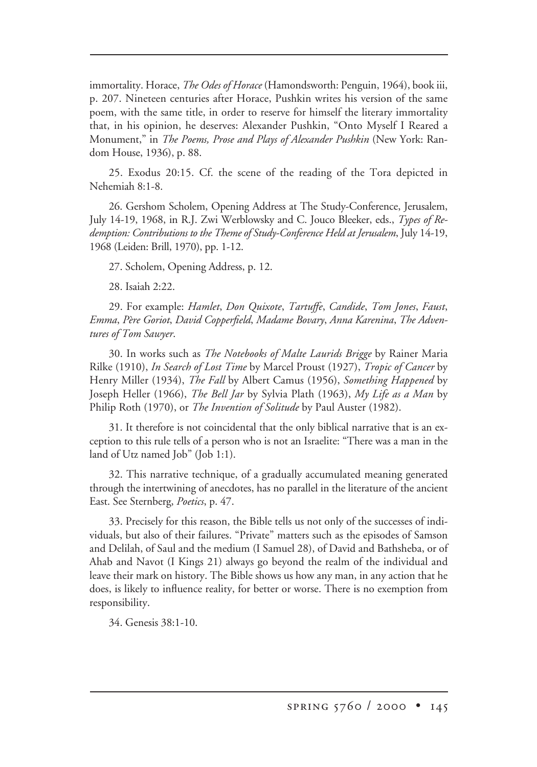immortality. Horace, *The Odes of Horace* (Hamondsworth: Penguin, 1964), book iii, p. 207. Nineteen centuries after Horace, Pushkin writes his version of the same poem, with the same title, in order to reserve for himself the literary immortality that, in his opinion, he deserves: Alexander Pushkin, "Onto Myself I Reared a Monument," in *The Poems, Prose and Plays of Alexander Pushkin* (New York: Random House, 1936), p. 88.

25. Exodus 20:15. Cf. the scene of the reading of the Tora depicted in Nehemiah 8:1-8.

26. Gershom Scholem, Opening Address at The Study-Conference, Jerusalem, July 14-19, 1968, in R.J. Zwi Werblowsky and C. Jouco Bleeker, eds., *Types of Redemption: Contributions to the Theme of Study-Conference Held at Jerusalem*, July 14-19, 1968 (Leiden: Brill, 1970), pp. 1-12.

27. Scholem, Opening Address, p. 12.

28. Isaiah 2:22.

29. For example: *Hamlet*, *Don Quixote*, *Tartuffe*, *Candide*, *Tom Jones*, *Faust*, *Emma*, *Père Goriot*, *David Copperfield*, *Madame Bovary*, *Anna Karenina*, *The Adventures of Tom Sawyer*.

30. In works such as *The Notebooks of Malte Laurids Brigge* by Rainer Maria Rilke (1910), *In Search of Lost Time* by Marcel Proust (1927), *Tropic of Cancer* by Henry Miller (1934), *The Fall* by Albert Camus (1956), *Something Happened* by Joseph Heller (1966), *The Bell Jar* by Sylvia Plath (1963), *My Life as a Man* by Philip Roth (1970), or *The Invention of Solitude* by Paul Auster (1982).

31. It therefore is not coincidental that the only biblical narrative that is an exception to this rule tells of a person who is not an Israelite: "There was a man in the land of Utz named Job" (Job 1:1).

32. This narrative technique, of a gradually accumulated meaning generated through the intertwining of anecdotes, has no parallel in the literature of the ancient East. See Sternberg, *Poetics*, p. 47.

33. Precisely for this reason, the Bible tells us not only of the successes of individuals, but also of their failures. "Private" matters such as the episodes of Samson and Delilah, of Saul and the medium (I Samuel 28), of David and Bathsheba, or of Ahab and Navot (I Kings 21) always go beyond the realm of the individual and leave their mark on history. The Bible shows us how any man, in any action that he does, is likely to influence reality, for better or worse. There is no exemption from responsibility.

34. Genesis 38:1-10.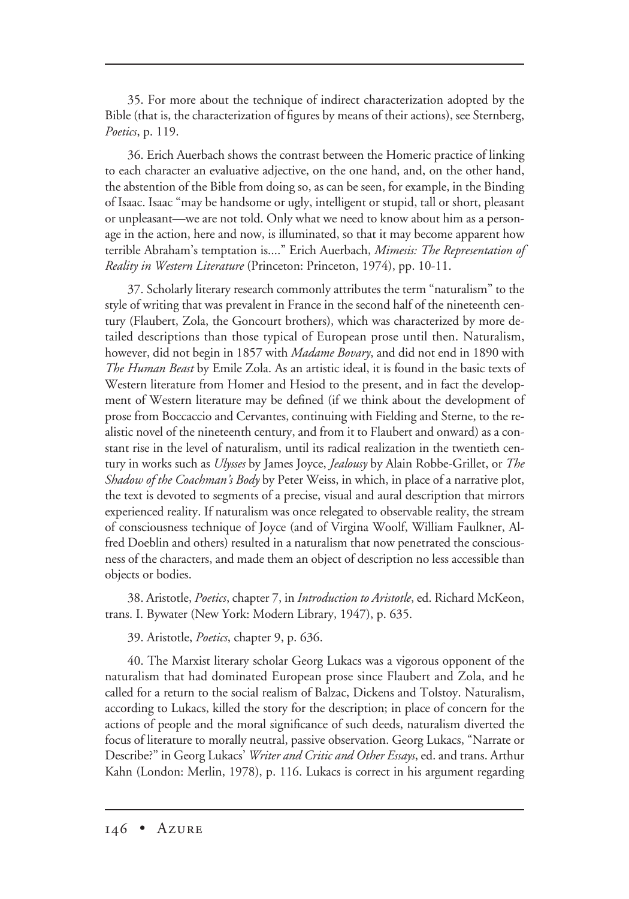35. For more about the technique of indirect characterization adopted by the Bible (that is, the characterization of figures by means of their actions), see Sternberg, *Poetics*, p. 119.

36. Erich Auerbach shows the contrast between the Homeric practice of linking to each character an evaluative adjective, on the one hand, and, on the other hand, the abstention of the Bible from doing so, as can be seen, for example, in the Binding of Isaac. Isaac "may be handsome or ugly, intelligent or stupid, tall or short, pleasant or unpleasant—we are not told. Only what we need to know about him as a personage in the action, here and now, is illuminated, so that it may become apparent how terrible Abraham's temptation is...." Erich Auerbach, *Mimesis: The Representation of Reality in Western Literature* (Princeton: Princeton, 1974), pp. 10-11.

37. Scholarly literary research commonly attributes the term "naturalism" to the style of writing that was prevalent in France in the second half of the nineteenth century (Flaubert, Zola, the Goncourt brothers), which was characterized by more detailed descriptions than those typical of European prose until then. Naturalism, however, did not begin in 1857 with *Madame Bovary*, and did not end in 1890 with *The Human Beast* by Emile Zola. As an artistic ideal, it is found in the basic texts of Western literature from Homer and Hesiod to the present, and in fact the development of Western literature may be defined (if we think about the development of prose from Boccaccio and Cervantes, continuing with Fielding and Sterne, to the realistic novel of the nineteenth century, and from it to Flaubert and onward) as a constant rise in the level of naturalism, until its radical realization in the twentieth century in works such as *Ulysses* by James Joyce, *Jealousy* by Alain Robbe-Grillet, or *The Shadow of the Coachman's Body* by Peter Weiss, in which, in place of a narrative plot, the text is devoted to segments of a precise, visual and aural description that mirrors experienced reality. If naturalism was once relegated to observable reality, the stream of consciousness technique of Joyce (and of Virgina Woolf, William Faulkner, Alfred Doeblin and others) resulted in a naturalism that now penetrated the consciousness of the characters, and made them an object of description no less accessible than objects or bodies.

38. Aristotle, *Poetics*, chapter 7, in *Introduction to Aristotle*, ed. Richard McKeon, trans. I. Bywater (New York: Modern Library, 1947), p. 635.

39. Aristotle, *Poetics*, chapter 9, p. 636.

40. The Marxist literary scholar Georg Lukacs was a vigorous opponent of the naturalism that had dominated European prose since Flaubert and Zola, and he called for a return to the social realism of Balzac, Dickens and Tolstoy. Naturalism, according to Lukacs, killed the story for the description; in place of concern for the actions of people and the moral significance of such deeds, naturalism diverted the focus of literature to morally neutral, passive observation. Georg Lukacs, "Narrate or Describe?" in Georg Lukacs' *Writer and Critic and Other Essays*, ed. and trans. Arthur Kahn (London: Merlin, 1978), p. 116. Lukacs is correct in his argument regarding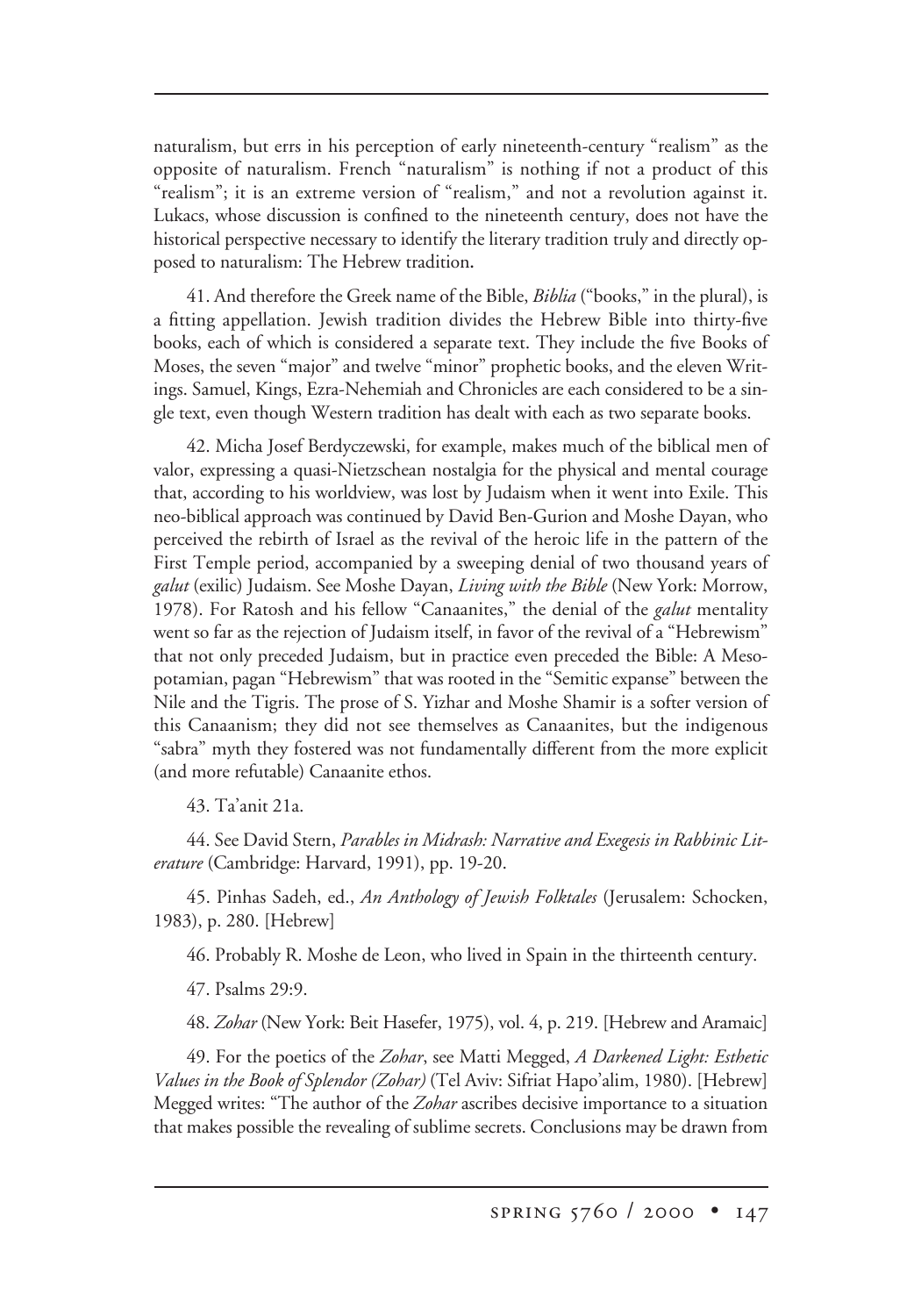naturalism, but errs in his perception of early nineteenth-century "realism" as the opposite of naturalism. French "naturalism" is nothing if not a product of this "realism"; it is an extreme version of "realism," and not a revolution against it. Lukacs, whose discussion is confined to the nineteenth century, does not have the historical perspective necessary to identify the literary tradition truly and directly opposed to naturalism: The Hebrew tradition**.**

41. And therefore the Greek name of the Bible, *Biblia* ("books," in the plural), is a fitting appellation. Jewish tradition divides the Hebrew Bible into thirty-five books, each of which is considered a separate text. They include the five Books of Moses, the seven "major" and twelve "minor" prophetic books, and the eleven Writings. Samuel, Kings, Ezra-Nehemiah and Chronicles are each considered to be a single text, even though Western tradition has dealt with each as two separate books.

42. Micha Josef Berdyczewski, for example, makes much of the biblical men of valor, expressing a quasi-Nietzschean nostalgia for the physical and mental courage that, according to his worldview, was lost by Judaism when it went into Exile. This neo-biblical approach was continued by David Ben-Gurion and Moshe Dayan, who perceived the rebirth of Israel as the revival of the heroic life in the pattern of the First Temple period, accompanied by a sweeping denial of two thousand years of *galut* (exilic) Judaism. See Moshe Dayan, *Living with the Bible* (New York: Morrow, 1978). For Ratosh and his fellow "Canaanites," the denial of the *galut* mentality went so far as the rejection of Judaism itself, in favor of the revival of a "Hebrewism" that not only preceded Judaism, but in practice even preceded the Bible: A Mesopotamian, pagan "Hebrewism" that was rooted in the "Semitic expanse" between the Nile and the Tigris. The prose of S. Yizhar and Moshe Shamir is a softer version of this Canaanism; they did not see themselves as Canaanites, but the indigenous "sabra" myth they fostered was not fundamentally different from the more explicit (and more refutable) Canaanite ethos.

43. Ta'anit 21a.

44. See David Stern, *Parables in Midrash: Narrative and Exegesis in Rabbinic Literature* (Cambridge: Harvard, 1991), pp. 19-20.

45. Pinhas Sadeh, ed., *An Anthology of Jewish Folktales* (Jerusalem: Schocken, 1983), p. 280. [Hebrew]

46. Probably R. Moshe de Leon, who lived in Spain in the thirteenth century.

47. Psalms 29:9.

48. *Zohar* (New York: Beit Hasefer, 1975), vol. 4, p. 219. [Hebrew and Aramaic]

49. For the poetics of the *Zohar*, see Matti Megged, *A Darkened Light: Esthetic Values in the Book of Splendor (Zohar)* (Tel Aviv: Sifriat Hapo'alim, 1980). [Hebrew] Megged writes: "The author of the *Zohar* ascribes decisive importance to a situation that makes possible the revealing of sublime secrets. Conclusions may be drawn from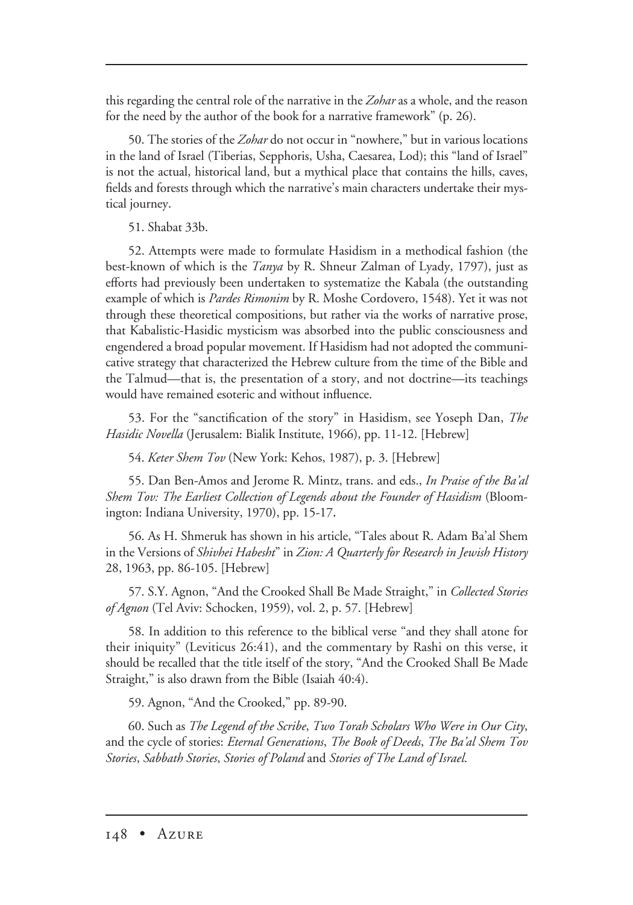this regarding the central role of the narrative in the *Zohar* as a whole, and the reason for the need by the author of the book for a narrative framework" (p. 26).

50. The stories of the *Zohar* do not occur in "nowhere," but in various locations in the land of Israel (Tiberias, Sepphoris, Usha, Caesarea, Lod); this "land of Israel" is not the actual, historical land, but a mythical place that contains the hills, caves, fields and forests through which the narrative's main characters undertake their mystical journey.

51. Shabat 33b.

52. Attempts were made to formulate Hasidism in a methodical fashion (the best-known of which is the *Tanya* by R. Shneur Zalman of Lyady, 1797), just as efforts had previously been undertaken to systematize the Kabala (the outstanding example of which is *Pardes Rimonim* by R. Moshe Cordovero, 1548). Yet it was not through these theoretical compositions, but rather via the works of narrative prose, that Kabalistic-Hasidic mysticism was absorbed into the public consciousness and engendered a broad popular movement. If Hasidism had not adopted the communicative strategy that characterized the Hebrew culture from the time of the Bible and the Talmud—that is, the presentation of a story, and not doctrine—its teachings would have remained esoteric and without influence.

53. For the "sanctification of the story" in Hasidism, see Yoseph Dan, *The Hasidic Novella* (Jerusalem: Bialik Institute, 1966), pp. 11-12. [Hebrew]

54. *Keter Shem Tov* (New York: Kehos, 1987), p. 3. [Hebrew]

55. Dan Ben-Amos and Jerome R. Mintz, trans. and eds., *In Praise of the Ba'al Shem Tov: The Earliest Collection of Legends about the Founder of Hasidism* (Bloomington: Indiana University, 1970), pp. 15-17.

56. As H. Shmeruk has shown in his article, "Tales about R. Adam Ba'al Shem in the Versions of *Shivhei Habesht*" in *Zion: A Quarterly for Research in Jewish History* 28, 1963, pp. 86-105. [Hebrew]

57. S.Y. Agnon, "And the Crooked Shall Be Made Straight," in *Collected Stories of Agnon* (Tel Aviv: Schocken, 1959), vol. 2, p. 57. [Hebrew]

58. In addition to this reference to the biblical verse "and they shall atone for their iniquity" (Leviticus 26:41), and the commentary by Rashi on this verse, it should be recalled that the title itself of the story, "And the Crooked Shall Be Made Straight," is also drawn from the Bible (Isaiah 40:4).

59. Agnon, "And the Crooked," pp. 89-90.

60. Such as *The Legend of the Scribe*, *Two Torah Scholars Who Were in Our City*, and the cycle of stories: *Eternal Generations*, *The Book of Deeds*, *The Ba'al Shem Tov Stories*, *Sabbath Stories*, *Stories of Poland* and *Stories of The Land of Israel*.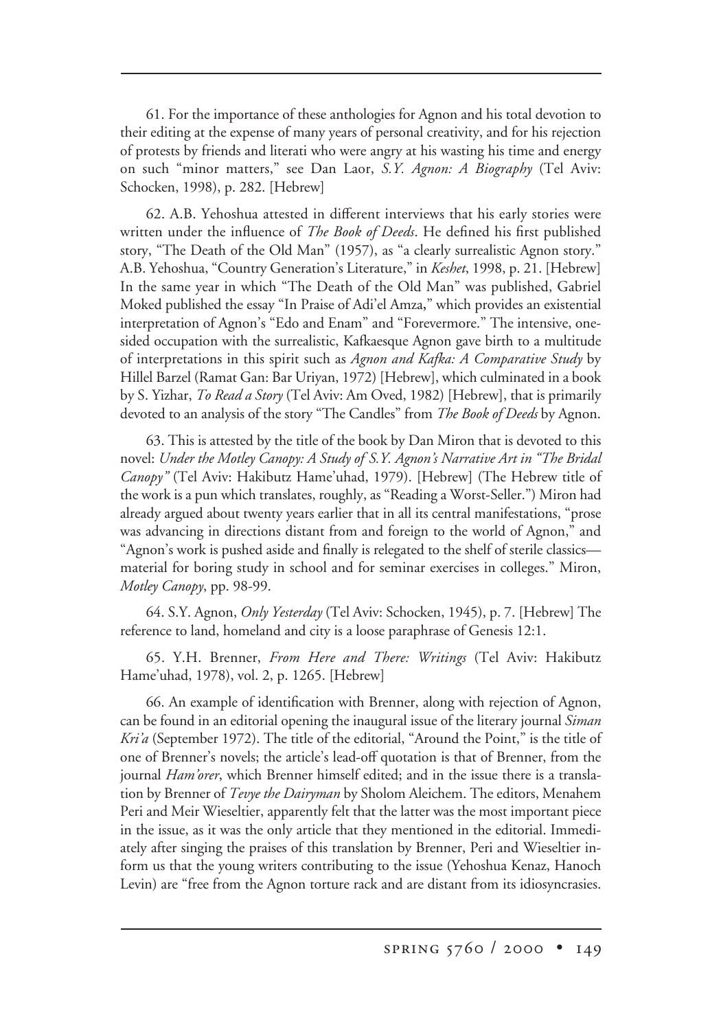61. For the importance of these anthologies for Agnon and his total devotion to their editing at the expense of many years of personal creativity, and for his rejection of protests by friends and literati who were angry at his wasting his time and energy on such "minor matters," see Dan Laor, *S.Y. Agnon: A Biography* (Tel Aviv: Schocken, 1998), p. 282. [Hebrew]

62. A.B. Yehoshua attested in different interviews that his early stories were written under the influence of *The Book of Deeds*. He defined his first published story, "The Death of the Old Man" (1957), as "a clearly surrealistic Agnon story." A.B. Yehoshua, "Country Generation's Literature," in *Keshet*, 1998, p. 21. [Hebrew] In the same year in which "The Death of the Old Man" was published, Gabriel Moked published the essay "In Praise of Adi'el Amza," which provides an existential interpretation of Agnon's "Edo and Enam" and "Forevermore." The intensive, one-sided occupation with the surrealistic, Kafkaesque Agnon gave birth to a multitude of interpretations in this spirit such as *Agnon and Kafka: A Comparative Study* by Hillel Barzel (Ramat Gan: Bar Uriyan, 1972) [Hebrew], which culminated in a book by S. Yizhar, *To Read a Story* (Tel Aviv: Am Oved, 1982) [Hebrew], that is primarily devoted to an analysis of the story "The Candles" from *The Book of Deeds* by Agnon.

63. This is attested by the title of the book by Dan Miron that is devoted to this novel: *Under the Motley Canopy: A Study of S.Y. Agnon's Narrative Art in "The Bridal Canopy"* (Tel Aviv: Hakibutz Hame'uhad, 1979). [Hebrew] (The Hebrew title of the work is a pun which translates, roughly, as "Reading a Worst-Seller.") Miron had already argued about twenty years earlier that in all its central manifestations, "prose was advancing in directions distant from and foreign to the world of Agnon," and "Agnon's work is pushed aside and finally is relegated to the shelf of sterile classics—material for boring study in school and for seminar exercises in colleges." Miron, *Motley Canopy*, pp. 98-99.

64. S.Y. Agnon, *Only Yesterday* (Tel Aviv: Schocken, 1945), p. 7. [Hebrew] The reference to land, homeland and city is a loose paraphrase of Genesis 12:1.

65. Y.H. Brenner, *From Here and There: Writings* (Tel Aviv: Hakibutz Hame'uhad, 1978), vol. 2, p. 1265. [Hebrew]

66. An example of identification with Brenner, along with rejection of Agnon, can be found in an editorial opening the inaugural issue of the literary journal *Siman Kri'a* (September 1972). The title of the editorial, "Around the Point," is the title of one of Brenner's novels; the article's lead-off quotation is that of Brenner, from the journal *Ham'orer*, which Brenner himself edited; and in the issue there is a translation by Brenner of *Tevye the Dairyman* by Sholom Aleichem. The editors, Menahem Peri and Meir Wieseltier, apparently felt that the latter was the most important piece in the issue, as it was the only article that they mentioned in the editorial. Immediately after singing the praises of this translation by Brenner, Peri and Wieseltier inform us that the young writers contributing to the issue (Yehoshua Kenaz, Hanoch Levin) are "free from the Agnon torture rack and are distant from its idiosyncrasies.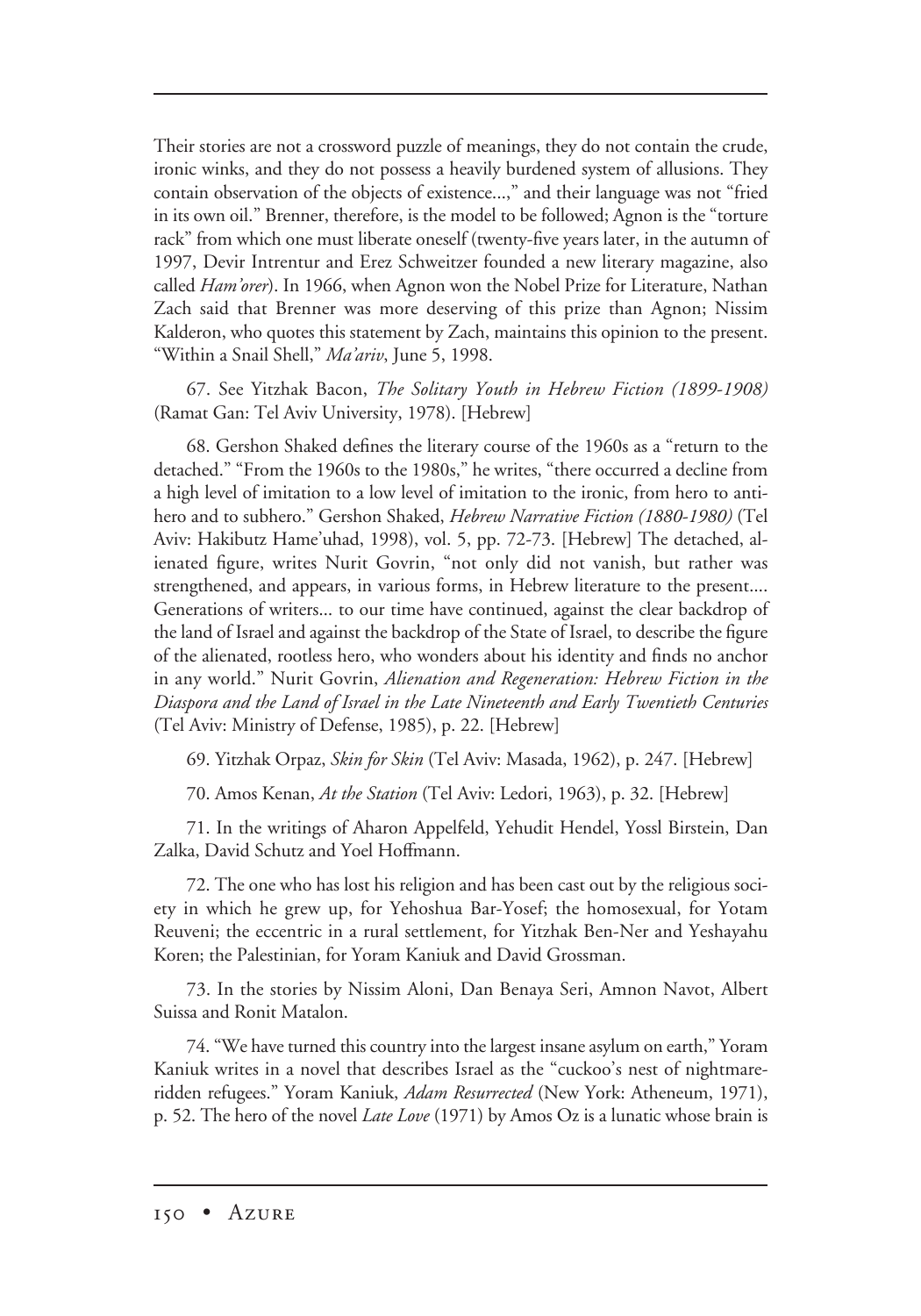Their stories are not a crossword puzzle of meanings, they do not contain the crude, ironic winks, and they do not possess a heavily burdened system of allusions. They contain observation of the objects of existence...," and their language was not "fried in its own oil." Brenner, therefore, is the model to be followed; Agnon is the "torture rack" from which one must liberate oneself (twenty-five years later, in the autumn of 1997, Devir Intrentur and Erez Schweitzer founded a new literary magazine, also called *Ham'orer*). In 1966, when Agnon won the Nobel Prize for Literature, Nathan Zach said that Brenner was more deserving of this prize than Agnon; Nissim Kalderon, who quotes this statement by Zach, maintains this opinion to the present. "Within a Snail Shell," *Ma'ariv*, June 5, 1998.

67. See Yitzhak Bacon, *The Solitary Youth in Hebrew Fiction (1899-1908)* (Ramat Gan: Tel Aviv University, 1978). [Hebrew]

68. Gershon Shaked defines the literary course of the 1960s as a "return to the detached." "From the 1960s to the 1980s," he writes, "there occurred a decline from a high level of imitation to a low level of imitation to the ironic, from hero to anti-hero and to subhero." Gershon Shaked, *Hebrew Narrative Fiction (1880-1980)* (Tel Aviv: Hakibutz Hame'uhad, 1998), vol. 5, pp. 72-73. [Hebrew] The detached, alienated figure, writes Nurit Govrin, "not only did not vanish, but rather was strengthened, and appears, in various forms, in Hebrew literature to the present.... Generations of writers... to our time have continued, against the clear backdrop of the land of Israel and against the backdrop of the State of Israel, to describe the figure of the alienated, rootless hero, who wonders about his identity and finds no anchor in any world." Nurit Govrin, *Alienation and Regeneration: Hebrew Fiction in the Diaspora and the Land of Israel in the Late Nineteenth and Early Twentieth Centuries* (Tel Aviv: Ministry of Defense, 1985), p. 22. [Hebrew]

69. Yitzhak Orpaz, *Skin for Skin* (Tel Aviv: Masada, 1962), p. 247. [Hebrew]

70. Amos Kenan, *At the Station* (Tel Aviv: Ledori, 1963), p. 32. [Hebrew]

71. In the writings of Aharon Appelfeld, Yehudit Hendel, Yossl Birstein, Dan Zalka, David Schutz and Yoel Hoffmann.

72. The one who has lost his religion and has been cast out by the religious society in which he grew up, for Yehoshua Bar-Yosef; the homosexual, for Yotam Reuveni; the eccentric in a rural settlement, for Yitzhak Ben-Ner and Yeshayahu Koren; the Palestinian, for Yoram Kaniuk and David Grossman.

73. In the stories by Nissim Aloni, Dan Benaya Seri, Amnon Navot, Albert Suissa and Ronit Matalon.

74. "We have turned this country into the largest insane asylum on earth," Yoram Kaniuk writes in a novel that describes Israel as the "cuckoo's nest of nightmare-ridden refugees." Yoram Kaniuk, *Adam Resurrected* (New York: Atheneum, 1971), p. 52. The hero of the novel *Late Love* (1971) by Amos Oz is a lunatic whose brain is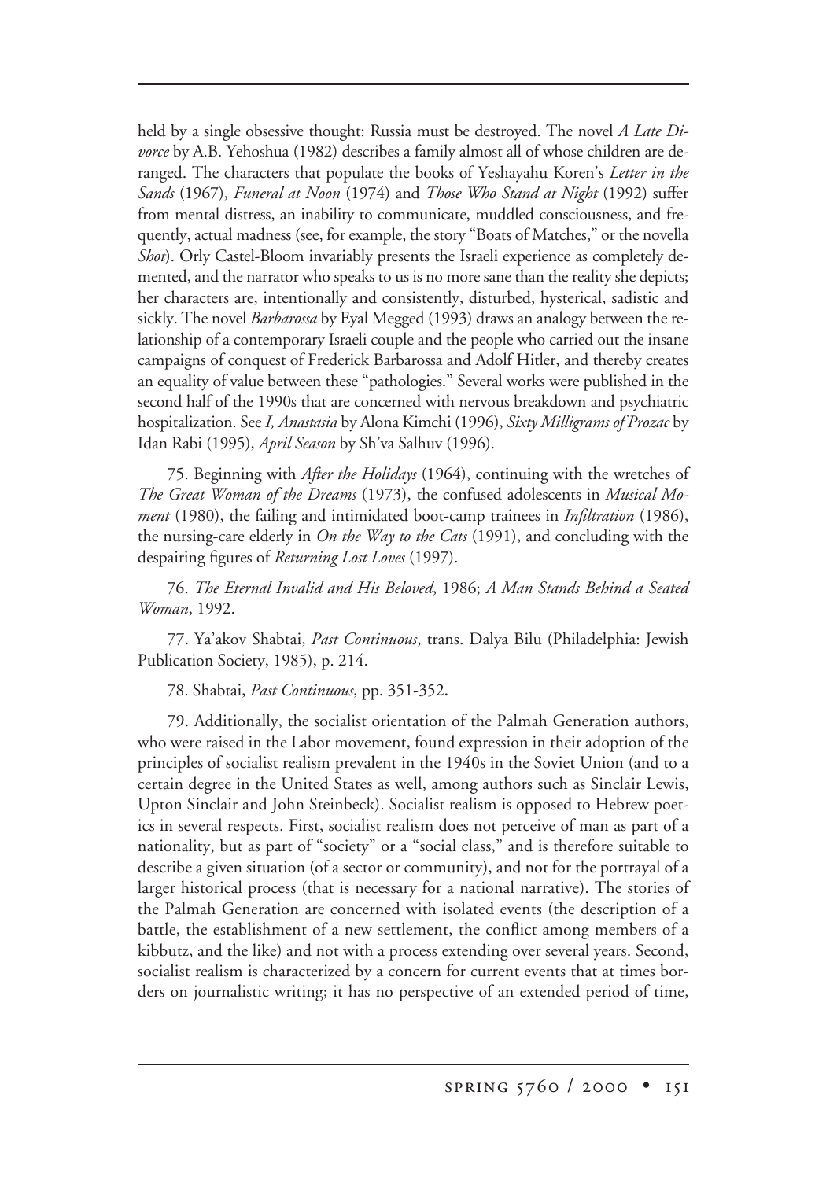held by a single obsessive thought: Russia must be destroyed. The novel *A Late Divorce* by A.B. Yehoshua (1982) describes a family almost all of whose children are deranged. The characters that populate the books of Yeshayahu Koren's *Letter in the Sands* (1967), *Funeral at Noon* (1974) and *Those Who Stand at Night* (1992) suffer from mental distress, an inability to communicate, muddled consciousness, and frequently, actual madness (see, for example, the story "Boats of Matches," or the novella *Shot*). Orly Castel-Bloom invariably presents the Israeli experience as completely demented, and the narrator who speaks to us is no more sane than the reality she depicts; her characters are, intentionally and consistently, disturbed, hysterical, sadistic and sickly. The novel *Barbarossa* by Eyal Megged (1993) draws an analogy between the relationship of a contemporary Israeli couple and the people who carried out the insane campaigns of conquest of Frederick Barbarossa and Adolf Hitler, and thereby creates an equality of value between these "pathologies." Several works were published in the second half of the 1990s that are concerned with nervous breakdown and psychiatric hospitalization. See *I, Anastasia* by Alona Kimchi (1996), *Sixty Milligrams of Prozac* by Idan Rabi (1995), *April Season* by Sh'va Salhuv (1996).

75. Beginning with *After the Holidays* (1964), continuing with the wretches of *The Great Woman of the Dreams* (1973), the confused adolescents in *Musical Moment* (1980), the failing and intimidated boot-camp trainees in *Infiltration* (1986), the nursing-care elderly in *On the Way to the Cats* (1991), and concluding with the despairing figures of *Returning Lost Loves* (1997).

76. *The Eternal Invalid and His Beloved*, 1986; *A Man Stands Behind a Seated Woman*, 1992.

77. Ya'akov Shabtai, *Past Continuous*, trans. Dalya Bilu (Philadelphia: Jewish Publication Society, 1985), p. 214.

78. Shabtai, *Past Continuous*, pp. 351-352.

79. Additionally, the socialist orientation of the Palmah Generation authors, who were raised in the Labor movement, found expression in their adoption of the principles of socialist realism prevalent in the 1940s in the Soviet Union (and to a certain degree in the United States as well, among authors such as Sinclair Lewis, Upton Sinclair and John Steinbeck). Socialist realism is opposed to Hebrew poetics in several respects. First, socialist realism does not perceive of man as part of a nationality, but as part of "society" or a "social class," and is therefore suitable to describe a given situation (of a sector or community), and not for the portrayal of a larger historical process (that is necessary for a national narrative). The stories of the Palmah Generation are concerned with isolated events (the description of a battle, the establishment of a new settlement, the conflict among members of a kibbutz, and the like) and not with a process extending over several years. Second, socialist realism is characterized by a concern for current events that at times borders on journalistic writing; it has no perspective of an extended period of time,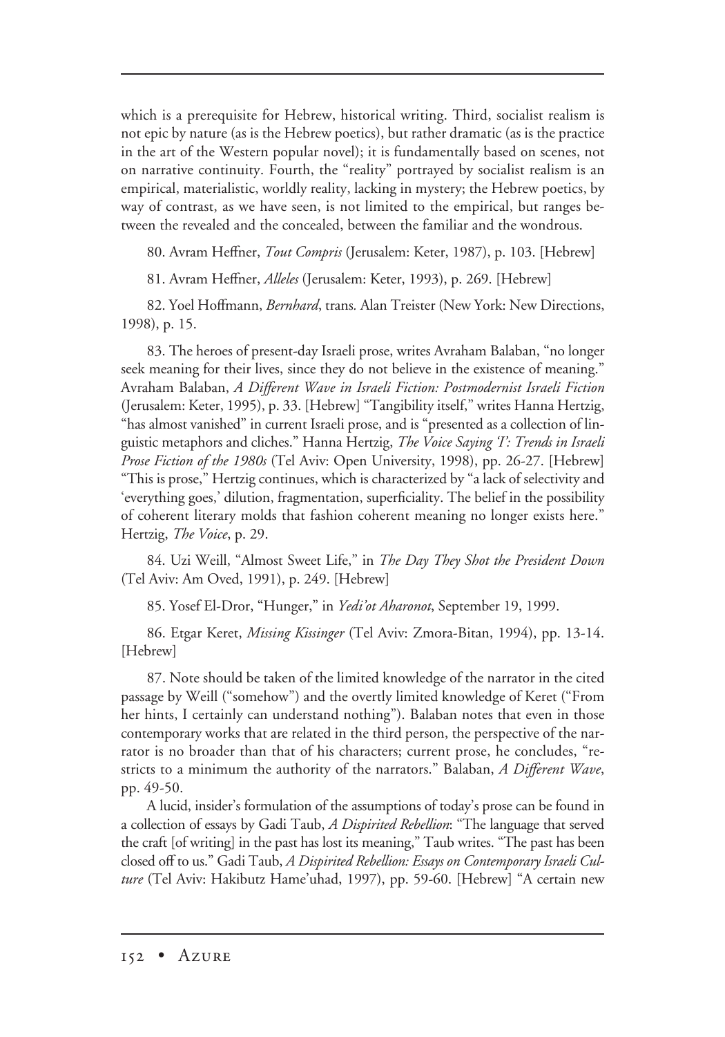which is a prerequisite for Hebrew, historical writing. Third, socialist realism is not epic by nature (as is the Hebrew poetics), but rather dramatic (as is the practice in the art of the Western popular novel); it is fundamentally based on scenes, not on narrative continuity. Fourth, the "reality" portrayed by socialist realism is an empirical, materialistic, worldly reality, lacking in mystery; the Hebrew poetics, by way of contrast, as we have seen, is not limited to the empirical, but ranges between the revealed and the concealed, between the familiar and the wondrous.

80. Avram Heffner, *Tout Compris* (Jerusalem: Keter, 1987), p. 103. [Hebrew]

81. Avram Heffner, *Alleles* (Jerusalem: Keter, 1993), p. 269. [Hebrew]

82. Yoel Hoffmann, *Bernhard*, trans. Alan Treister (New York: New Directions, 1998), p. 15.

83. The heroes of present-day Israeli prose, writes Avraham Balaban, "no longer seek meaning for their lives, since they do not believe in the existence of meaning." Avraham Balaban, *A Different Wave in Israeli Fiction: Postmodernist Israeli Fiction* (Jerusalem: Keter, 1995), p. 33. [Hebrew] "Tangibility itself," writes Hanna Hertzig, "has almost vanished" in current Israeli prose, and is "presented as a collection of linguistic metaphors and cliches." Hanna Hertzig, *The Voice Saying 'I': Trends in Israeli Prose Fiction of the 1980s* (Tel Aviv: Open University, 1998), pp. 26-27. [Hebrew] "This is prose," Hertzig continues, which is characterized by "a lack of selectivity and 'everything goes,' dilution, fragmentation, superficiality. The belief in the possibility of coherent literary molds that fashion coherent meaning no longer exists here." Hertzig, *The Voice*, p. 29.

84. Uzi Weill, "Almost Sweet Life," in *The Day They Shot the President Down* (Tel Aviv: Am Oved, 1991), p. 249. [Hebrew]

85. Yosef El-Dror, "Hunger," in *Yedi'ot Aharonot*, September 19, 1999.

86. Etgar Keret, *Missing Kissinger* (Tel Aviv: Zmora-Bitan, 1994), pp. 13-14. [Hebrew]

87. Note should be taken of the limited knowledge of the narrator in the cited passage by Weill ("somehow") and the overtly limited knowledge of Keret ("From her hints, I certainly can understand nothing"). Balaban notes that even in those contemporary works that are related in the third person, the perspective of the narrator is no broader than that of his characters; current prose, he concludes, "restricts to a minimum the authority of the narrators." Balaban, *A Different Wave*, pp. 49-50.

A lucid, insider's formulation of the assumptions of today's prose can be found in a collection of essays by Gadi Taub, *A Dispirited Rebellion*: "The language that served the craft [of writing] in the past has lost its meaning," Taub writes. "The past has been closed off to us." Gadi Taub, *A Dispirited Rebellion: Essays on Contemporary Israeli Culture* (Tel Aviv: Hakibutz Hame'uhad, 1997), pp. 59-60. [Hebrew] "A certain new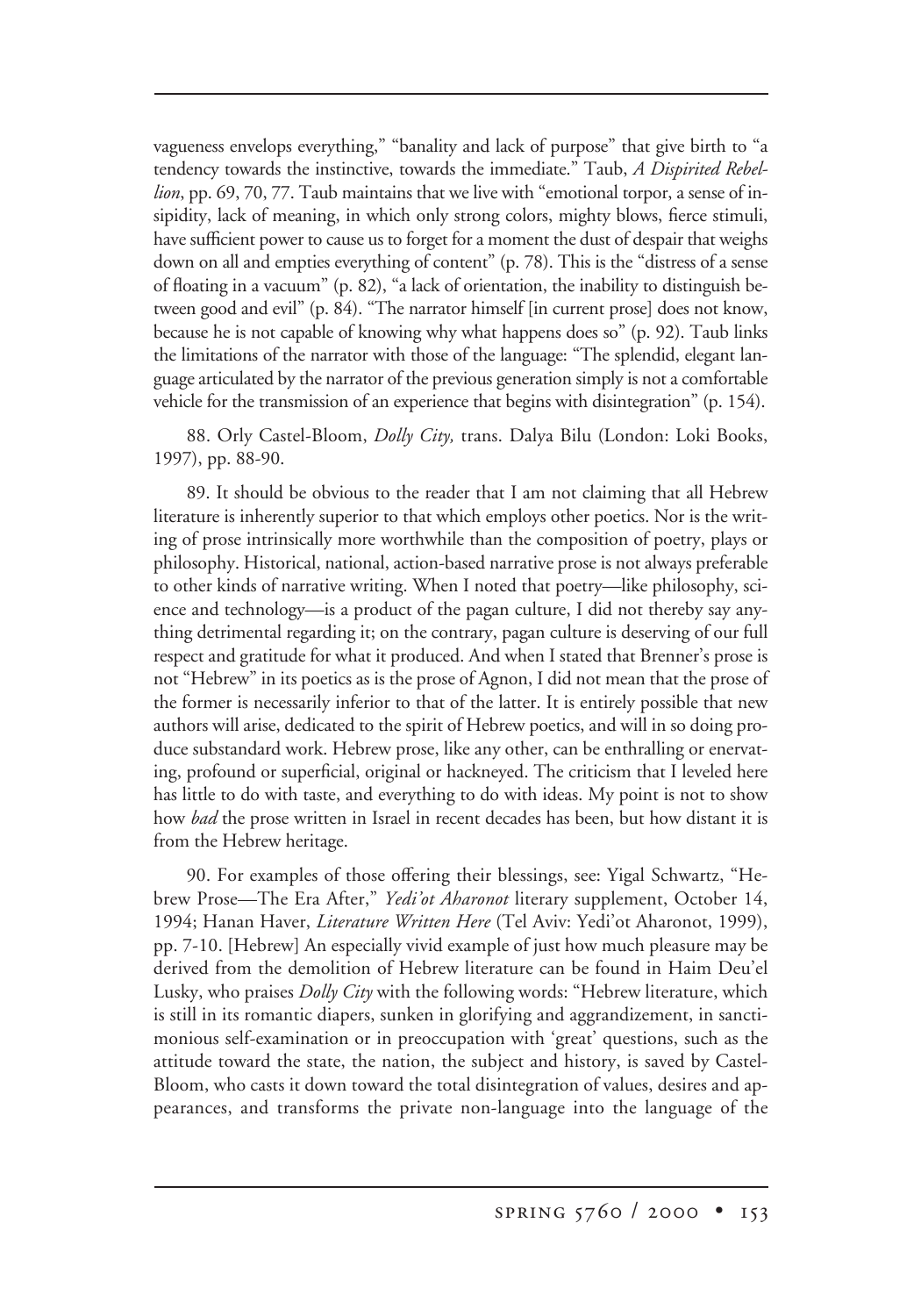vagueness envelops everything," "banality and lack of purpose" that give birth to "a tendency towards the instinctive, towards the immediate." Taub, *A Dispirited Rebellion*, pp. 69, 70, 77. Taub maintains that we live with "emotional torpor, a sense of insipidity, lack of meaning, in which only strong colors, mighty blows, fierce stimuli, have sufficient power to cause us to forget for a moment the dust of despair that weighs down on all and empties everything of content" (p. 78). This is the "distress of a sense of floating in a vacuum" (p. 82), "a lack of orientation, the inability to distinguish between good and evil" (p. 84). "The narrator himself [in current prose] does not know, because he is not capable of knowing why what happens does so" (p. 92). Taub links the limitations of the narrator with those of the language: "The splendid, elegant language articulated by the narrator of the previous generation simply is not a comfortable vehicle for the transmission of an experience that begins with disintegration" (p. 154).

88. Orly Castel-Bloom, *Dolly City,* trans. Dalya Bilu (London: Loki Books, 1997), pp. 88-90.

89. It should be obvious to the reader that I am not claiming that all Hebrew literature is inherently superior to that which employs other poetics. Nor is the writing of prose intrinsically more worthwhile than the composition of poetry, plays or philosophy. Historical, national, action-based narrative prose is not always preferable to other kinds of narrative writing. When I noted that poetry—like philosophy, science and technology—is a product of the pagan culture, I did not thereby say anything detrimental regarding it; on the contrary, pagan culture is deserving of our full respect and gratitude for what it produced. And when I stated that Brenner's prose is not "Hebrew" in its poetics as is the prose of Agnon, I did not mean that the prose of the former is necessarily inferior to that of the latter. It is entirely possible that new authors will arise, dedicated to the spirit of Hebrew poetics, and will in so doing produce substandard work. Hebrew prose, like any other, can be enthralling or enervating, profound or superficial, original or hackneyed. The criticism that I leveled here has little to do with taste, and everything to do with ideas. My point is not to show how *bad* the prose written in Israel in recent decades has been, but how distant it is from the Hebrew heritage.

90. For examples of those offering their blessings, see: Yigal Schwartz, "Hebrew Prose—The Era After," *Yedi'ot Aharonot* literary supplement, October 14, 1994; Hanan Haver, *Literature Written Here* (Tel Aviv: Yedi'ot Aharonot, 1999), pp. 7-10. [Hebrew] An especially vivid example of just how much pleasure may be derived from the demolition of Hebrew literature can be found in Haim Deu'el Lusky, who praises *Dolly City* with the following words: "Hebrew literature, which is still in its romantic diapers, sunken in glorifying and aggrandizement, in sanctimonious self-examination or in preoccupation with 'great' questions, such as the attitude toward the state, the nation, the subject and history, is saved by Castel-Bloom, who casts it down toward the total disintegration of values, desires and appearances, and transforms the private non-language into the language of the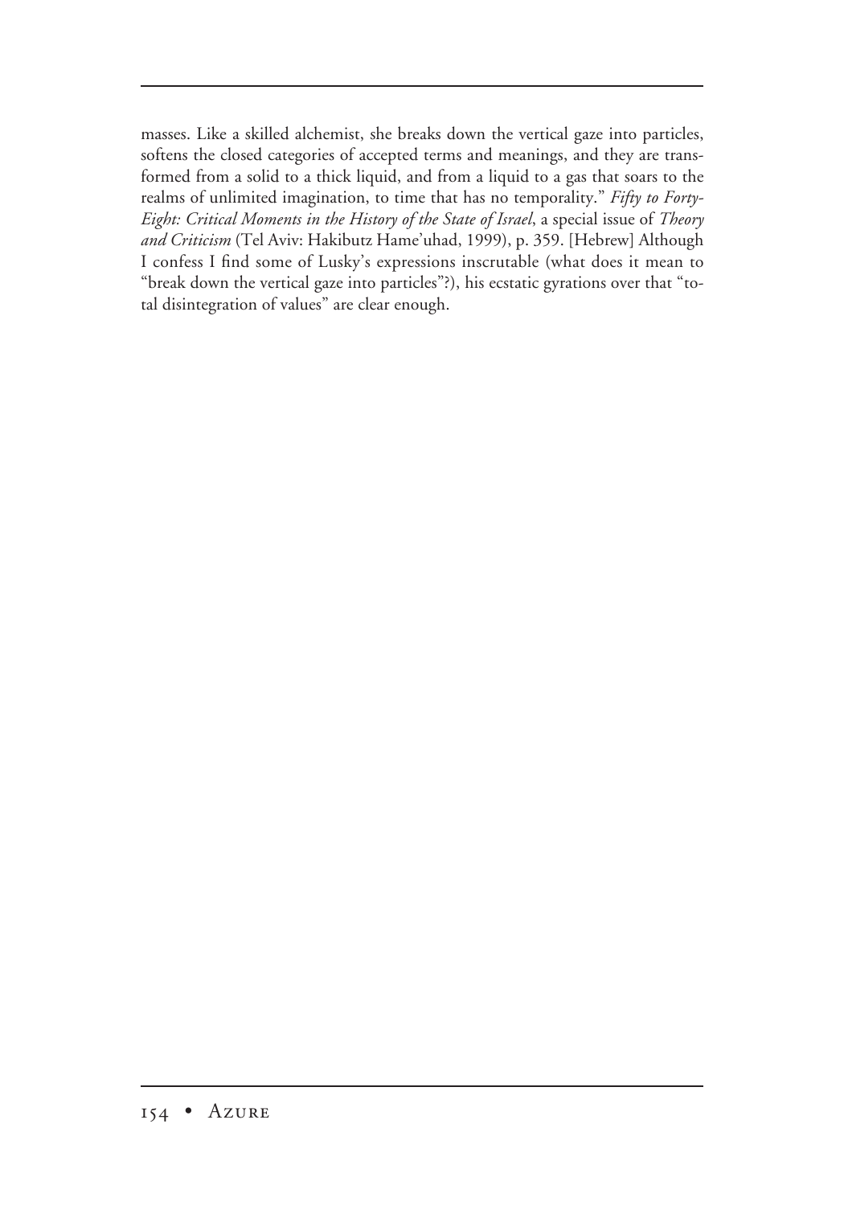masses. Like a skilled alchemist, she breaks down the vertical gaze into particles, softens the closed categories of accepted terms and meanings, and they are transformed from a solid to a thick liquid, and from a liquid to a gas that soars to the realms of unlimited imagination, to time that has no temporality." *Fifty to Forty-Eight: Critical Moments in the History of the State of Israel*, a special issue of *Theory and Criticism* (Tel Aviv: Hakibutz Hame'uhad, 1999), p. 359. [Hebrew] Although I confess I find some of Lusky's expressions inscrutable (what does it mean to "break down the vertical gaze into particles"?), his ecstatic gyrations over that "total disintegration of values" are clear enough.